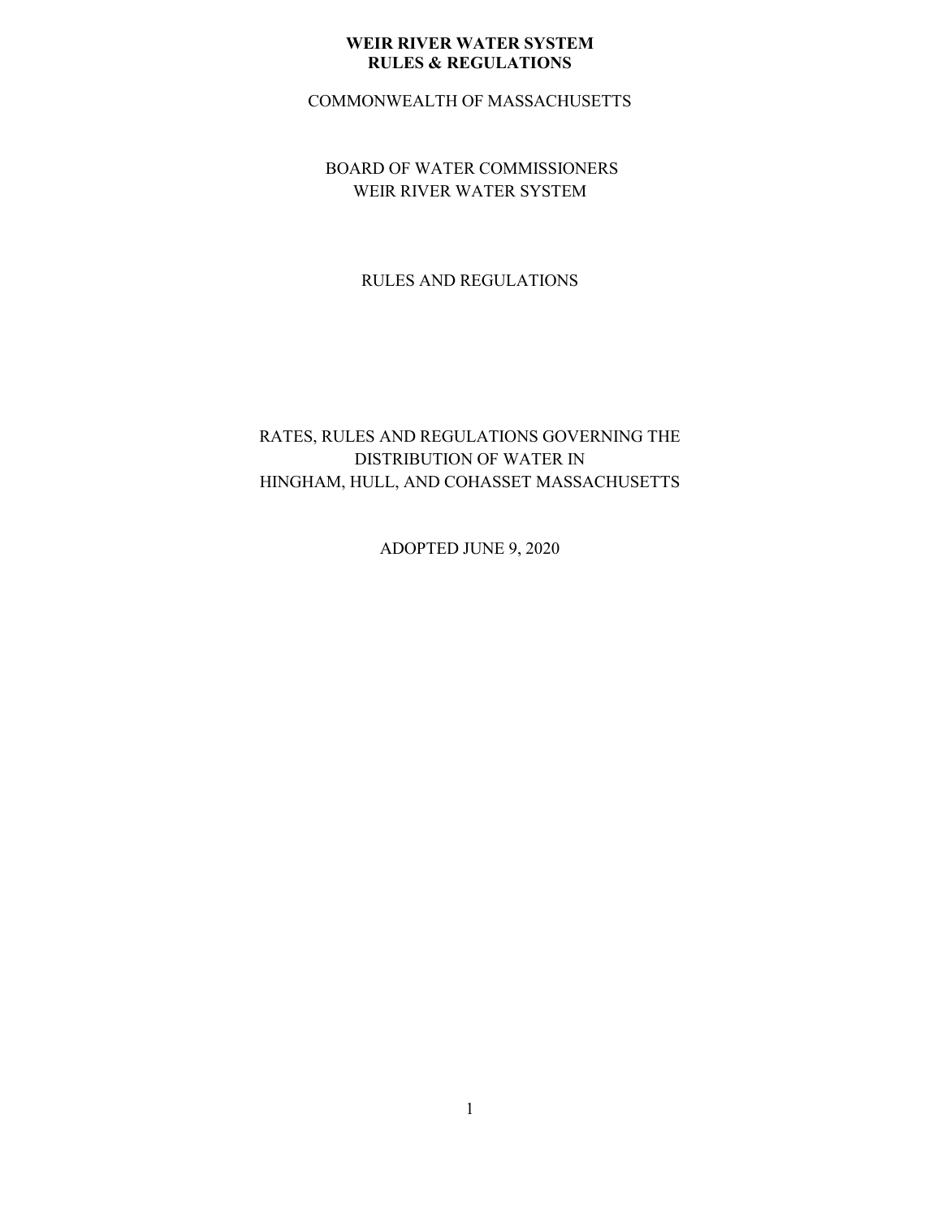**WEIR RIVER WATER SYSTEM**
**RULES & REGULATIONS**

COMMONWEALTH OF MASSACHUSETTS

BOARD OF WATER COMMISSIONERS
WEIR RIVER WATER SYSTEM

RULES AND REGULATIONS

RATES, RULES AND REGULATIONS GOVERNING THE DISTRIBUTION OF WATER IN HINGHAM, HULL, AND COHASSET MASSACHUSETTS

ADOPTED JUNE 9, 2020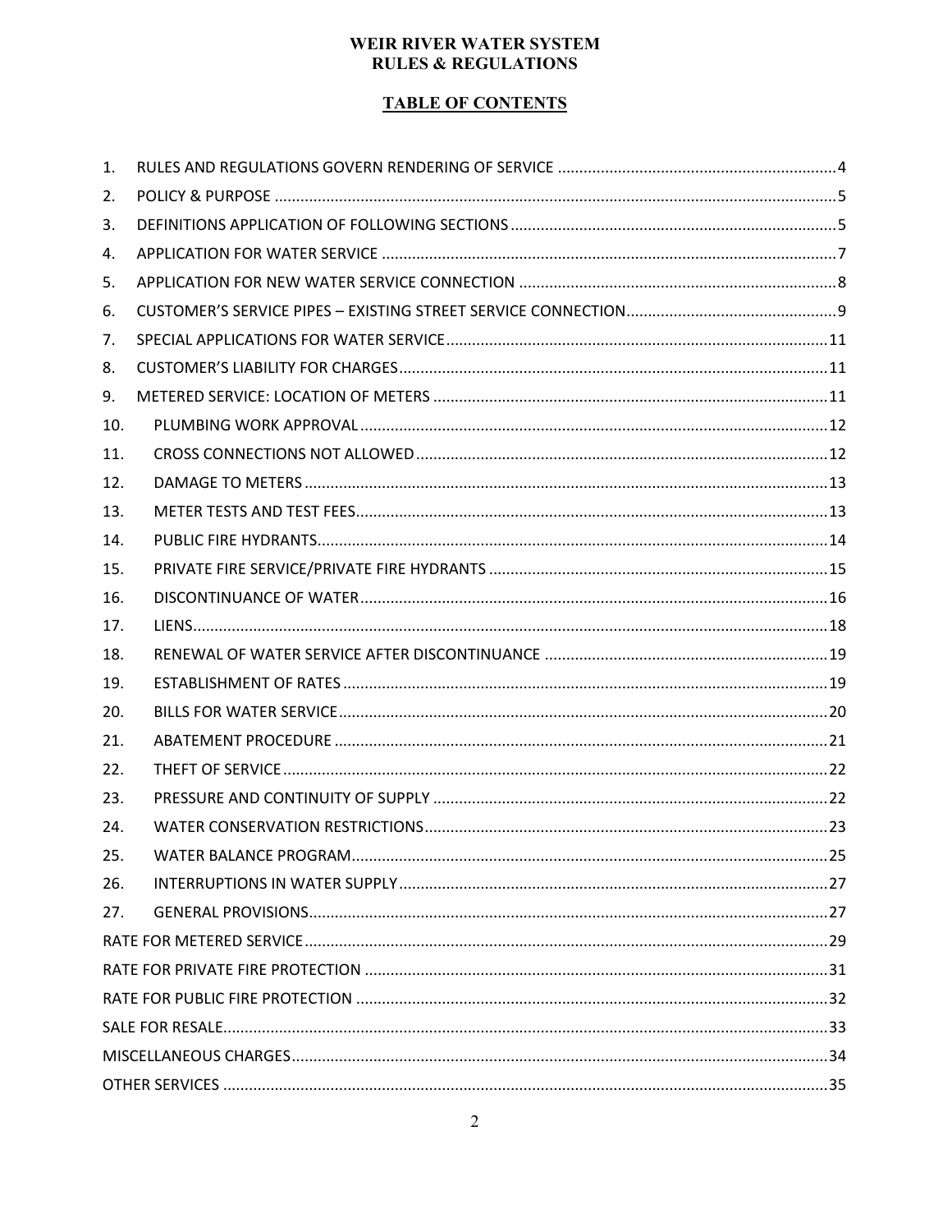**WEIR RIVER WATER SYSTEM**
**RULES & REGULATIONS**

## TABLE OF CONTENTS

1. RULES AND REGULATIONS GOVERN RENDERING OF SERVICE ....... 4
2. POLICY & PURPOSE ....... 5
3. DEFINITIONS APPLICATION OF FOLLOWING SECTIONS ....... 5
4. APPLICATION FOR WATER SERVICE ....... 7
5. APPLICATION FOR NEW WATER SERVICE CONNECTION ....... 8
6. CUSTOMER'S SERVICE PIPES – EXISTING STREET SERVICE CONNECTION ....... 9
7. SPECIAL APPLICATIONS FOR WATER SERVICE ....... 11
8. CUSTOMER'S LIABILITY FOR CHARGES ....... 11
9. METERED SERVICE: LOCATION OF METERS ....... 11
10. PLUMBING WORK APPROVAL ....... 12
11. CROSS CONNECTIONS NOT ALLOWED ....... 12
12. DAMAGE TO METERS ....... 13
13. METER TESTS AND TEST FEES ....... 13
14. PUBLIC FIRE HYDRANTS ....... 14
15. PRIVATE FIRE SERVICE/PRIVATE FIRE HYDRANTS ....... 15
16. DISCONTINUANCE OF WATER ....... 16
17. LIENS ....... 18
18. RENEWAL OF WATER SERVICE AFTER DISCONTINUANCE ....... 19
19. ESTABLISHMENT OF RATES ....... 19
20. BILLS FOR WATER SERVICE ....... 20
21. ABATEMENT PROCEDURE ....... 21
22. THEFT OF SERVICE ....... 22
23. PRESSURE AND CONTINUITY OF SUPPLY ....... 22
24. WATER CONSERVATION RESTRICTIONS ....... 23
25. WATER BALANCE PROGRAM ....... 25
26. INTERRUPTIONS IN WATER SUPPLY ....... 27
27. GENERAL PROVISIONS ....... 27

RATE FOR METERED SERVICE ....... 29

RATE FOR PRIVATE FIRE PROTECTION ....... 31

RATE FOR PUBLIC FIRE PROTECTION ....... 32

SALE FOR RESALE ....... 33

MISCELLANEOUS CHARGES ....... 34

OTHER SERVICES ....... 35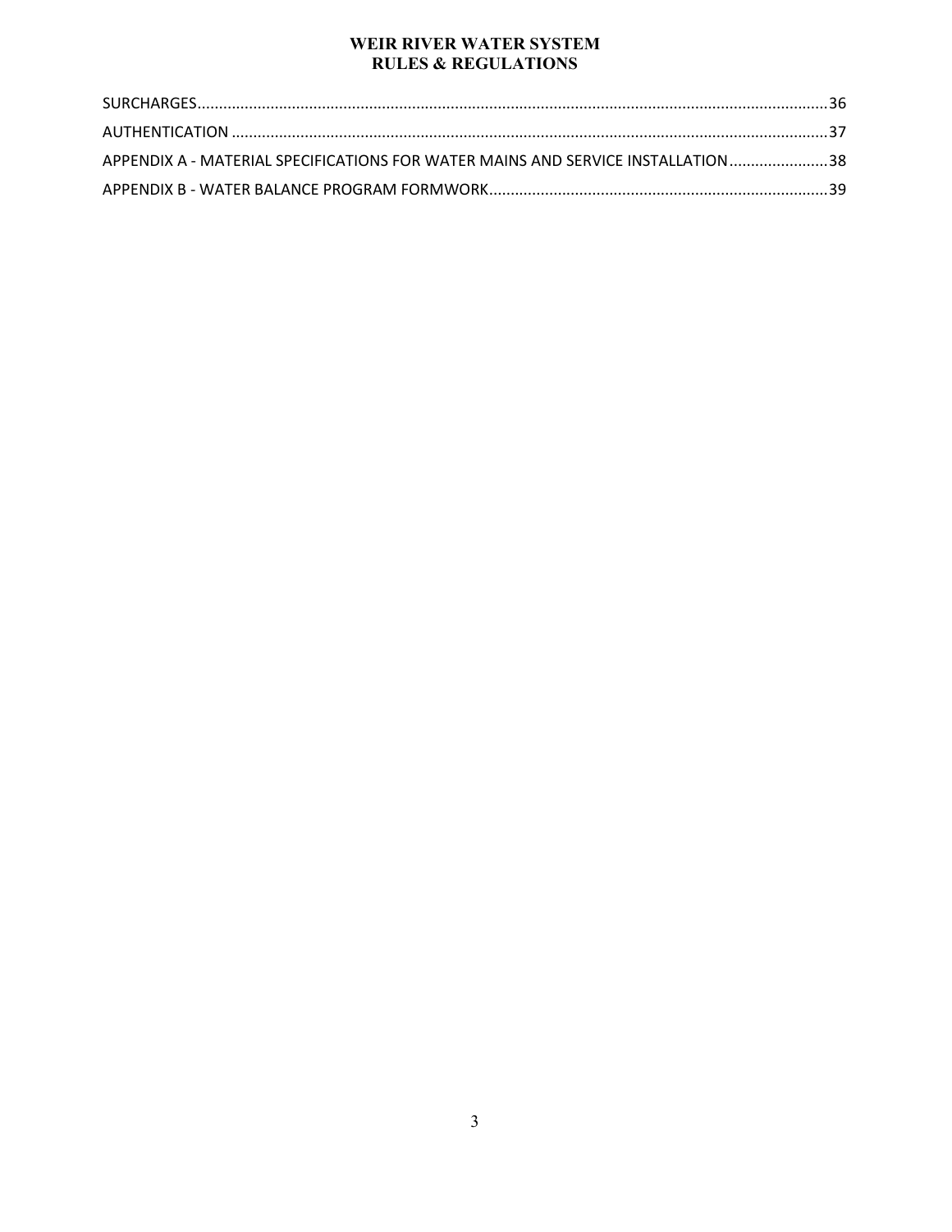SURCHARGES..................................................................................................................................36

AUTHENTICATION ..........................................................................................................................37

APPENDIX A - MATERIAL SPECIFICATIONS FOR WATER MAINS AND SERVICE INSTALLATION.......................38

APPENDIX B - WATER BALANCE PROGRAM FORMWORK..............................................................................39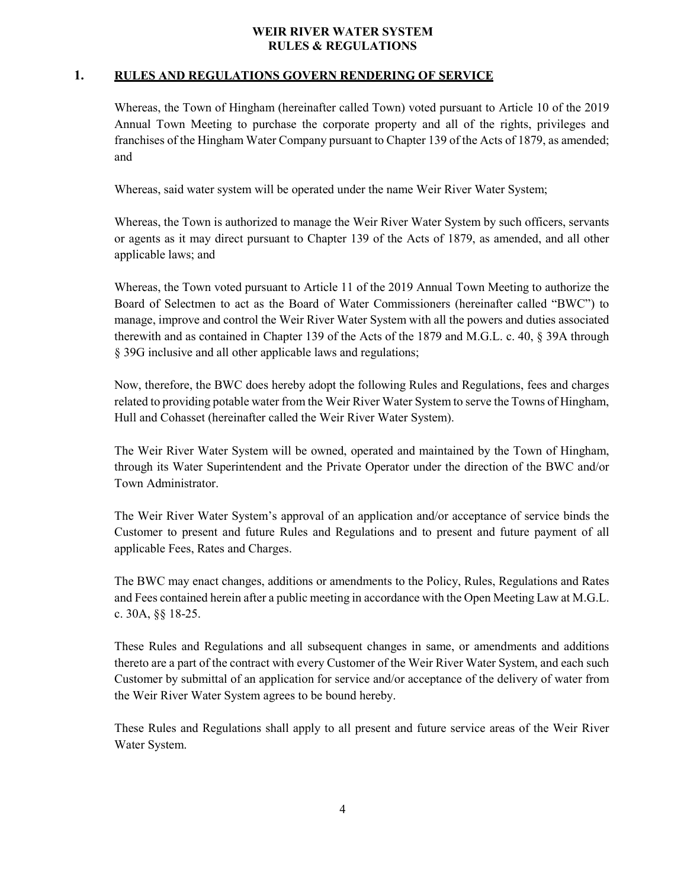# WEIR RIVER WATER SYSTEM
# RULES & REGULATIONS

## 1. RULES AND REGULATIONS GOVERN RENDERING OF SERVICE

Whereas, the Town of Hingham (hereinafter called Town) voted pursuant to Article 10 of the 2019 Annual Town Meeting to purchase the corporate property and all of the rights, privileges and franchises of the Hingham Water Company pursuant to Chapter 139 of the Acts of 1879, as amended; and

Whereas, said water system will be operated under the name Weir River Water System;

Whereas, the Town is authorized to manage the Weir River Water System by such officers, servants or agents as it may direct pursuant to Chapter 139 of the Acts of 1879, as amended, and all other applicable laws; and

Whereas, the Town voted pursuant to Article 11 of the 2019 Annual Town Meeting to authorize the Board of Selectmen to act as the Board of Water Commissioners (hereinafter called "BWC") to manage, improve and control the Weir River Water System with all the powers and duties associated therewith and as contained in Chapter 139 of the Acts of the 1879 and M.G.L. c. 40, § 39A through § 39G inclusive and all other applicable laws and regulations;

Now, therefore, the BWC does hereby adopt the following Rules and Regulations, fees and charges related to providing potable water from the Weir River Water System to serve the Towns of Hingham, Hull and Cohasset (hereinafter called the Weir River Water System).

The Weir River Water System will be owned, operated and maintained by the Town of Hingham, through its Water Superintendent and the Private Operator under the direction of the BWC and/or Town Administrator.

The Weir River Water System's approval of an application and/or acceptance of service binds the Customer to present and future Rules and Regulations and to present and future payment of all applicable Fees, Rates and Charges.

The BWC may enact changes, additions or amendments to the Policy, Rules, Regulations and Rates and Fees contained herein after a public meeting in accordance with the Open Meeting Law at M.G.L. c. 30A, §§ 18-25.

These Rules and Regulations and all subsequent changes in same, or amendments and additions thereto are a part of the contract with every Customer of the Weir River Water System, and each such Customer by submittal of an application for service and/or acceptance of the delivery of water from the Weir River Water System agrees to be bound hereby.

These Rules and Regulations shall apply to all present and future service areas of the Weir River Water System.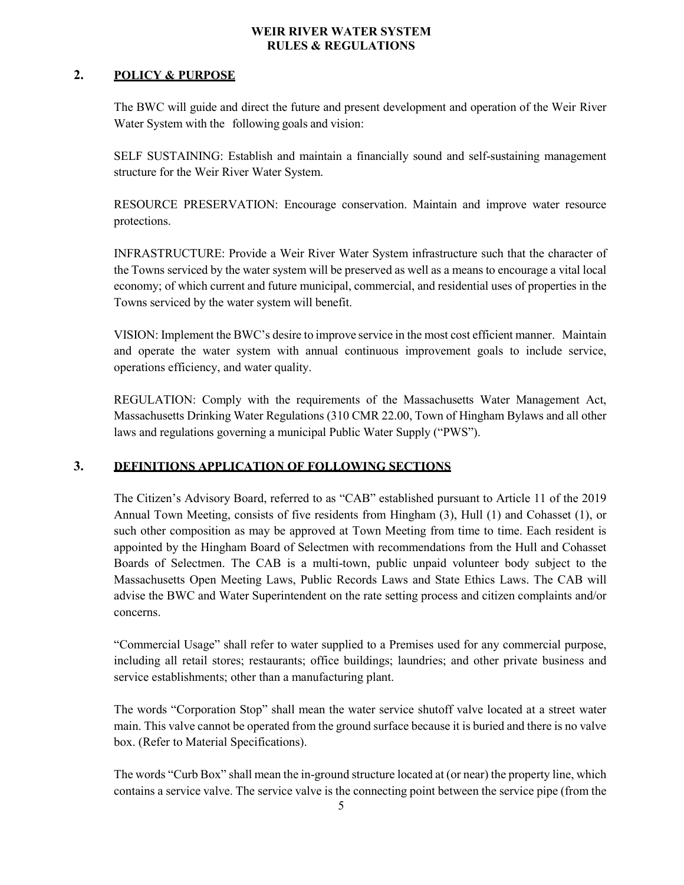## 2. POLICY & PURPOSE

The BWC will guide and direct the future and present development and operation of the Weir River Water System with the following goals and vision:

SELF SUSTAINING: Establish and maintain a financially sound and self-sustaining management structure for the Weir River Water System.

RESOURCE PRESERVATION: Encourage conservation. Maintain and improve water resource protections.

INFRASTRUCTURE: Provide a Weir River Water System infrastructure such that the character of the Towns serviced by the water system will be preserved as well as a means to encourage a vital local economy; of which current and future municipal, commercial, and residential uses of properties in the Towns serviced by the water system will benefit.

VISION: Implement the BWC's desire to improve service in the most cost efficient manner. Maintain and operate the water system with annual continuous improvement goals to include service, operations efficiency, and water quality.

REGULATION: Comply with the requirements of the Massachusetts Water Management Act, Massachusetts Drinking Water Regulations (310 CMR 22.00, Town of Hingham Bylaws and all other laws and regulations governing a municipal Public Water Supply ("PWS").

## 3. DEFINITIONS APPLICATION OF FOLLOWING SECTIONS

The Citizen's Advisory Board, referred to as "CAB" established pursuant to Article 11 of the 2019 Annual Town Meeting, consists of five residents from Hingham (3), Hull (1) and Cohasset (1), or such other composition as may be approved at Town Meeting from time to time. Each resident is appointed by the Hingham Board of Selectmen with recommendations from the Hull and Cohasset Boards of Selectmen. The CAB is a multi-town, public unpaid volunteer body subject to the Massachusetts Open Meeting Laws, Public Records Laws and State Ethics Laws. The CAB will advise the BWC and Water Superintendent on the rate setting process and citizen complaints and/or concerns.

"Commercial Usage" shall refer to water supplied to a Premises used for any commercial purpose, including all retail stores; restaurants; office buildings; laundries; and other private business and service establishments; other than a manufacturing plant.

The words "Corporation Stop" shall mean the water service shutoff valve located at a street water main. This valve cannot be operated from the ground surface because it is buried and there is no valve box. (Refer to Material Specifications).

The words "Curb Box" shall mean the in-ground structure located at (or near) the property line, which contains a service valve. The service valve is the connecting point between the service pipe (from the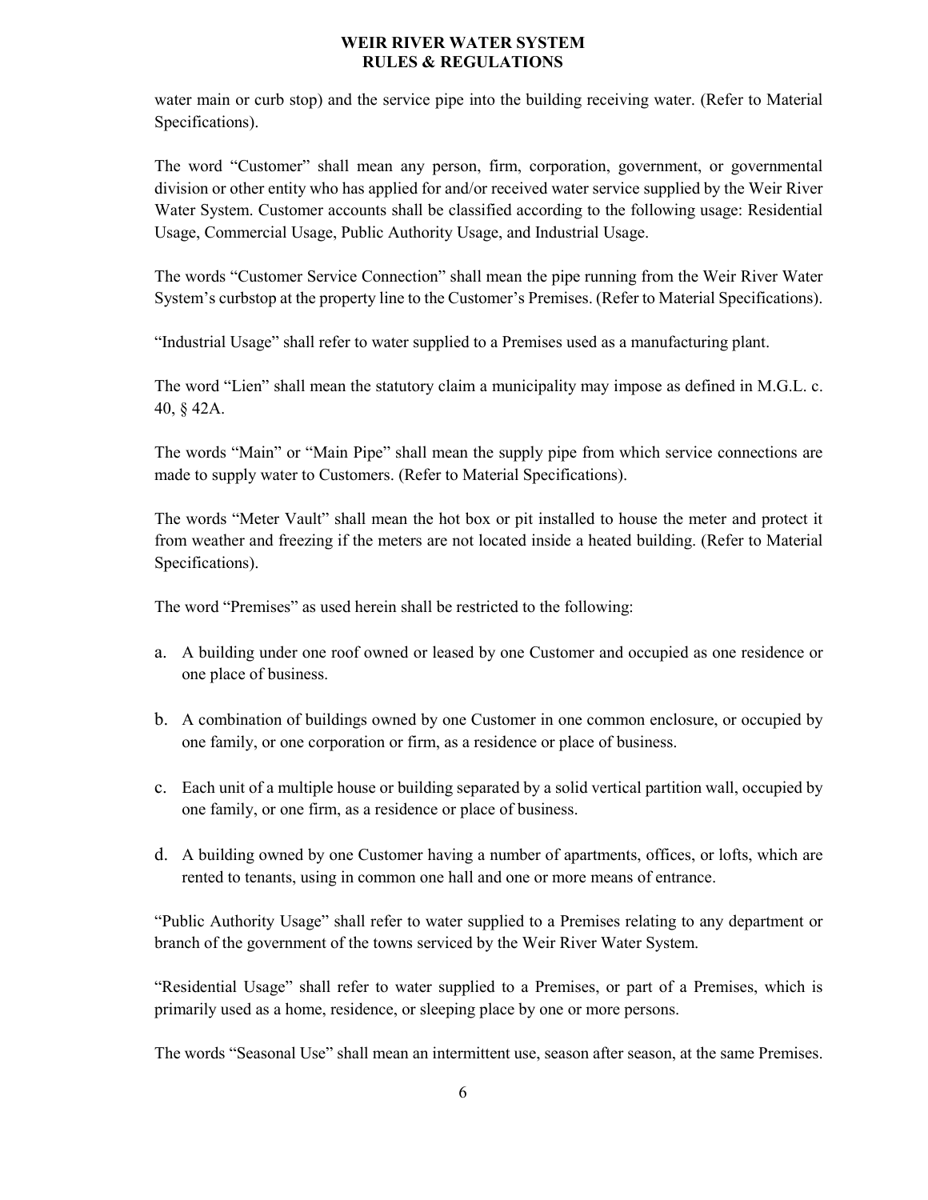water main or curb stop) and the service pipe into the building receiving water. (Refer to Material Specifications).

The word "Customer" shall mean any person, firm, corporation, government, or governmental division or other entity who has applied for and/or received water service supplied by the Weir River Water System. Customer accounts shall be classified according to the following usage: Residential Usage, Commercial Usage, Public Authority Usage, and Industrial Usage.

The words "Customer Service Connection" shall mean the pipe running from the Weir River Water System's curbstop at the property line to the Customer's Premises. (Refer to Material Specifications).

"Industrial Usage" shall refer to water supplied to a Premises used as a manufacturing plant.

The word "Lien" shall mean the statutory claim a municipality may impose as defined in M.G.L. c. 40, § 42A.

The words "Main" or "Main Pipe" shall mean the supply pipe from which service connections are made to supply water to Customers. (Refer to Material Specifications).

The words "Meter Vault" shall mean the hot box or pit installed to house the meter and protect it from weather and freezing if the meters are not located inside a heated building. (Refer to Material Specifications).

The word "Premises" as used herein shall be restricted to the following:

a. A building under one roof owned or leased by one Customer and occupied as one residence or one place of business.

b. A combination of buildings owned by one Customer in one common enclosure, or occupied by one family, or one corporation or firm, as a residence or place of business.

c. Each unit of a multiple house or building separated by a solid vertical partition wall, occupied by one family, or one firm, as a residence or place of business.

d. A building owned by one Customer having a number of apartments, offices, or lofts, which are rented to tenants, using in common one hall and one or more means of entrance.

"Public Authority Usage" shall refer to water supplied to a Premises relating to any department or branch of the government of the towns serviced by the Weir River Water System.

"Residential Usage" shall refer to water supplied to a Premises, or part of a Premises, which is primarily used as a home, residence, or sleeping place by one or more persons.

The words "Seasonal Use" shall mean an intermittent use, season after season, at the same Premises.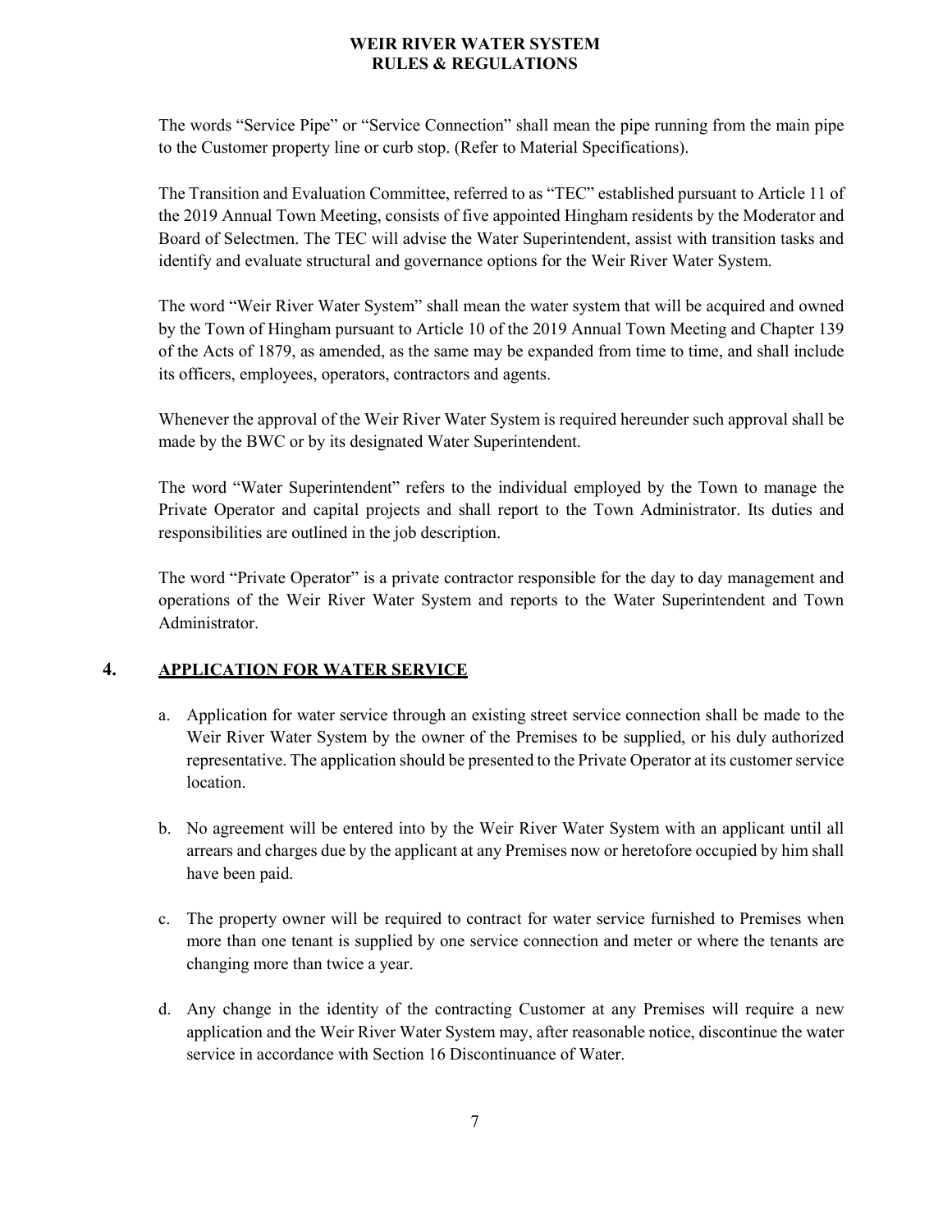The words "Service Pipe" or "Service Connection" shall mean the pipe running from the main pipe to the Customer property line or curb stop. (Refer to Material Specifications).

The Transition and Evaluation Committee, referred to as "TEC" established pursuant to Article 11 of the 2019 Annual Town Meeting, consists of five appointed Hingham residents by the Moderator and Board of Selectmen. The TEC will advise the Water Superintendent, assist with transition tasks and identify and evaluate structural and governance options for the Weir River Water System.

The word "Weir River Water System" shall mean the water system that will be acquired and owned by the Town of Hingham pursuant to Article 10 of the 2019 Annual Town Meeting and Chapter 139 of the Acts of 1879, as amended, as the same may be expanded from time to time, and shall include its officers, employees, operators, contractors and agents.

Whenever the approval of the Weir River Water System is required hereunder such approval shall be made by the BWC or by its designated Water Superintendent.

The word "Water Superintendent" refers to the individual employed by the Town to manage the Private Operator and capital projects and shall report to the Town Administrator. Its duties and responsibilities are outlined in the job description.

The word "Private Operator" is a private contractor responsible for the day to day management and operations of the Weir River Water System and reports to the Water Superintendent and Town Administrator.

## 4. APPLICATION FOR WATER SERVICE

a. Application for water service through an existing street service connection shall be made to the Weir River Water System by the owner of the Premises to be supplied, or his duly authorized representative. The application should be presented to the Private Operator at its customer service location.

b. No agreement will be entered into by the Weir River Water System with an applicant until all arrears and charges due by the applicant at any Premises now or heretofore occupied by him shall have been paid.

c. The property owner will be required to contract for water service furnished to Premises when more than one tenant is supplied by one service connection and meter or where the tenants are changing more than twice a year.

d. Any change in the identity of the contracting Customer at any Premises will require a new application and the Weir River Water System may, after reasonable notice, discontinue the water service in accordance with Section 16 Discontinuance of Water.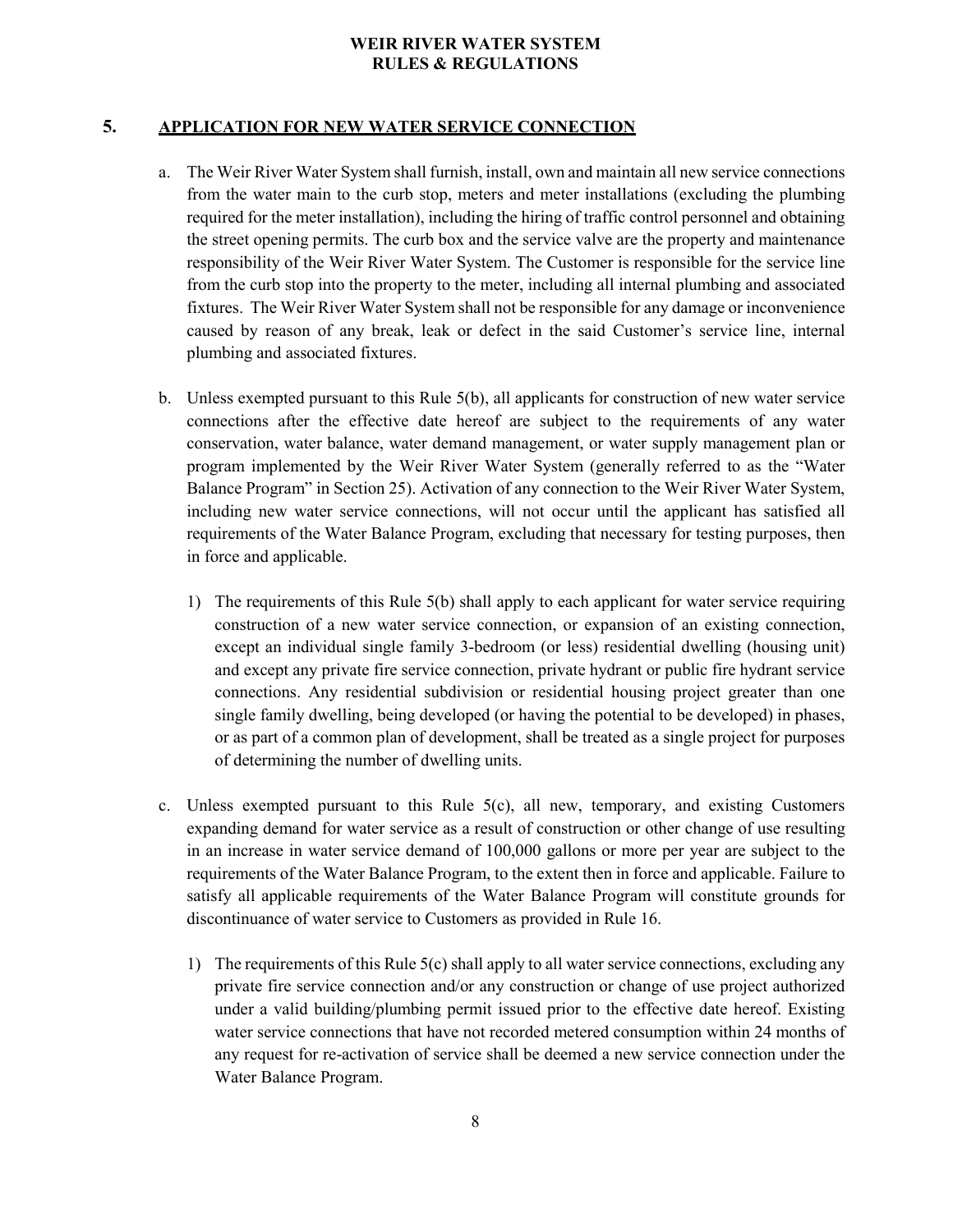## 5. APPLICATION FOR NEW WATER SERVICE CONNECTION

a. The Weir River Water System shall furnish, install, own and maintain all new service connections from the water main to the curb stop, meters and meter installations (excluding the plumbing required for the meter installation), including the hiring of traffic control personnel and obtaining the street opening permits. The curb box and the service valve are the property and maintenance responsibility of the Weir River Water System. The Customer is responsible for the service line from the curb stop into the property to the meter, including all internal plumbing and associated fixtures. The Weir River Water System shall not be responsible for any damage or inconvenience caused by reason of any break, leak or defect in the said Customer's service line, internal plumbing and associated fixtures.

b. Unless exempted pursuant to this Rule 5(b), all applicants for construction of new water service connections after the effective date hereof are subject to the requirements of any water conservation, water balance, water demand management, or water supply management plan or program implemented by the Weir River Water System (generally referred to as the "Water Balance Program" in Section 25). Activation of any connection to the Weir River Water System, including new water service connections, will not occur until the applicant has satisfied all requirements of the Water Balance Program, excluding that necessary for testing purposes, then in force and applicable.

   1) The requirements of this Rule 5(b) shall apply to each applicant for water service requiring construction of a new water service connection, or expansion of an existing connection, except an individual single family 3-bedroom (or less) residential dwelling (housing unit) and except any private fire service connection, private hydrant or public fire hydrant service connections. Any residential subdivision or residential housing project greater than one single family dwelling, being developed (or having the potential to be developed) in phases, or as part of a common plan of development, shall be treated as a single project for purposes of determining the number of dwelling units.

c. Unless exempted pursuant to this Rule 5(c), all new, temporary, and existing Customers expanding demand for water service as a result of construction or other change of use resulting in an increase in water service demand of 100,000 gallons or more per year are subject to the requirements of the Water Balance Program, to the extent then in force and applicable. Failure to satisfy all applicable requirements of the Water Balance Program will constitute grounds for discontinuance of water service to Customers as provided in Rule 16.

   1) The requirements of this Rule 5(c) shall apply to all water service connections, excluding any private fire service connection and/or any construction or change of use project authorized under a valid building/plumbing permit issued prior to the effective date hereof. Existing water service connections that have not recorded metered consumption within 24 months of any request for re-activation of service shall be deemed a new service connection under the Water Balance Program.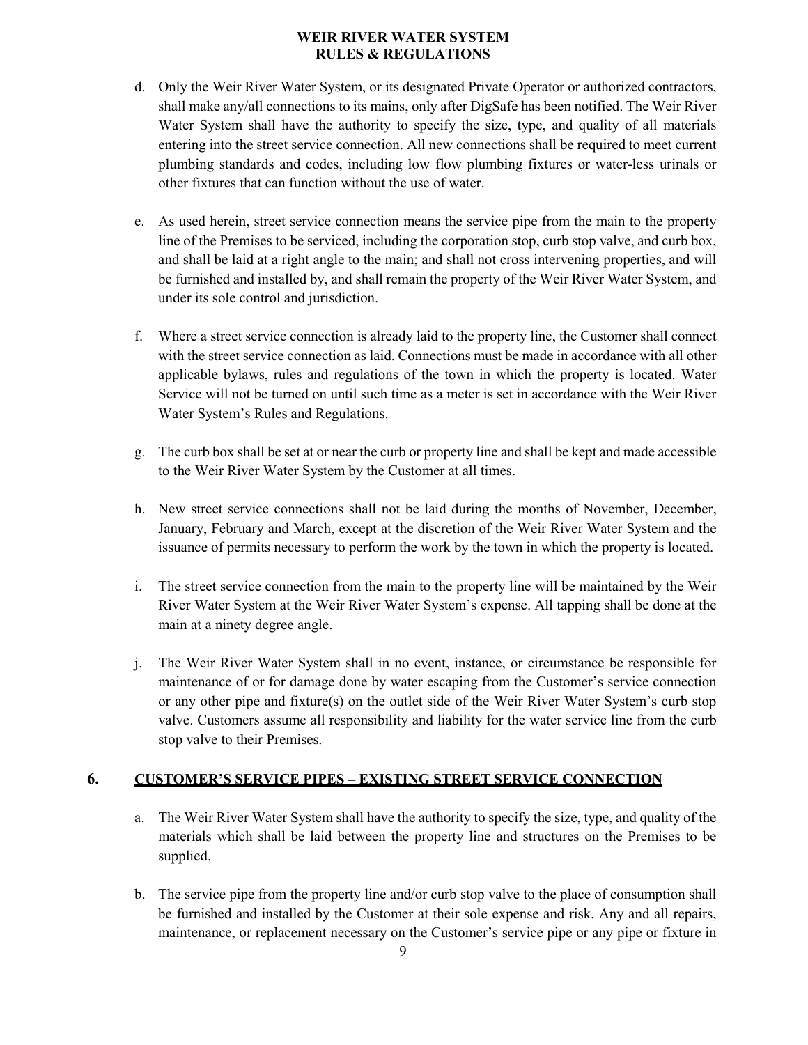d. Only the Weir River Water System, or its designated Private Operator or authorized contractors, shall make any/all connections to its mains, only after DigSafe has been notified. The Weir River Water System shall have the authority to specify the size, type, and quality of all materials entering into the street service connection. All new connections shall be required to meet current plumbing standards and codes, including low flow plumbing fixtures or water-less urinals or other fixtures that can function without the use of water.

e. As used herein, street service connection means the service pipe from the main to the property line of the Premises to be serviced, including the corporation stop, curb stop valve, and curb box, and shall be laid at a right angle to the main; and shall not cross intervening properties, and will be furnished and installed by, and shall remain the property of the Weir River Water System, and under its sole control and jurisdiction.

f. Where a street service connection is already laid to the property line, the Customer shall connect with the street service connection as laid. Connections must be made in accordance with all other applicable bylaws, rules and regulations of the town in which the property is located. Water Service will not be turned on until such time as a meter is set in accordance with the Weir River Water System's Rules and Regulations.

g. The curb box shall be set at or near the curb or property line and shall be kept and made accessible to the Weir River Water System by the Customer at all times.

h. New street service connections shall not be laid during the months of November, December, January, February and March, except at the discretion of the Weir River Water System and the issuance of permits necessary to perform the work by the town in which the property is located.

i. The street service connection from the main to the property line will be maintained by the Weir River Water System at the Weir River Water System's expense. All tapping shall be done at the main at a ninety degree angle.

j. The Weir River Water System shall in no event, instance, or circumstance be responsible for maintenance of or for damage done by water escaping from the Customer's service connection or any other pipe and fixture(s) on the outlet side of the Weir River Water System's curb stop valve. Customers assume all responsibility and liability for the water service line from the curb stop valve to their Premises.

## 6. CUSTOMER'S SERVICE PIPES – EXISTING STREET SERVICE CONNECTION

a. The Weir River Water System shall have the authority to specify the size, type, and quality of the materials which shall be laid between the property line and structures on the Premises to be supplied.

b. The service pipe from the property line and/or curb stop valve to the place of consumption shall be furnished and installed by the Customer at their sole expense and risk. Any and all repairs, maintenance, or replacement necessary on the Customer's service pipe or any pipe or fixture in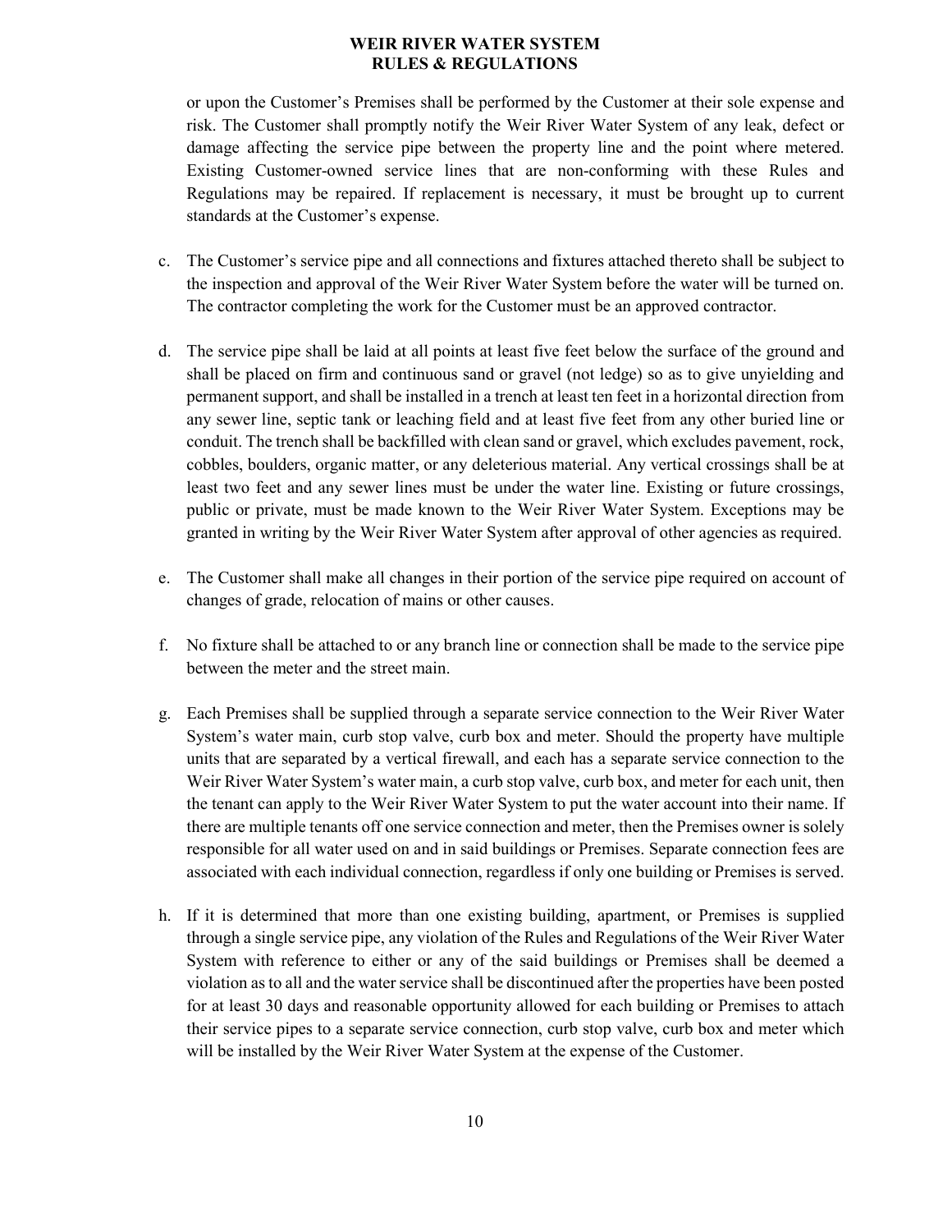or upon the Customer's Premises shall be performed by the Customer at their sole expense and risk. The Customer shall promptly notify the Weir River Water System of any leak, defect or damage affecting the service pipe between the property line and the point where metered. Existing Customer-owned service lines that are non-conforming with these Rules and Regulations may be repaired. If replacement is necessary, it must be brought up to current standards at the Customer's expense.

c. The Customer's service pipe and all connections and fixtures attached thereto shall be subject to the inspection and approval of the Weir River Water System before the water will be turned on. The contractor completing the work for the Customer must be an approved contractor.

d. The service pipe shall be laid at all points at least five feet below the surface of the ground and shall be placed on firm and continuous sand or gravel (not ledge) so as to give unyielding and permanent support, and shall be installed in a trench at least ten feet in a horizontal direction from any sewer line, septic tank or leaching field and at least five feet from any other buried line or conduit. The trench shall be backfilled with clean sand or gravel, which excludes pavement, rock, cobbles, boulders, organic matter, or any deleterious material. Any vertical crossings shall be at least two feet and any sewer lines must be under the water line. Existing or future crossings, public or private, must be made known to the Weir River Water System. Exceptions may be granted in writing by the Weir River Water System after approval of other agencies as required.

e. The Customer shall make all changes in their portion of the service pipe required on account of changes of grade, relocation of mains or other causes.

f. No fixture shall be attached to or any branch line or connection shall be made to the service pipe between the meter and the street main.

g. Each Premises shall be supplied through a separate service connection to the Weir River Water System's water main, curb stop valve, curb box and meter. Should the property have multiple units that are separated by a vertical firewall, and each has a separate service connection to the Weir River Water System's water main, a curb stop valve, curb box, and meter for each unit, then the tenant can apply to the Weir River Water System to put the water account into their name. If there are multiple tenants off one service connection and meter, then the Premises owner is solely responsible for all water used on and in said buildings or Premises. Separate connection fees are associated with each individual connection, regardless if only one building or Premises is served.

h. If it is determined that more than one existing building, apartment, or Premises is supplied through a single service pipe, any violation of the Rules and Regulations of the Weir River Water System with reference to either or any of the said buildings or Premises shall be deemed a violation as to all and the water service shall be discontinued after the properties have been posted for at least 30 days and reasonable opportunity allowed for each building or Premises to attach their service pipes to a separate service connection, curb stop valve, curb box and meter which will be installed by the Weir River Water System at the expense of the Customer.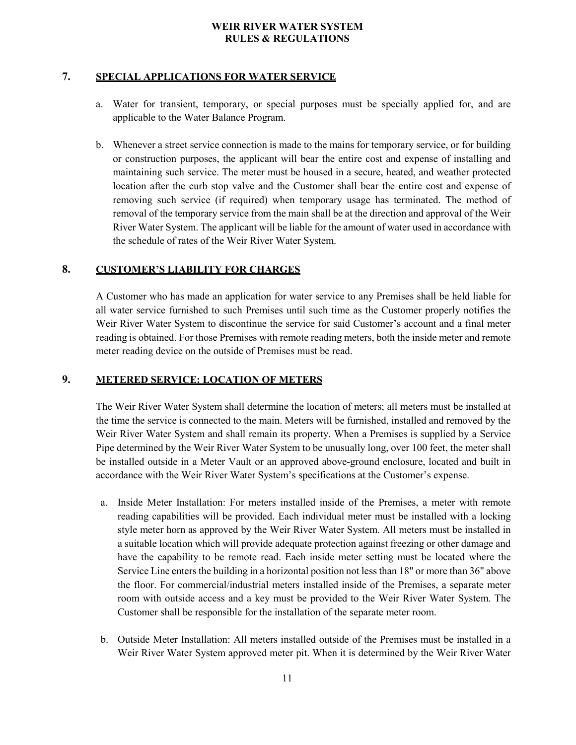## 7. SPECIAL APPLICATIONS FOR WATER SERVICE

a. Water for transient, temporary, or special purposes must be specially applied for, and are applicable to the Water Balance Program.

b. Whenever a street service connection is made to the mains for temporary service, or for building or construction purposes, the applicant will bear the entire cost and expense of installing and maintaining such service. The meter must be housed in a secure, heated, and weather protected location after the curb stop valve and the Customer shall bear the entire cost and expense of removing such service (if required) when temporary usage has terminated. The method of removal of the temporary service from the main shall be at the direction and approval of the Weir River Water System. The applicant will be liable for the amount of water used in accordance with the schedule of rates of the Weir River Water System.

## 8. CUSTOMER'S LIABILITY FOR CHARGES

A Customer who has made an application for water service to any Premises shall be held liable for all water service furnished to such Premises until such time as the Customer properly notifies the Weir River Water System to discontinue the service for said Customer's account and a final meter reading is obtained. For those Premises with remote reading meters, both the inside meter and remote meter reading device on the outside of Premises must be read.

## 9. METERED SERVICE: LOCATION OF METERS

The Weir River Water System shall determine the location of meters; all meters must be installed at the time the service is connected to the main. Meters will be furnished, installed and removed by the Weir River Water System and shall remain its property. When a Premises is supplied by a Service Pipe determined by the Weir River Water System to be unusually long, over 100 feet, the meter shall be installed outside in a Meter Vault or an approved above-ground enclosure, located and built in accordance with the Weir River Water System's specifications at the Customer's expense.

a. Inside Meter Installation: For meters installed inside of the Premises, a meter with remote reading capabilities will be provided. Each individual meter must be installed with a locking style meter horn as approved by the Weir River Water System. All meters must be installed in a suitable location which will provide adequate protection against freezing or other damage and have the capability to be remote read. Each inside meter setting must be located where the Service Line enters the building in a horizontal position not less than 18" or more than 36" above the floor. For commercial/industrial meters installed inside of the Premises, a separate meter room with outside access and a key must be provided to the Weir River Water System. The Customer shall be responsible for the installation of the separate meter room.

b. Outside Meter Installation: All meters installed outside of the Premises must be installed in a Weir River Water System approved meter pit. When it is determined by the Weir River Water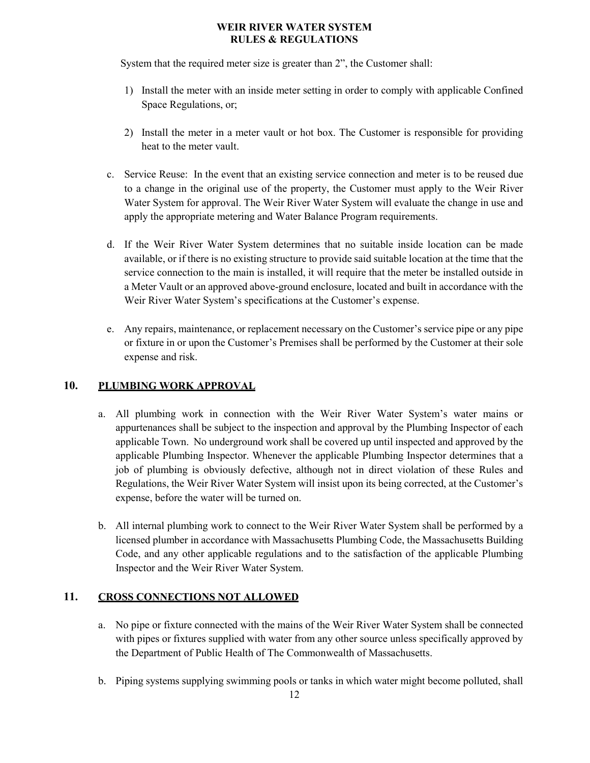System that the required meter size is greater than 2", the Customer shall:

1) Install the meter with an inside meter setting in order to comply with applicable Confined Space Regulations, or;

2) Install the meter in a meter vault or hot box. The Customer is responsible for providing heat to the meter vault.

c. Service Reuse: In the event that an existing service connection and meter is to be reused due to a change in the original use of the property, the Customer must apply to the Weir River Water System for approval. The Weir River Water System will evaluate the change in use and apply the appropriate metering and Water Balance Program requirements.

d. If the Weir River Water System determines that no suitable inside location can be made available, or if there is no existing structure to provide said suitable location at the time that the service connection to the main is installed, it will require that the meter be installed outside in a Meter Vault or an approved above-ground enclosure, located and built in accordance with the Weir River Water System's specifications at the Customer's expense.

e. Any repairs, maintenance, or replacement necessary on the Customer's service pipe or any pipe or fixture in or upon the Customer's Premises shall be performed by the Customer at their sole expense and risk.

## 10. PLUMBING WORK APPROVAL

a. All plumbing work in connection with the Weir River Water System's water mains or appurtenances shall be subject to the inspection and approval by the Plumbing Inspector of each applicable Town. No underground work shall be covered up until inspected and approved by the applicable Plumbing Inspector. Whenever the applicable Plumbing Inspector determines that a job of plumbing is obviously defective, although not in direct violation of these Rules and Regulations, the Weir River Water System will insist upon its being corrected, at the Customer's expense, before the water will be turned on.

b. All internal plumbing work to connect to the Weir River Water System shall be performed by a licensed plumber in accordance with Massachusetts Plumbing Code, the Massachusetts Building Code, and any other applicable regulations and to the satisfaction of the applicable Plumbing Inspector and the Weir River Water System.

## 11. CROSS CONNECTIONS NOT ALLOWED

a. No pipe or fixture connected with the mains of the Weir River Water System shall be connected with pipes or fixtures supplied with water from any other source unless specifically approved by the Department of Public Health of The Commonwealth of Massachusetts.

b. Piping systems supplying swimming pools or tanks in which water might become polluted, shall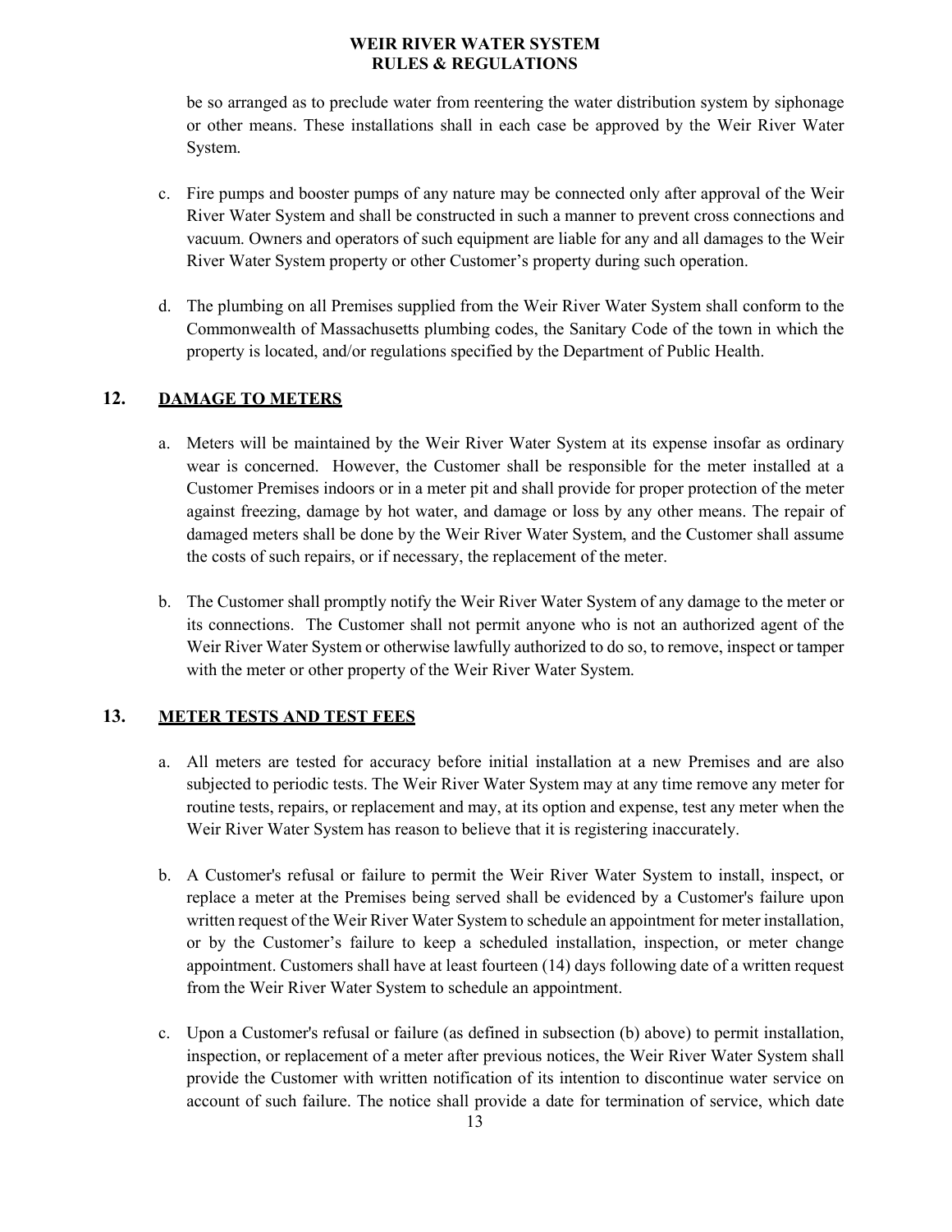be so arranged as to preclude water from reentering the water distribution system by siphonage or other means. These installations shall in each case be approved by the Weir River Water System.

c. Fire pumps and booster pumps of any nature may be connected only after approval of the Weir River Water System and shall be constructed in such a manner to prevent cross connections and vacuum. Owners and operators of such equipment are liable for any and all damages to the Weir River Water System property or other Customer's property during such operation.

d. The plumbing on all Premises supplied from the Weir River Water System shall conform to the Commonwealth of Massachusetts plumbing codes, the Sanitary Code of the town in which the property is located, and/or regulations specified by the Department of Public Health.

## 12. DAMAGE TO METERS

a. Meters will be maintained by the Weir River Water System at its expense insofar as ordinary wear is concerned. However, the Customer shall be responsible for the meter installed at a Customer Premises indoors or in a meter pit and shall provide for proper protection of the meter against freezing, damage by hot water, and damage or loss by any other means. The repair of damaged meters shall be done by the Weir River Water System, and the Customer shall assume the costs of such repairs, or if necessary, the replacement of the meter.

b. The Customer shall promptly notify the Weir River Water System of any damage to the meter or its connections. The Customer shall not permit anyone who is not an authorized agent of the Weir River Water System or otherwise lawfully authorized to do so, to remove, inspect or tamper with the meter or other property of the Weir River Water System.

## 13. METER TESTS AND TEST FEES

a. All meters are tested for accuracy before initial installation at a new Premises and are also subjected to periodic tests. The Weir River Water System may at any time remove any meter for routine tests, repairs, or replacement and may, at its option and expense, test any meter when the Weir River Water System has reason to believe that it is registering inaccurately.

b. A Customer's refusal or failure to permit the Weir River Water System to install, inspect, or replace a meter at the Premises being served shall be evidenced by a Customer's failure upon written request of the Weir River Water System to schedule an appointment for meter installation, or by the Customer's failure to keep a scheduled installation, inspection, or meter change appointment. Customers shall have at least fourteen (14) days following date of a written request from the Weir River Water System to schedule an appointment.

c. Upon a Customer's refusal or failure (as defined in subsection (b) above) to permit installation, inspection, or replacement of a meter after previous notices, the Weir River Water System shall provide the Customer with written notification of its intention to discontinue water service on account of such failure. The notice shall provide a date for termination of service, which date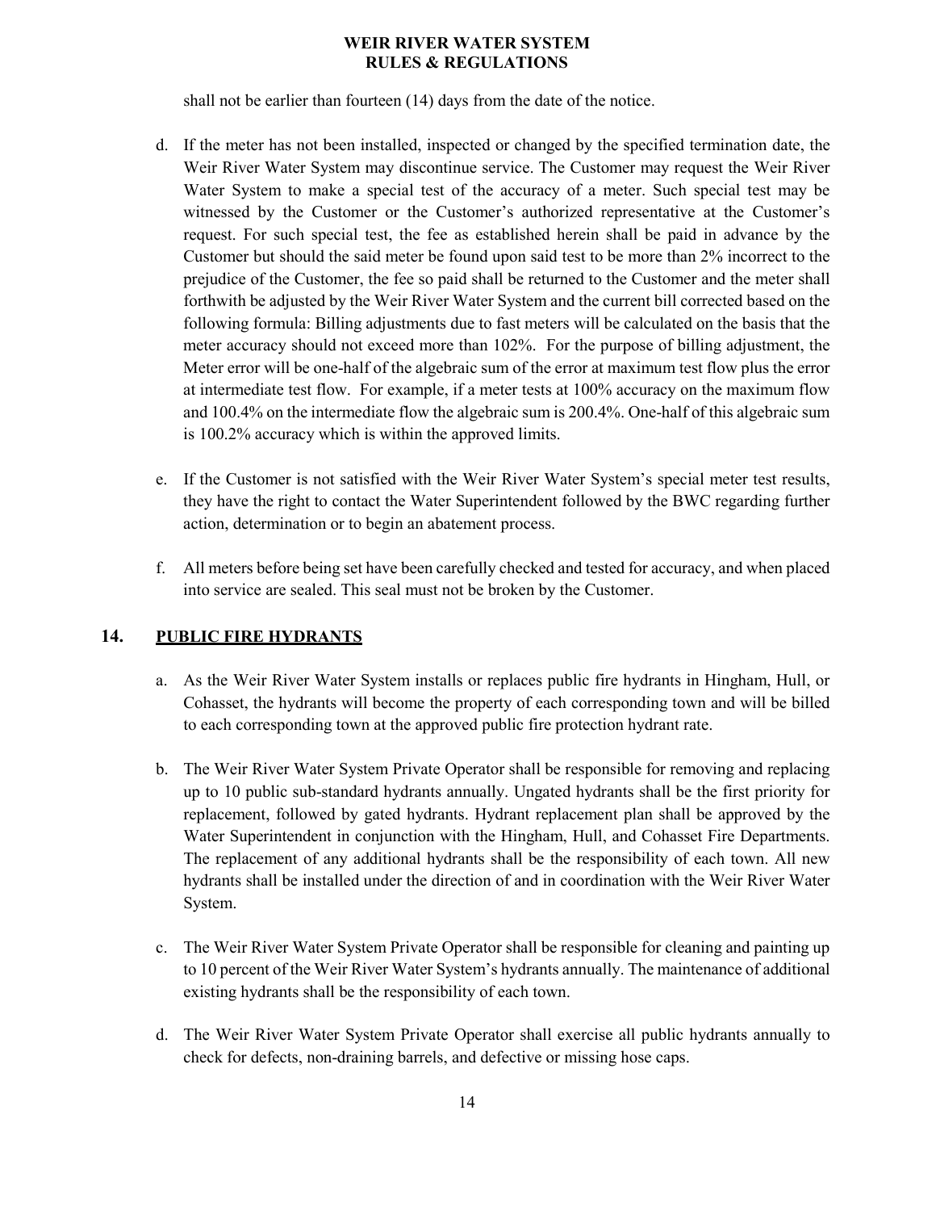shall not be earlier than fourteen (14) days from the date of the notice.

d. If the meter has not been installed, inspected or changed by the specified termination date, the Weir River Water System may discontinue service. The Customer may request the Weir River Water System to make a special test of the accuracy of a meter. Such special test may be witnessed by the Customer or the Customer's authorized representative at the Customer's request. For such special test, the fee as established herein shall be paid in advance by the Customer but should the said meter be found upon said test to be more than 2% incorrect to the prejudice of the Customer, the fee so paid shall be returned to the Customer and the meter shall forthwith be adjusted by the Weir River Water System and the current bill corrected based on the following formula: Billing adjustments due to fast meters will be calculated on the basis that the meter accuracy should not exceed more than 102%. For the purpose of billing adjustment, the Meter error will be one-half of the algebraic sum of the error at maximum test flow plus the error at intermediate test flow. For example, if a meter tests at 100% accuracy on the maximum flow and 100.4% on the intermediate flow the algebraic sum is 200.4%. One-half of this algebraic sum is 100.2% accuracy which is within the approved limits.

e. If the Customer is not satisfied with the Weir River Water System's special meter test results, they have the right to contact the Water Superintendent followed by the BWC regarding further action, determination or to begin an abatement process.

f. All meters before being set have been carefully checked and tested for accuracy, and when placed into service are sealed. This seal must not be broken by the Customer.

## 14. PUBLIC FIRE HYDRANTS

a. As the Weir River Water System installs or replaces public fire hydrants in Hingham, Hull, or Cohasset, the hydrants will become the property of each corresponding town and will be billed to each corresponding town at the approved public fire protection hydrant rate.

b. The Weir River Water System Private Operator shall be responsible for removing and replacing up to 10 public sub-standard hydrants annually. Ungated hydrants shall be the first priority for replacement, followed by gated hydrants. Hydrant replacement plan shall be approved by the Water Superintendent in conjunction with the Hingham, Hull, and Cohasset Fire Departments. The replacement of any additional hydrants shall be the responsibility of each town. All new hydrants shall be installed under the direction of and in coordination with the Weir River Water System.

c. The Weir River Water System Private Operator shall be responsible for cleaning and painting up to 10 percent of the Weir River Water System's hydrants annually. The maintenance of additional existing hydrants shall be the responsibility of each town.

d. The Weir River Water System Private Operator shall exercise all public hydrants annually to check for defects, non-draining barrels, and defective or missing hose caps.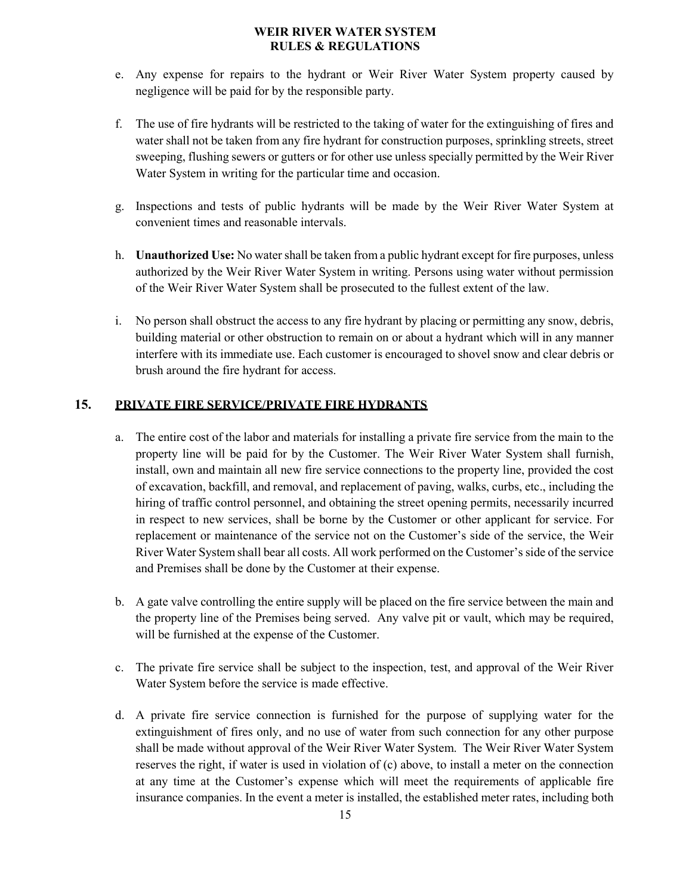e. Any expense for repairs to the hydrant or Weir River Water System property caused by negligence will be paid for by the responsible party.

f. The use of fire hydrants will be restricted to the taking of water for the extinguishing of fires and water shall not be taken from any fire hydrant for construction purposes, sprinkling streets, street sweeping, flushing sewers or gutters or for other use unless specially permitted by the Weir River Water System in writing for the particular time and occasion.

g. Inspections and tests of public hydrants will be made by the Weir River Water System at convenient times and reasonable intervals.

h. **Unauthorized Use:** No water shall be taken from a public hydrant except for fire purposes, unless authorized by the Weir River Water System in writing. Persons using water without permission of the Weir River Water System shall be prosecuted to the fullest extent of the law.

i. No person shall obstruct the access to any fire hydrant by placing or permitting any snow, debris, building material or other obstruction to remain on or about a hydrant which will in any manner interfere with its immediate use. Each customer is encouraged to shovel snow and clear debris or brush around the fire hydrant for access.

## 15. PRIVATE FIRE SERVICE/PRIVATE FIRE HYDRANTS

a. The entire cost of the labor and materials for installing a private fire service from the main to the property line will be paid for by the Customer. The Weir River Water System shall furnish, install, own and maintain all new fire service connections to the property line, provided the cost of excavation, backfill, and removal, and replacement of paving, walks, curbs, etc., including the hiring of traffic control personnel, and obtaining the street opening permits, necessarily incurred in respect to new services, shall be borne by the Customer or other applicant for service. For replacement or maintenance of the service not on the Customer's side of the service, the Weir River Water System shall bear all costs. All work performed on the Customer's side of the service and Premises shall be done by the Customer at their expense.

b. A gate valve controlling the entire supply will be placed on the fire service between the main and the property line of the Premises being served. Any valve pit or vault, which may be required, will be furnished at the expense of the Customer.

c. The private fire service shall be subject to the inspection, test, and approval of the Weir River Water System before the service is made effective.

d. A private fire service connection is furnished for the purpose of supplying water for the extinguishment of fires only, and no use of water from such connection for any other purpose shall be made without approval of the Weir River Water System. The Weir River Water System reserves the right, if water is used in violation of (c) above, to install a meter on the connection at any time at the Customer's expense which will meet the requirements of applicable fire insurance companies. In the event a meter is installed, the established meter rates, including both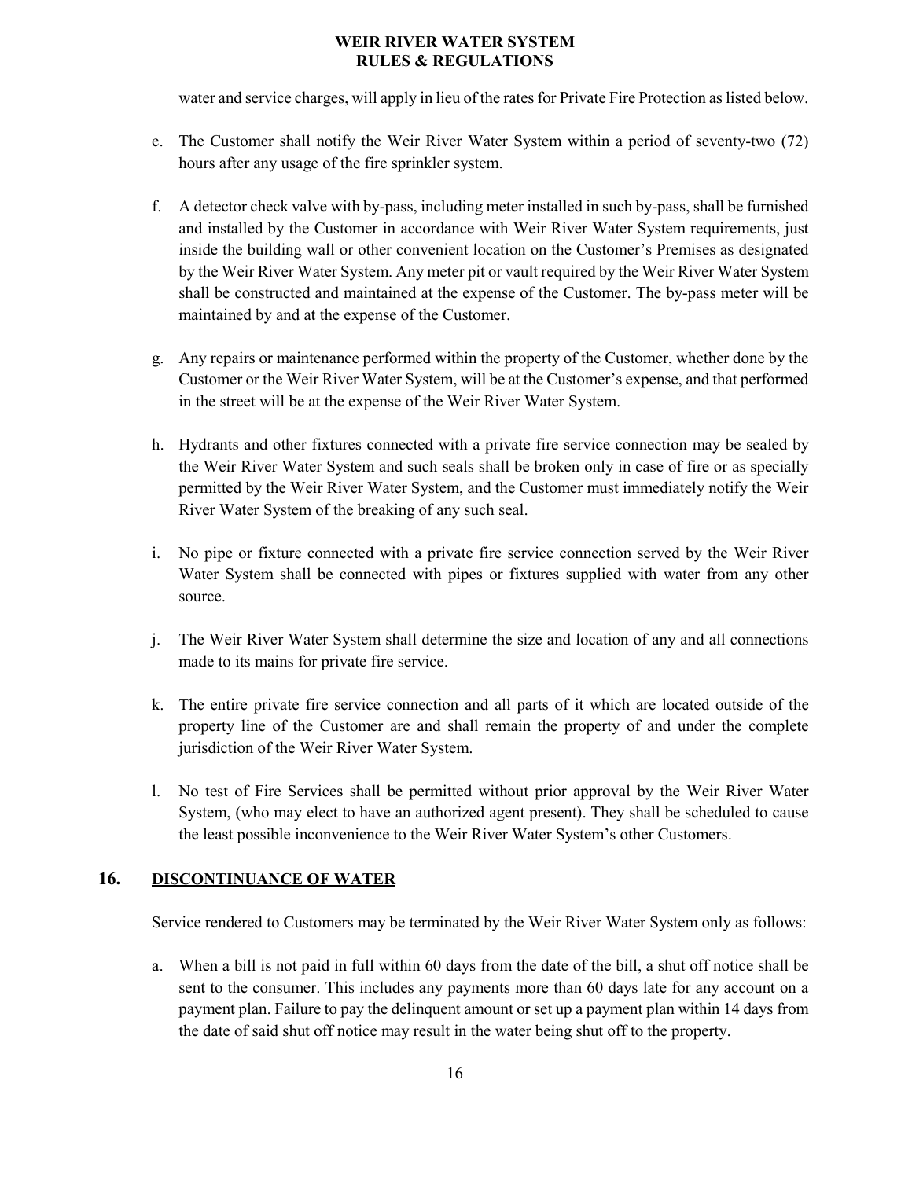water and service charges, will apply in lieu of the rates for Private Fire Protection as listed below.

e. The Customer shall notify the Weir River Water System within a period of seventy-two (72) hours after any usage of the fire sprinkler system.

f. A detector check valve with by-pass, including meter installed in such by-pass, shall be furnished and installed by the Customer in accordance with Weir River Water System requirements, just inside the building wall or other convenient location on the Customer's Premises as designated by the Weir River Water System. Any meter pit or vault required by the Weir River Water System shall be constructed and maintained at the expense of the Customer. The by-pass meter will be maintained by and at the expense of the Customer.

g. Any repairs or maintenance performed within the property of the Customer, whether done by the Customer or the Weir River Water System, will be at the Customer's expense, and that performed in the street will be at the expense of the Weir River Water System.

h. Hydrants and other fixtures connected with a private fire service connection may be sealed by the Weir River Water System and such seals shall be broken only in case of fire or as specially permitted by the Weir River Water System, and the Customer must immediately notify the Weir River Water System of the breaking of any such seal.

i. No pipe or fixture connected with a private fire service connection served by the Weir River Water System shall be connected with pipes or fixtures supplied with water from any other source.

j. The Weir River Water System shall determine the size and location of any and all connections made to its mains for private fire service.

k. The entire private fire service connection and all parts of it which are located outside of the property line of the Customer are and shall remain the property of and under the complete jurisdiction of the Weir River Water System.

l. No test of Fire Services shall be permitted without prior approval by the Weir River Water System, (who may elect to have an authorized agent present). They shall be scheduled to cause the least possible inconvenience to the Weir River Water System's other Customers.

## 16. DISCONTINUANCE OF WATER

Service rendered to Customers may be terminated by the Weir River Water System only as follows:

a. When a bill is not paid in full within 60 days from the date of the bill, a shut off notice shall be sent to the consumer. This includes any payments more than 60 days late for any account on a payment plan. Failure to pay the delinquent amount or set up a payment plan within 14 days from the date of said shut off notice may result in the water being shut off to the property.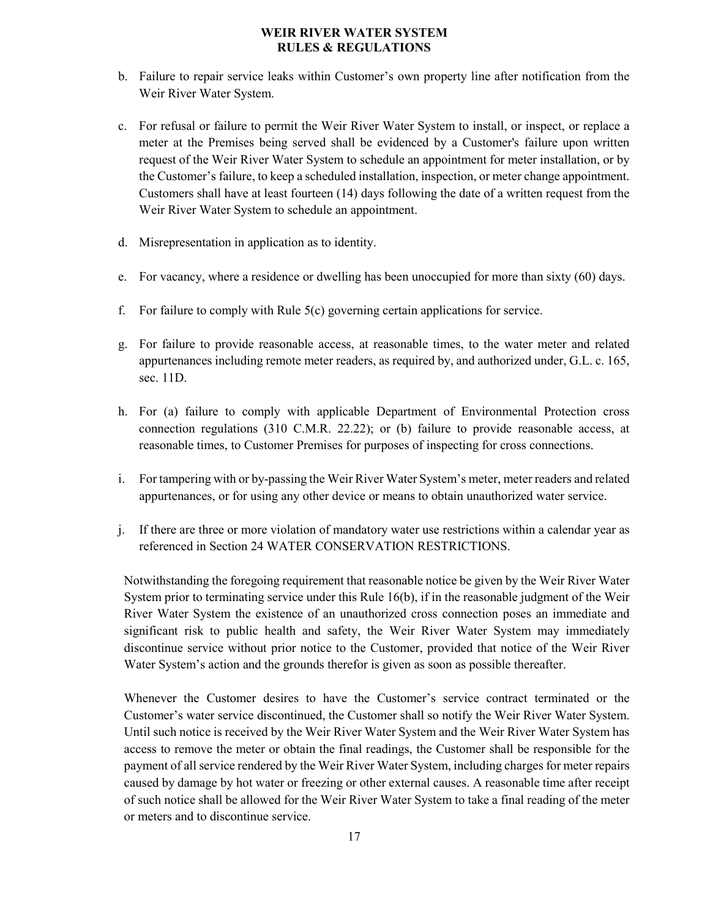b. Failure to repair service leaks within Customer's own property line after notification from the Weir River Water System.

c. For refusal or failure to permit the Weir River Water System to install, or inspect, or replace a meter at the Premises being served shall be evidenced by a Customer's failure upon written request of the Weir River Water System to schedule an appointment for meter installation, or by the Customer's failure, to keep a scheduled installation, inspection, or meter change appointment. Customers shall have at least fourteen (14) days following the date of a written request from the Weir River Water System to schedule an appointment.

d. Misrepresentation in application as to identity.

e. For vacancy, where a residence or dwelling has been unoccupied for more than sixty (60) days.

f. For failure to comply with Rule 5(c) governing certain applications for service.

g. For failure to provide reasonable access, at reasonable times, to the water meter and related appurtenances including remote meter readers, as required by, and authorized under, G.L. c. 165, sec. 11D.

h. For (a) failure to comply with applicable Department of Environmental Protection cross connection regulations (310 C.M.R. 22.22); or (b) failure to provide reasonable access, at reasonable times, to Customer Premises for purposes of inspecting for cross connections.

i. For tampering with or by-passing the Weir River Water System's meter, meter readers and related appurtenances, or for using any other device or means to obtain unauthorized water service.

j. If there are three or more violation of mandatory water use restrictions within a calendar year as referenced in Section 24 WATER CONSERVATION RESTRICTIONS.

Notwithstanding the foregoing requirement that reasonable notice be given by the Weir River Water System prior to terminating service under this Rule 16(b), if in the reasonable judgment of the Weir River Water System the existence of an unauthorized cross connection poses an immediate and significant risk to public health and safety, the Weir River Water System may immediately discontinue service without prior notice to the Customer, provided that notice of the Weir River Water System's action and the grounds therefor is given as soon as possible thereafter.

Whenever the Customer desires to have the Customer's service contract terminated or the Customer's water service discontinued, the Customer shall so notify the Weir River Water System. Until such notice is received by the Weir River Water System and the Weir River Water System has access to remove the meter or obtain the final readings, the Customer shall be responsible for the payment of all service rendered by the Weir River Water System, including charges for meter repairs caused by damage by hot water or freezing or other external causes. A reasonable time after receipt of such notice shall be allowed for the Weir River Water System to take a final reading of the meter or meters and to discontinue service.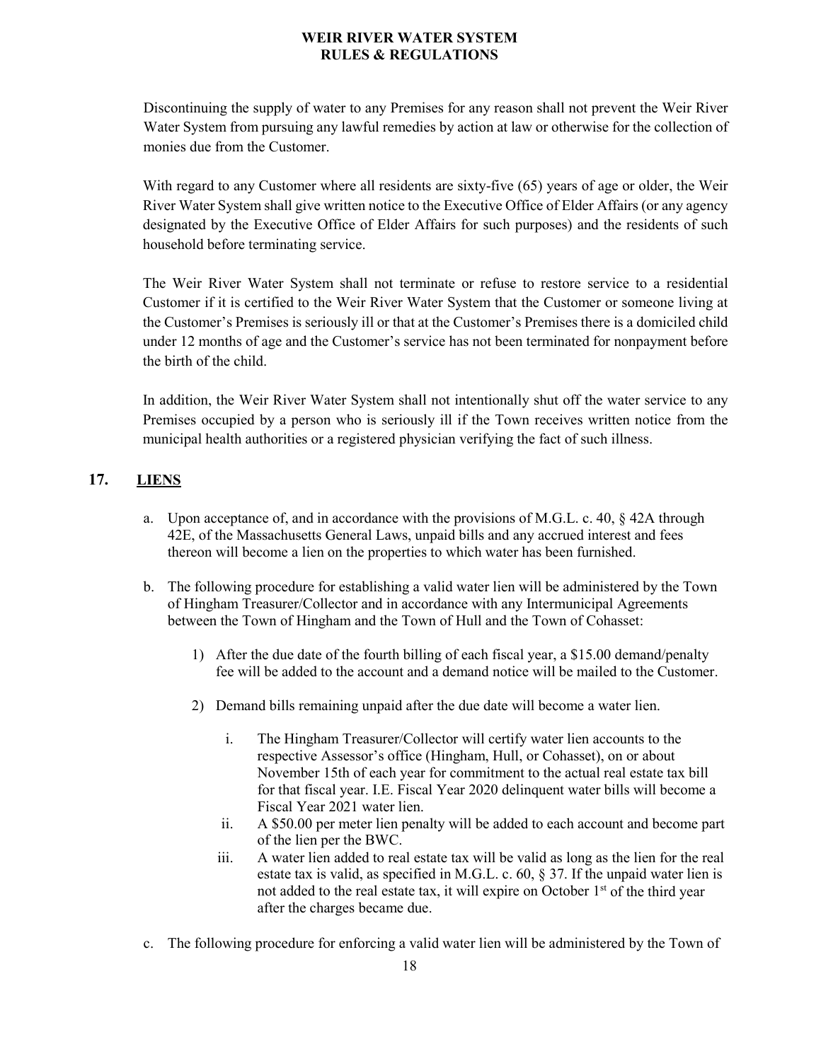Discontinuing the supply of water to any Premises for any reason shall not prevent the Weir River Water System from pursuing any lawful remedies by action at law or otherwise for the collection of monies due from the Customer.

With regard to any Customer where all residents are sixty-five (65) years of age or older, the Weir River Water System shall give written notice to the Executive Office of Elder Affairs (or any agency designated by the Executive Office of Elder Affairs for such purposes) and the residents of such household before terminating service.

The Weir River Water System shall not terminate or refuse to restore service to a residential Customer if it is certified to the Weir River Water System that the Customer or someone living at the Customer's Premises is seriously ill or that at the Customer's Premises there is a domiciled child under 12 months of age and the Customer's service has not been terminated for nonpayment before the birth of the child.

In addition, the Weir River Water System shall not intentionally shut off the water service to any Premises occupied by a person who is seriously ill if the Town receives written notice from the municipal health authorities or a registered physician verifying the fact of such illness.

## 17. LIENS

a. Upon acceptance of, and in accordance with the provisions of M.G.L. c. 40, § 42A through 42E, of the Massachusetts General Laws, unpaid bills and any accrued interest and fees thereon will become a lien on the properties to which water has been furnished.

b. The following procedure for establishing a valid water lien will be administered by the Town of Hingham Treasurer/Collector and in accordance with any Intermunicipal Agreements between the Town of Hingham and the Town of Hull and the Town of Cohasset:

   1) After the due date of the fourth billing of each fiscal year, a $15.00 demand/penalty fee will be added to the account and a demand notice will be mailed to the Customer.

   2) Demand bills remaining unpaid after the due date will become a water lien.

      i. The Hingham Treasurer/Collector will certify water lien accounts to the respective Assessor's office (Hingham, Hull, or Cohasset), on or about November 15th of each year for commitment to the actual real estate tax bill for that fiscal year. I.E. Fiscal Year 2020 delinquent water bills will become a Fiscal Year 2021 water lien.

      ii. A $50.00 per meter lien penalty will be added to each account and become part of the lien per the BWC.

      iii. A water lien added to real estate tax will be valid as long as the lien for the real estate tax is valid, as specified in M.G.L. c. 60, § 37. If the unpaid water lien is not added to the real estate tax, it will expire on October 1st of the third year after the charges became due.

c. The following procedure for enforcing a valid water lien will be administered by the Town of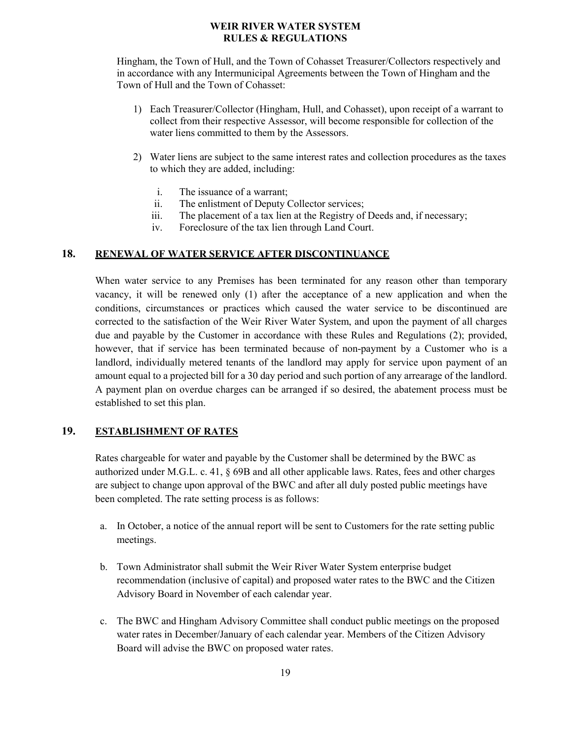Hingham, the Town of Hull, and the Town of Cohasset Treasurer/Collectors respectively and in accordance with any Intermunicipal Agreements between the Town of Hingham and the Town of Hull and the Town of Cohasset:

1) Each Treasurer/Collector (Hingham, Hull, and Cohasset), upon receipt of a warrant to collect from their respective Assessor, will become responsible for collection of the water liens committed to them by the Assessors.

2) Water liens are subject to the same interest rates and collection procedures as the taxes to which they are added, including:

   i. The issuance of a warrant;
   ii. The enlistment of Deputy Collector services;
   iii. The placement of a tax lien at the Registry of Deeds and, if necessary;
   iv. Foreclosure of the tax lien through Land Court.

## 18. RENEWAL OF WATER SERVICE AFTER DISCONTINUANCE

When water service to any Premises has been terminated for any reason other than temporary vacancy, it will be renewed only (1) after the acceptance of a new application and when the conditions, circumstances or practices which caused the water service to be discontinued are corrected to the satisfaction of the Weir River Water System, and upon the payment of all charges due and payable by the Customer in accordance with these Rules and Regulations (2); provided, however, that if service has been terminated because of non-payment by a Customer who is a landlord, individually metered tenants of the landlord may apply for service upon payment of an amount equal to a projected bill for a 30 day period and such portion of any arrearage of the landlord. A payment plan on overdue charges can be arranged if so desired, the abatement process must be established to set this plan.

## 19. ESTABLISHMENT OF RATES

Rates chargeable for water and payable by the Customer shall be determined by the BWC as authorized under M.G.L. c. 41, § 69B and all other applicable laws. Rates, fees and other charges are subject to change upon approval of the BWC and after all duly posted public meetings have been completed. The rate setting process is as follows:

a. In October, a notice of the annual report will be sent to Customers for the rate setting public meetings.

b. Town Administrator shall submit the Weir River Water System enterprise budget recommendation (inclusive of capital) and proposed water rates to the BWC and the Citizen Advisory Board in November of each calendar year.

c. The BWC and Hingham Advisory Committee shall conduct public meetings on the proposed water rates in December/January of each calendar year. Members of the Citizen Advisory Board will advise the BWC on proposed water rates.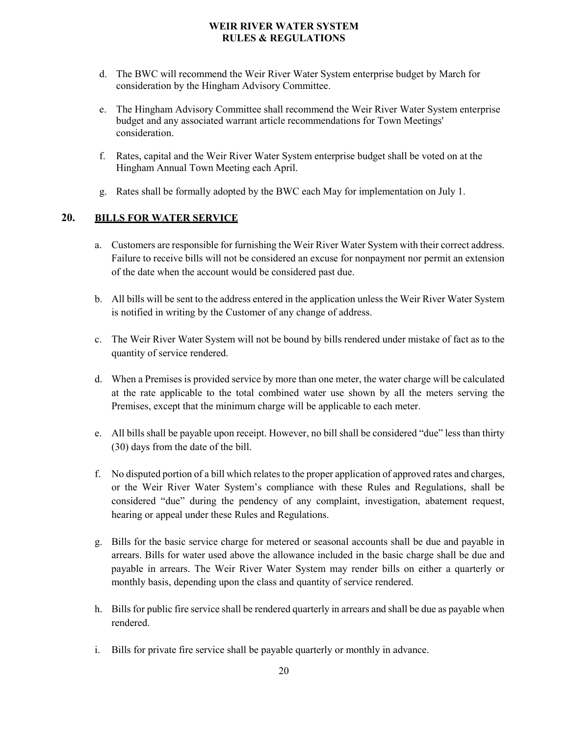d. The BWC will recommend the Weir River Water System enterprise budget by March for consideration by the Hingham Advisory Committee.

e. The Hingham Advisory Committee shall recommend the Weir River Water System enterprise budget and any associated warrant article recommendations for Town Meetings' consideration.

f. Rates, capital and the Weir River Water System enterprise budget shall be voted on at the Hingham Annual Town Meeting each April.

g. Rates shall be formally adopted by the BWC each May for implementation on July 1.

## 20. BILLS FOR WATER SERVICE

a. Customers are responsible for furnishing the Weir River Water System with their correct address. Failure to receive bills will not be considered an excuse for nonpayment nor permit an extension of the date when the account would be considered past due.

b. All bills will be sent to the address entered in the application unless the Weir River Water System is notified in writing by the Customer of any change of address.

c. The Weir River Water System will not be bound by bills rendered under mistake of fact as to the quantity of service rendered.

d. When a Premises is provided service by more than one meter, the water charge will be calculated at the rate applicable to the total combined water use shown by all the meters serving the Premises, except that the minimum charge will be applicable to each meter.

e. All bills shall be payable upon receipt. However, no bill shall be considered "due" less than thirty (30) days from the date of the bill.

f. No disputed portion of a bill which relates to the proper application of approved rates and charges, or the Weir River Water System's compliance with these Rules and Regulations, shall be considered "due" during the pendency of any complaint, investigation, abatement request, hearing or appeal under these Rules and Regulations.

g. Bills for the basic service charge for metered or seasonal accounts shall be due and payable in arrears. Bills for water used above the allowance included in the basic charge shall be due and payable in arrears. The Weir River Water System may render bills on either a quarterly or monthly basis, depending upon the class and quantity of service rendered.

h. Bills for public fire service shall be rendered quarterly in arrears and shall be due as payable when rendered.

i. Bills for private fire service shall be payable quarterly or monthly in advance.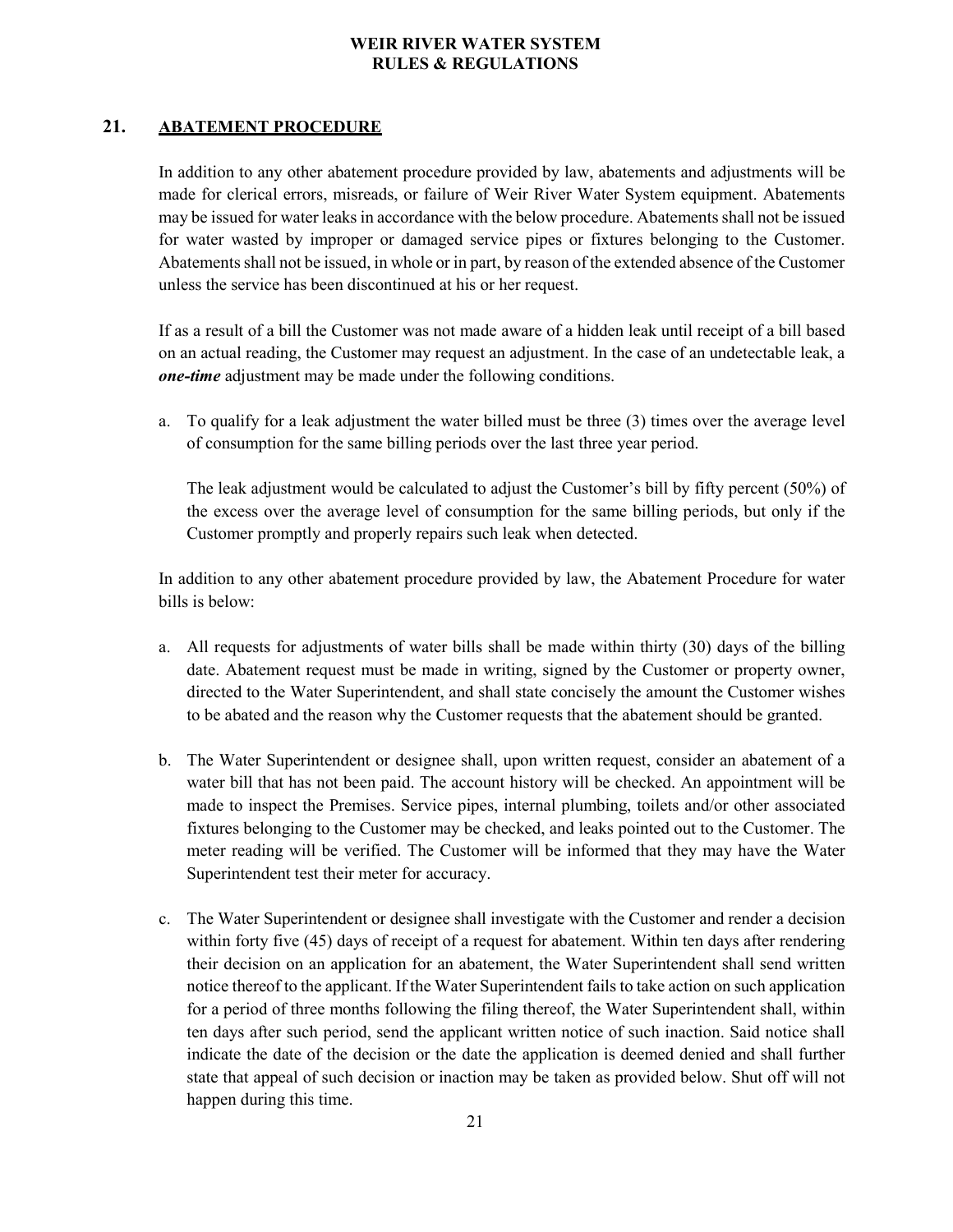## 21. ABATEMENT PROCEDURE

In addition to any other abatement procedure provided by law, abatements and adjustments will be made for clerical errors, misreads, or failure of Weir River Water System equipment. Abatements may be issued for water leaks in accordance with the below procedure. Abatements shall not be issued for water wasted by improper or damaged service pipes or fixtures belonging to the Customer. Abatements shall not be issued, in whole or in part, by reason of the extended absence of the Customer unless the service has been discontinued at his or her request.

If as a result of a bill the Customer was not made aware of a hidden leak until receipt of a bill based on an actual reading, the Customer may request an adjustment. In the case of an undetectable leak, a ***one-time*** adjustment may be made under the following conditions.

a. To qualify for a leak adjustment the water billed must be three (3) times over the average level of consumption for the same billing periods over the last three year period.

   The leak adjustment would be calculated to adjust the Customer's bill by fifty percent (50%) of the excess over the average level of consumption for the same billing periods, but only if the Customer promptly and properly repairs such leak when detected.

In addition to any other abatement procedure provided by law, the Abatement Procedure for water bills is below:

a. All requests for adjustments of water bills shall be made within thirty (30) days of the billing date. Abatement request must be made in writing, signed by the Customer or property owner, directed to the Water Superintendent, and shall state concisely the amount the Customer wishes to be abated and the reason why the Customer requests that the abatement should be granted.

b. The Water Superintendent or designee shall, upon written request, consider an abatement of a water bill that has not been paid. The account history will be checked. An appointment will be made to inspect the Premises. Service pipes, internal plumbing, toilets and/or other associated fixtures belonging to the Customer may be checked, and leaks pointed out to the Customer. The meter reading will be verified. The Customer will be informed that they may have the Water Superintendent test their meter for accuracy.

c. The Water Superintendent or designee shall investigate with the Customer and render a decision within forty five (45) days of receipt of a request for abatement. Within ten days after rendering their decision on an application for an abatement, the Water Superintendent shall send written notice thereof to the applicant. If the Water Superintendent fails to take action on such application for a period of three months following the filing thereof, the Water Superintendent shall, within ten days after such period, send the applicant written notice of such inaction. Said notice shall indicate the date of the decision or the date the application is deemed denied and shall further state that appeal of such decision or inaction may be taken as provided below. Shut off will not happen during this time.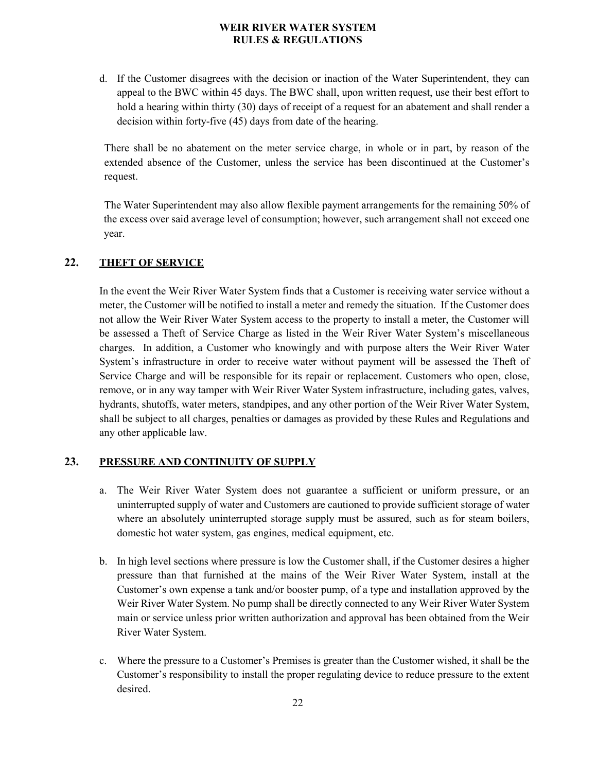d. If the Customer disagrees with the decision or inaction of the Water Superintendent, they can appeal to the BWC within 45 days. The BWC shall, upon written request, use their best effort to hold a hearing within thirty (30) days of receipt of a request for an abatement and shall render a decision within forty-five (45) days from date of the hearing.

There shall be no abatement on the meter service charge, in whole or in part, by reason of the extended absence of the Customer, unless the service has been discontinued at the Customer's request.

The Water Superintendent may also allow flexible payment arrangements for the remaining 50% of the excess over said average level of consumption; however, such arrangement shall not exceed one year.

## 22. THEFT OF SERVICE

In the event the Weir River Water System finds that a Customer is receiving water service without a meter, the Customer will be notified to install a meter and remedy the situation. If the Customer does not allow the Weir River Water System access to the property to install a meter, the Customer will be assessed a Theft of Service Charge as listed in the Weir River Water System's miscellaneous charges. In addition, a Customer who knowingly and with purpose alters the Weir River Water System's infrastructure in order to receive water without payment will be assessed the Theft of Service Charge and will be responsible for its repair or replacement. Customers who open, close, remove, or in any way tamper with Weir River Water System infrastructure, including gates, valves, hydrants, shutoffs, water meters, standpipes, and any other portion of the Weir River Water System, shall be subject to all charges, penalties or damages as provided by these Rules and Regulations and any other applicable law.

## 23. PRESSURE AND CONTINUITY OF SUPPLY

a. The Weir River Water System does not guarantee a sufficient or uniform pressure, or an uninterrupted supply of water and Customers are cautioned to provide sufficient storage of water where an absolutely uninterrupted storage supply must be assured, such as for steam boilers, domestic hot water system, gas engines, medical equipment, etc.

b. In high level sections where pressure is low the Customer shall, if the Customer desires a higher pressure than that furnished at the mains of the Weir River Water System, install at the Customer's own expense a tank and/or booster pump, of a type and installation approved by the Weir River Water System. No pump shall be directly connected to any Weir River Water System main or service unless prior written authorization and approval has been obtained from the Weir River Water System.

c. Where the pressure to a Customer's Premises is greater than the Customer wished, it shall be the Customer's responsibility to install the proper regulating device to reduce pressure to the extent desired.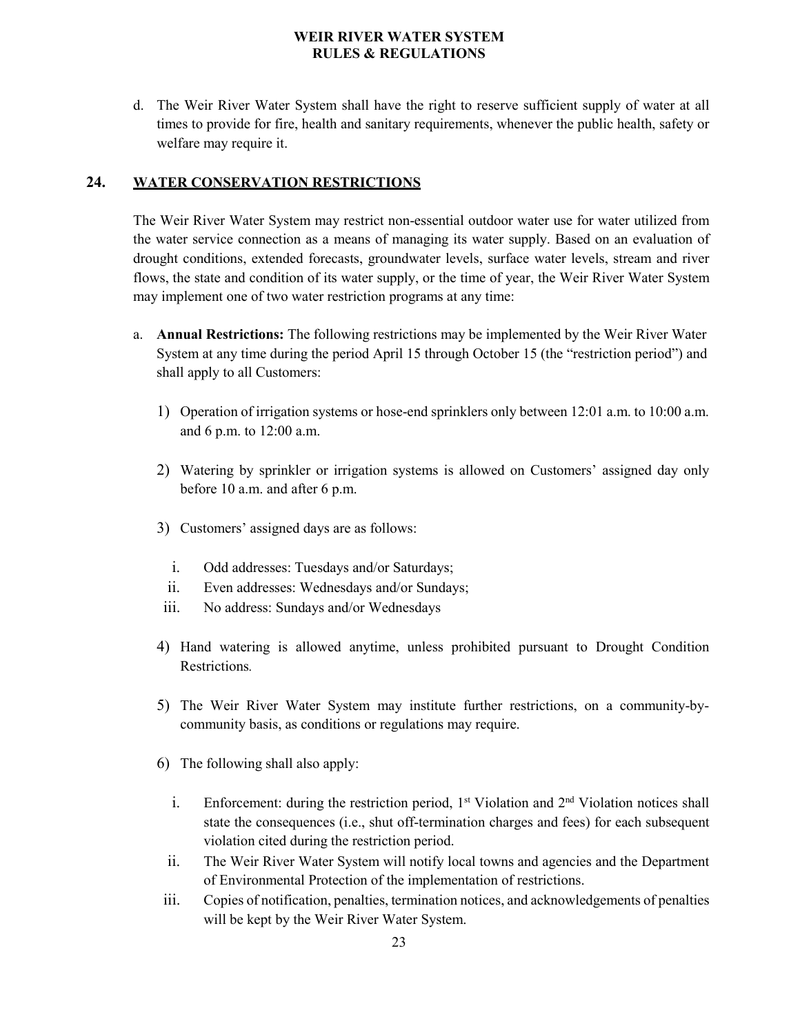d. The Weir River Water System shall have the right to reserve sufficient supply of water at all times to provide for fire, health and sanitary requirements, whenever the public health, safety or welfare may require it.

## 24. WATER CONSERVATION RESTRICTIONS

The Weir River Water System may restrict non-essential outdoor water use for water utilized from the water service connection as a means of managing its water supply. Based on an evaluation of drought conditions, extended forecasts, groundwater levels, surface water levels, stream and river flows, the state and condition of its water supply, or the time of year, the Weir River Water System may implement one of two water restriction programs at any time:

a. **Annual Restrictions:** The following restrictions may be implemented by the Weir River Water System at any time during the period April 15 through October 15 (the "restriction period") and shall apply to all Customers:

   1) Operation of irrigation systems or hose-end sprinklers only between 12:01 a.m. to 10:00 a.m. and 6 p.m. to 12:00 a.m.

   2) Watering by sprinkler or irrigation systems is allowed on Customers' assigned day only before 10 a.m. and after 6 p.m.

   3) Customers' assigned days are as follows:

      i. Odd addresses: Tuesdays and/or Saturdays;
      ii. Even addresses: Wednesdays and/or Sundays;
      iii. No address: Sundays and/or Wednesdays

   4) Hand watering is allowed anytime, unless prohibited pursuant to Drought Condition Restrictions.

   5) The Weir River Water System may institute further restrictions, on a community-by-community basis, as conditions or regulations may require.

   6) The following shall also apply:

      i. Enforcement: during the restriction period, 1st Violation and 2nd Violation notices shall state the consequences (i.e., shut off-termination charges and fees) for each subsequent violation cited during the restriction period.
      ii. The Weir River Water System will notify local towns and agencies and the Department of Environmental Protection of the implementation of restrictions.
      iii. Copies of notification, penalties, termination notices, and acknowledgements of penalties will be kept by the Weir River Water System.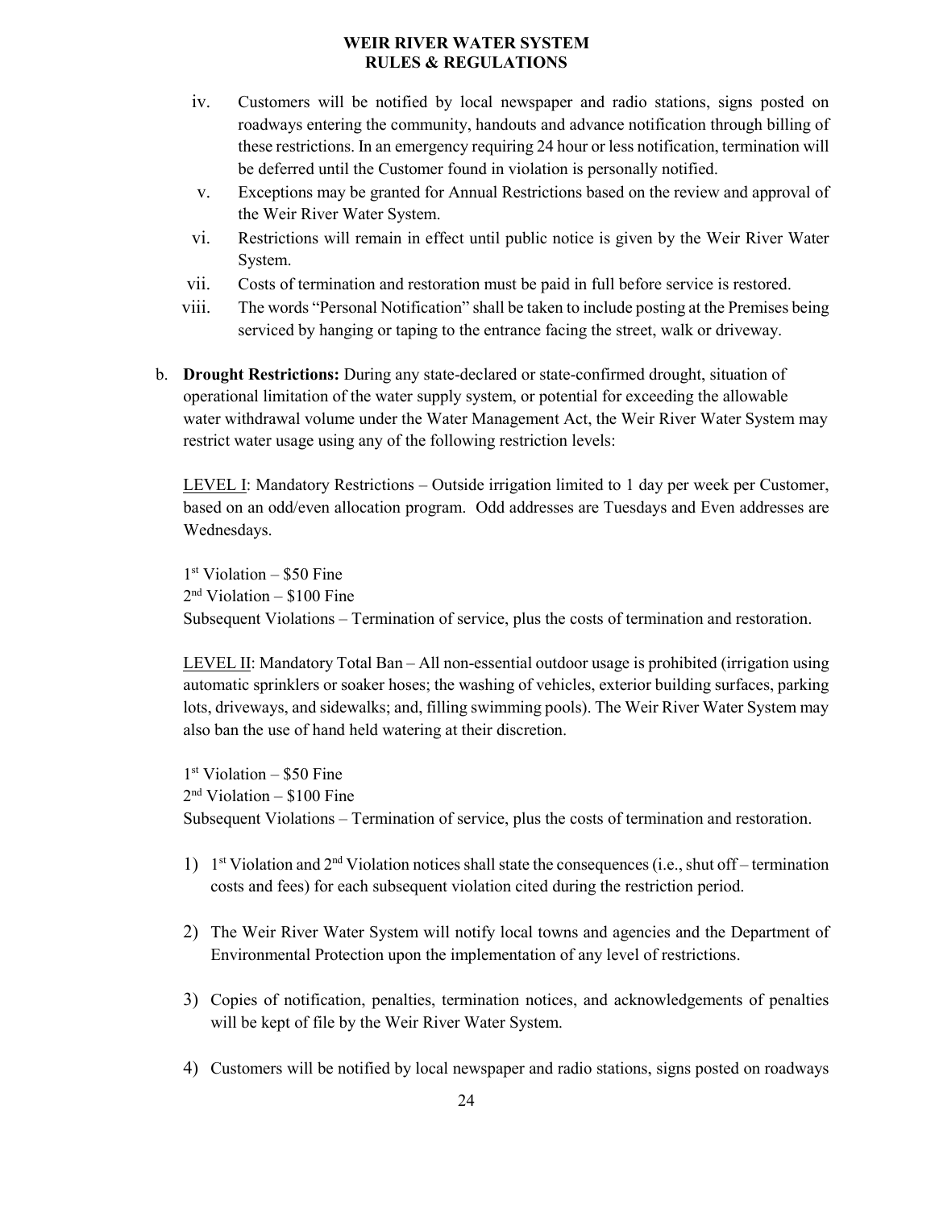iv. Customers will be notified by local newspaper and radio stations, signs posted on roadways entering the community, handouts and advance notification through billing of these restrictions. In an emergency requiring 24 hour or less notification, termination will be deferred until the Customer found in violation is personally notified.

v. Exceptions may be granted for Annual Restrictions based on the review and approval of the Weir River Water System.

vi. Restrictions will remain in effect until public notice is given by the Weir River Water System.

vii. Costs of termination and restoration must be paid in full before service is restored.

viii. The words "Personal Notification" shall be taken to include posting at the Premises being serviced by hanging or taping to the entrance facing the street, walk or driveway.

b. **Drought Restrictions:** During any state-declared or state-confirmed drought, situation of operational limitation of the water supply system, or potential for exceeding the allowable water withdrawal volume under the Water Management Act, the Weir River Water System may restrict water usage using any of the following restriction levels:

LEVEL I: Mandatory Restrictions – Outside irrigation limited to 1 day per week per Customer, based on an odd/even allocation program. Odd addresses are Tuesdays and Even addresses are Wednesdays.

1st Violation – $50 Fine
2nd Violation – $100 Fine
Subsequent Violations – Termination of service, plus the costs of termination and restoration.

LEVEL II: Mandatory Total Ban – All non-essential outdoor usage is prohibited (irrigation using automatic sprinklers or soaker hoses; the washing of vehicles, exterior building surfaces, parking lots, driveways, and sidewalks; and, filling swimming pools). The Weir River Water System may also ban the use of hand held watering at their discretion.

1st Violation – $50 Fine
2nd Violation – $100 Fine
Subsequent Violations – Termination of service, plus the costs of termination and restoration.

1) 1st Violation and 2nd Violation notices shall state the consequences (i.e., shut off – termination costs and fees) for each subsequent violation cited during the restriction period.

2) The Weir River Water System will notify local towns and agencies and the Department of Environmental Protection upon the implementation of any level of restrictions.

3) Copies of notification, penalties, termination notices, and acknowledgements of penalties will be kept of file by the Weir River Water System.

4) Customers will be notified by local newspaper and radio stations, signs posted on roadways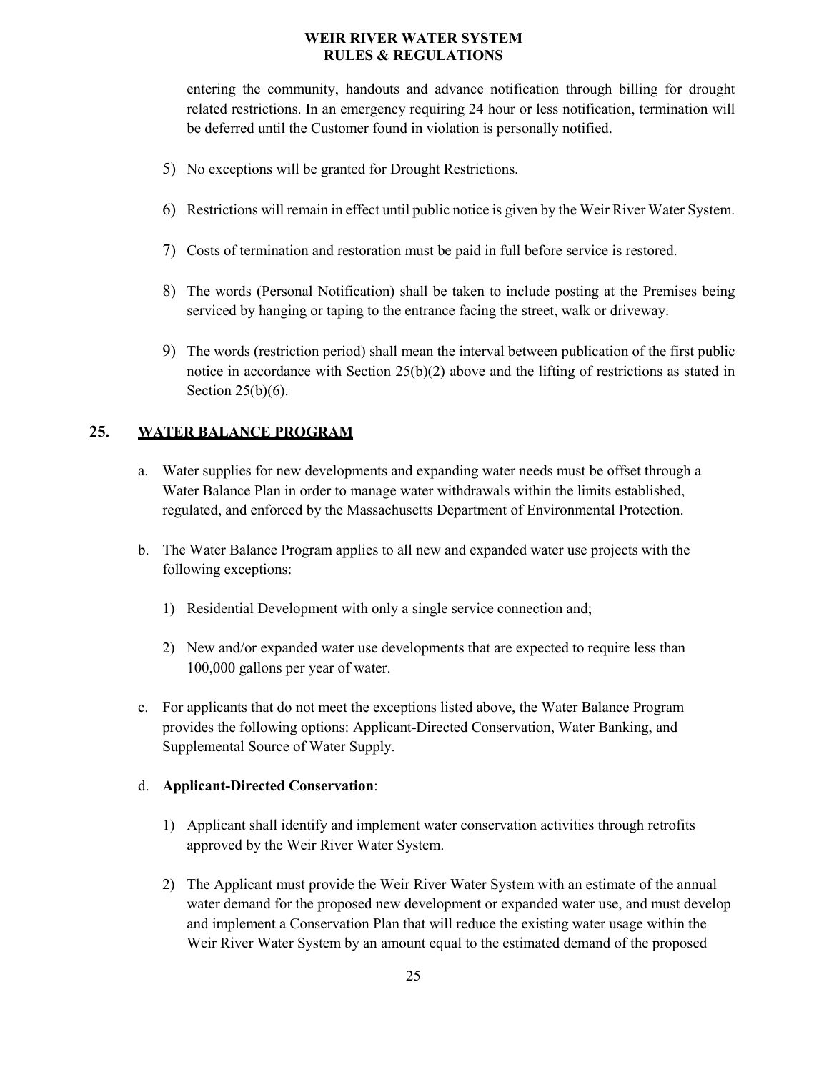entering the community, handouts and advance notification through billing for drought related restrictions. In an emergency requiring 24 hour or less notification, termination will be deferred until the Customer found in violation is personally notified.

5) No exceptions will be granted for Drought Restrictions.

6) Restrictions will remain in effect until public notice is given by the Weir River Water System.

7) Costs of termination and restoration must be paid in full before service is restored.

8) The words (Personal Notification) shall be taken to include posting at the Premises being serviced by hanging or taping to the entrance facing the street, walk or driveway.

9) The words (restriction period) shall mean the interval between publication of the first public notice in accordance with Section 25(b)(2) above and the lifting of restrictions as stated in Section 25(b)(6).

## 25. WATER BALANCE PROGRAM

a. Water supplies for new developments and expanding water needs must be offset through a Water Balance Plan in order to manage water withdrawals within the limits established, regulated, and enforced by the Massachusetts Department of Environmental Protection.

b. The Water Balance Program applies to all new and expanded water use projects with the following exceptions:

   1) Residential Development with only a single service connection and;

   2) New and/or expanded water use developments that are expected to require less than 100,000 gallons per year of water.

c. For applicants that do not meet the exceptions listed above, the Water Balance Program provides the following options: Applicant-Directed Conservation, Water Banking, and Supplemental Source of Water Supply.

d. **Applicant-Directed Conservation**:

   1) Applicant shall identify and implement water conservation activities through retrofits approved by the Weir River Water System.

   2) The Applicant must provide the Weir River Water System with an estimate of the annual water demand for the proposed new development or expanded water use, and must develop and implement a Conservation Plan that will reduce the existing water usage within the Weir River Water System by an amount equal to the estimated demand of the proposed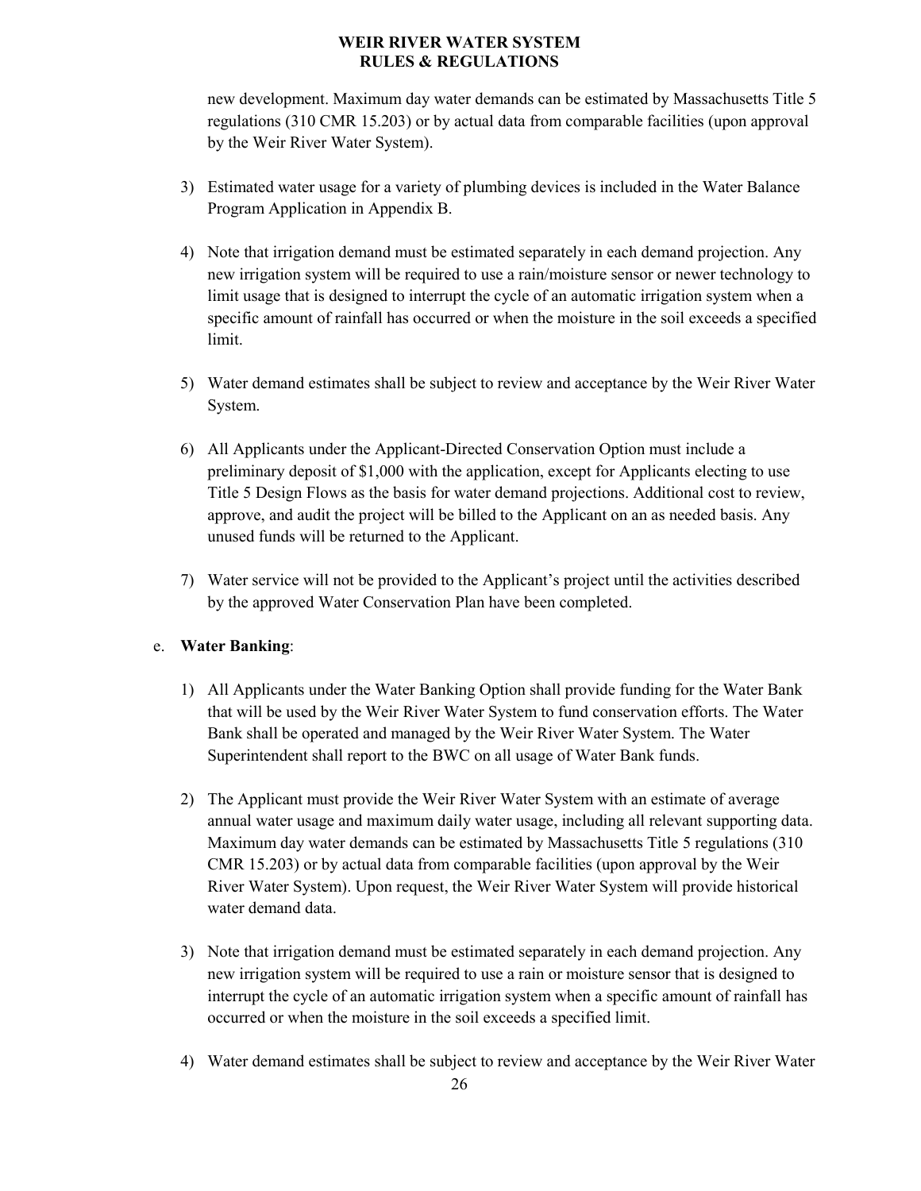new development. Maximum day water demands can be estimated by Massachusetts Title 5 regulations (310 CMR 15.203) or by actual data from comparable facilities (upon approval by the Weir River Water System).

3) Estimated water usage for a variety of plumbing devices is included in the Water Balance Program Application in Appendix B.

4) Note that irrigation demand must be estimated separately in each demand projection. Any new irrigation system will be required to use a rain/moisture sensor or newer technology to limit usage that is designed to interrupt the cycle of an automatic irrigation system when a specific amount of rainfall has occurred or when the moisture in the soil exceeds a specified limit.

5) Water demand estimates shall be subject to review and acceptance by the Weir River Water System.

6) All Applicants under the Applicant-Directed Conservation Option must include a preliminary deposit of $1,000 with the application, except for Applicants electing to use Title 5 Design Flows as the basis for water demand projections. Additional cost to review, approve, and audit the project will be billed to the Applicant on an as needed basis. Any unused funds will be returned to the Applicant.

7) Water service will not be provided to the Applicant's project until the activities described by the approved Water Conservation Plan have been completed.

e. **Water Banking**:

1) All Applicants under the Water Banking Option shall provide funding for the Water Bank that will be used by the Weir River Water System to fund conservation efforts. The Water Bank shall be operated and managed by the Weir River Water System. The Water Superintendent shall report to the BWC on all usage of Water Bank funds.

2) The Applicant must provide the Weir River Water System with an estimate of average annual water usage and maximum daily water usage, including all relevant supporting data. Maximum day water demands can be estimated by Massachusetts Title 5 regulations (310 CMR 15.203) or by actual data from comparable facilities (upon approval by the Weir River Water System). Upon request, the Weir River Water System will provide historical water demand data.

3) Note that irrigation demand must be estimated separately in each demand projection. Any new irrigation system will be required to use a rain or moisture sensor that is designed to interrupt the cycle of an automatic irrigation system when a specific amount of rainfall has occurred or when the moisture in the soil exceeds a specified limit.

4) Water demand estimates shall be subject to review and acceptance by the Weir River Water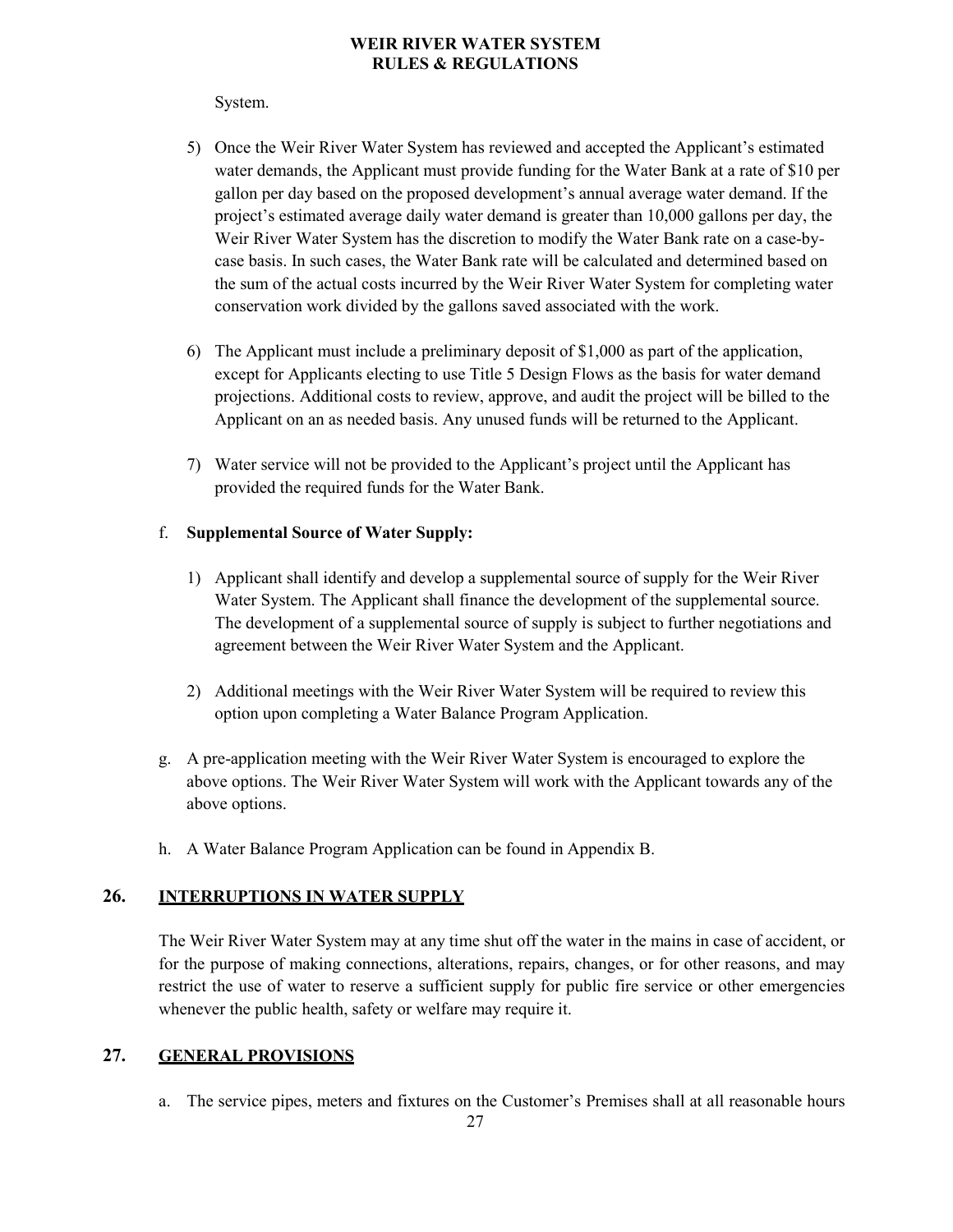System.

5) Once the Weir River Water System has reviewed and accepted the Applicant's estimated water demands, the Applicant must provide funding for the Water Bank at a rate of $10 per gallon per day based on the proposed development's annual average water demand. If the project's estimated average daily water demand is greater than 10,000 gallons per day, the Weir River Water System has the discretion to modify the Water Bank rate on a case-by-case basis. In such cases, the Water Bank rate will be calculated and determined based on the sum of the actual costs incurred by the Weir River Water System for completing water conservation work divided by the gallons saved associated with the work.

6) The Applicant must include a preliminary deposit of $1,000 as part of the application, except for Applicants electing to use Title 5 Design Flows as the basis for water demand projections. Additional costs to review, approve, and audit the project will be billed to the Applicant on an as needed basis. Any unused funds will be returned to the Applicant.

7) Water service will not be provided to the Applicant's project until the Applicant has provided the required funds for the Water Bank.

f. **Supplemental Source of Water Supply:**

1) Applicant shall identify and develop a supplemental source of supply for the Weir River Water System. The Applicant shall finance the development of the supplemental source. The development of a supplemental source of supply is subject to further negotiations and agreement between the Weir River Water System and the Applicant.

2) Additional meetings with the Weir River Water System will be required to review this option upon completing a Water Balance Program Application.

g. A pre-application meeting with the Weir River Water System is encouraged to explore the above options. The Weir River Water System will work with the Applicant towards any of the above options.

h. A Water Balance Program Application can be found in Appendix B.

## 26. INTERRUPTIONS IN WATER SUPPLY

The Weir River Water System may at any time shut off the water in the mains in case of accident, or for the purpose of making connections, alterations, repairs, changes, or for other reasons, and may restrict the use of water to reserve a sufficient supply for public fire service or other emergencies whenever the public health, safety or welfare may require it.

## 27. GENERAL PROVISIONS

a. The service pipes, meters and fixtures on the Customer's Premises shall at all reasonable hours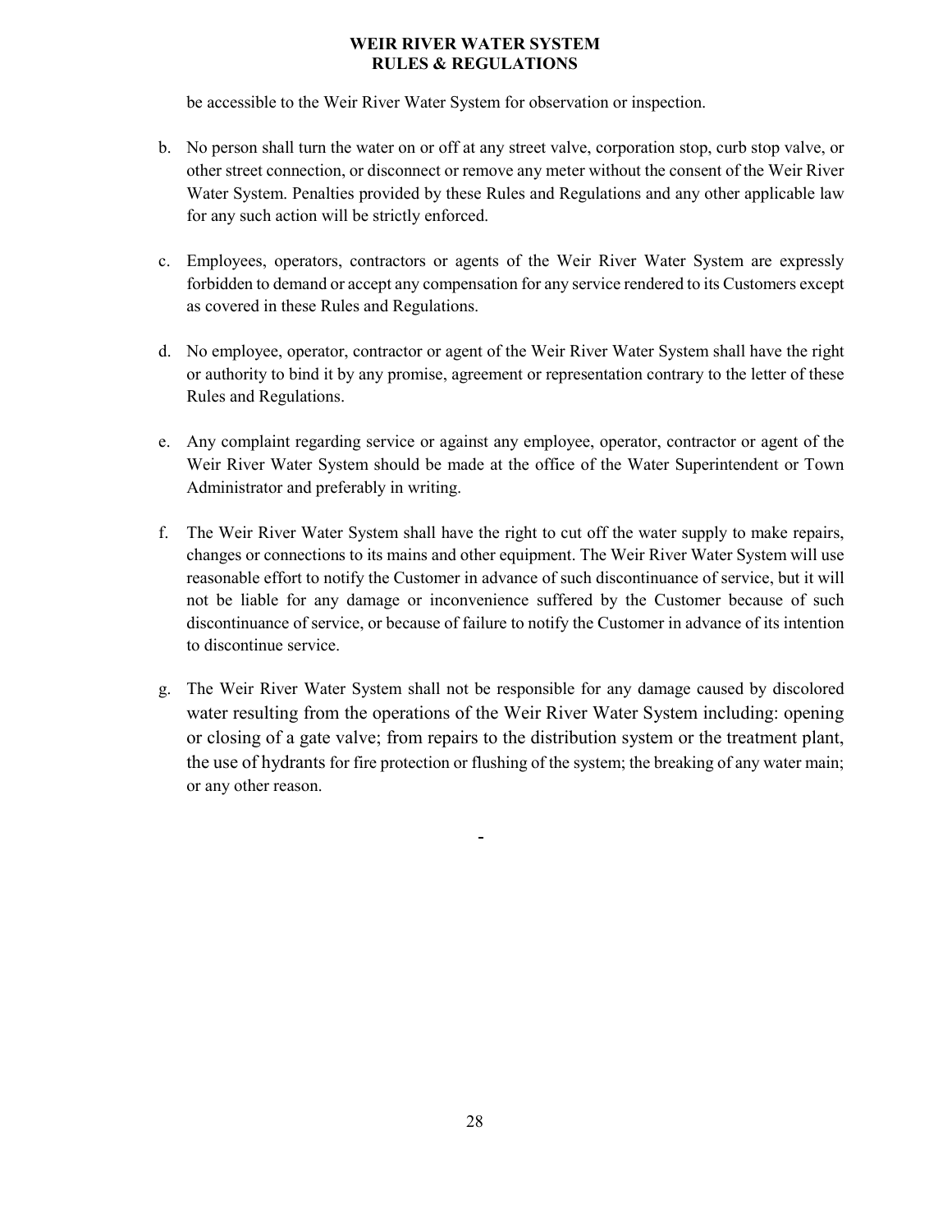be accessible to the Weir River Water System for observation or inspection.

b. No person shall turn the water on or off at any street valve, corporation stop, curb stop valve, or other street connection, or disconnect or remove any meter without the consent of the Weir River Water System. Penalties provided by these Rules and Regulations and any other applicable law for any such action will be strictly enforced.

c. Employees, operators, contractors or agents of the Weir River Water System are expressly forbidden to demand or accept any compensation for any service rendered to its Customers except as covered in these Rules and Regulations.

d. No employee, operator, contractor or agent of the Weir River Water System shall have the right or authority to bind it by any promise, agreement or representation contrary to the letter of these Rules and Regulations.

e. Any complaint regarding service or against any employee, operator, contractor or agent of the Weir River Water System should be made at the office of the Water Superintendent or Town Administrator and preferably in writing.

f. The Weir River Water System shall have the right to cut off the water supply to make repairs, changes or connections to its mains and other equipment. The Weir River Water System will use reasonable effort to notify the Customer in advance of such discontinuance of service, but it will not be liable for any damage or inconvenience suffered by the Customer because of such discontinuance of service, or because of failure to notify the Customer in advance of its intention to discontinue service.

g. The Weir River Water System shall not be responsible for any damage caused by discolored water resulting from the operations of the Weir River Water System including: opening or closing of a gate valve; from repairs to the distribution system or the treatment plant, the use of hydrants for fire protection or flushing of the system; the breaking of any water main; or any other reason.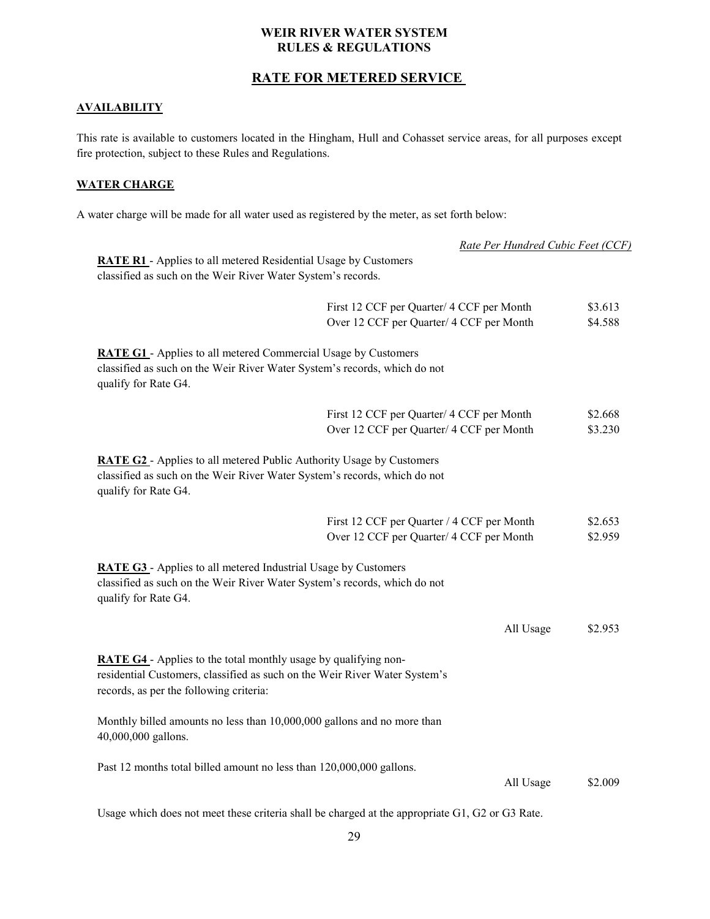**WEIR RIVER WATER SYSTEM**
**RULES & REGULATIONS**

## RATE FOR METERED SERVICE

### AVAILABILITY

This rate is available to customers located in the Hingham, Hull and Cohasset service areas, for all purposes except fire protection, subject to these Rules and Regulations.

### WATER CHARGE

A water charge will be made for all water used as registered by the meter, as set forth below:

*Rate Per Hundred Cubic Feet (CCF)*

**RATE R1** - Applies to all metered Residential Usage by Customers classified as such on the Weir River Water System's records.

| | |
|---|---|
| First 12 CCF per Quarter/ 4 CCF per Month | $3.613 |
| Over 12 CCF per Quarter/ 4 CCF per Month | $4.588 |

**RATE G1** - Applies to all metered Commercial Usage by Customers classified as such on the Weir River Water System's records, which do not qualify for Rate G4.

| | |
|---|---|
| First 12 CCF per Quarter/ 4 CCF per Month | $2.668 |
| Over 12 CCF per Quarter/ 4 CCF per Month | $3.230 |

**RATE G2** - Applies to all metered Public Authority Usage by Customers classified as such on the Weir River Water System's records, which do not qualify for Rate G4.

| | |
|---|---|
| First 12 CCF per Quarter / 4 CCF per Month | $2.653 |
| Over 12 CCF per Quarter/ 4 CCF per Month | $2.959 |

**RATE G3** - Applies to all metered Industrial Usage by Customers classified as such on the Weir River Water System's records, which do not qualify for Rate G4.

| | |
|---|---|
| All Usage | $2.953 |

**RATE G4** - Applies to the total monthly usage by qualifying non-residential Customers, classified as such on the Weir River Water System's records, as per the following criteria:

Monthly billed amounts no less than 10,000,000 gallons and no more than 40,000,000 gallons.

Past 12 months total billed amount no less than 120,000,000 gallons.

| | |
|---|---|
| All Usage | $2.009 |

Usage which does not meet these criteria shall be charged at the appropriate G1, G2 or G3 Rate.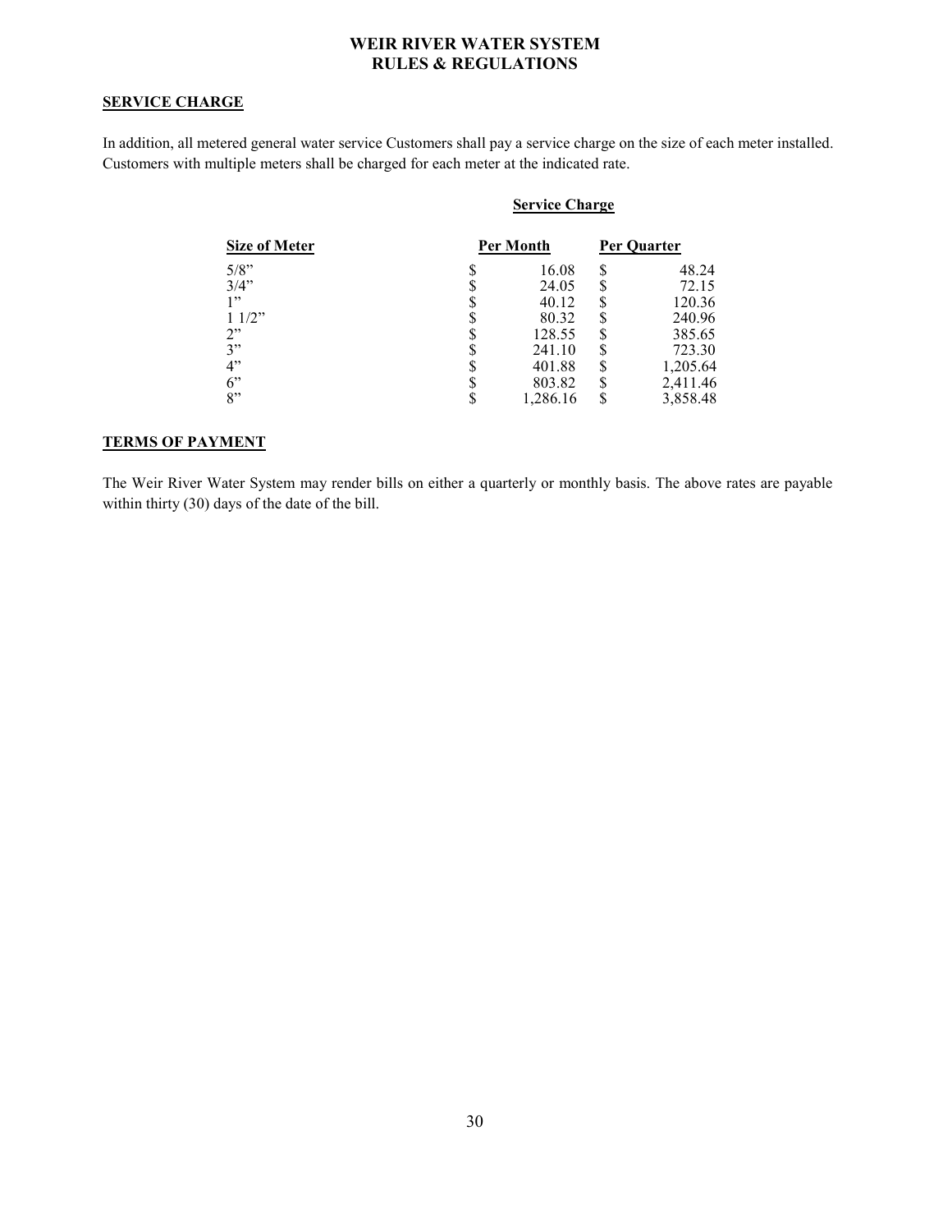# WEIR RIVER WATER SYSTEM
# RULES & REGULATIONS

## SERVICE CHARGE

In addition, all metered general water service Customers shall pay a service charge on the size of each meter installed. Customers with multiple meters shall be charged for each meter at the indicated rate.

| | Service Charge | |
|---|---|---|
| Size of Meter | Per Month | Per Quarter |
| 5/8" | $ 16.08 | $ 48.24 |
| 3/4" | $ 24.05 | $ 72.15 |
| 1" | $ 40.12 | $ 120.36 |
| 1 1/2" | $ 80.32 | $ 240.96 |
| 2" | $ 128.55 | $ 385.65 |
| 3" | $ 241.10 | $ 723.30 |
| 4" | $ 401.88 | $ 1,205.64 |
| 6" | $ 803.82 | $ 2,411.46 |
| 8" | $ 1,286.16 | $ 3,858.48 |

## TERMS OF PAYMENT

The Weir River Water System may render bills on either a quarterly or monthly basis. The above rates are payable within thirty (30) days of the date of the bill.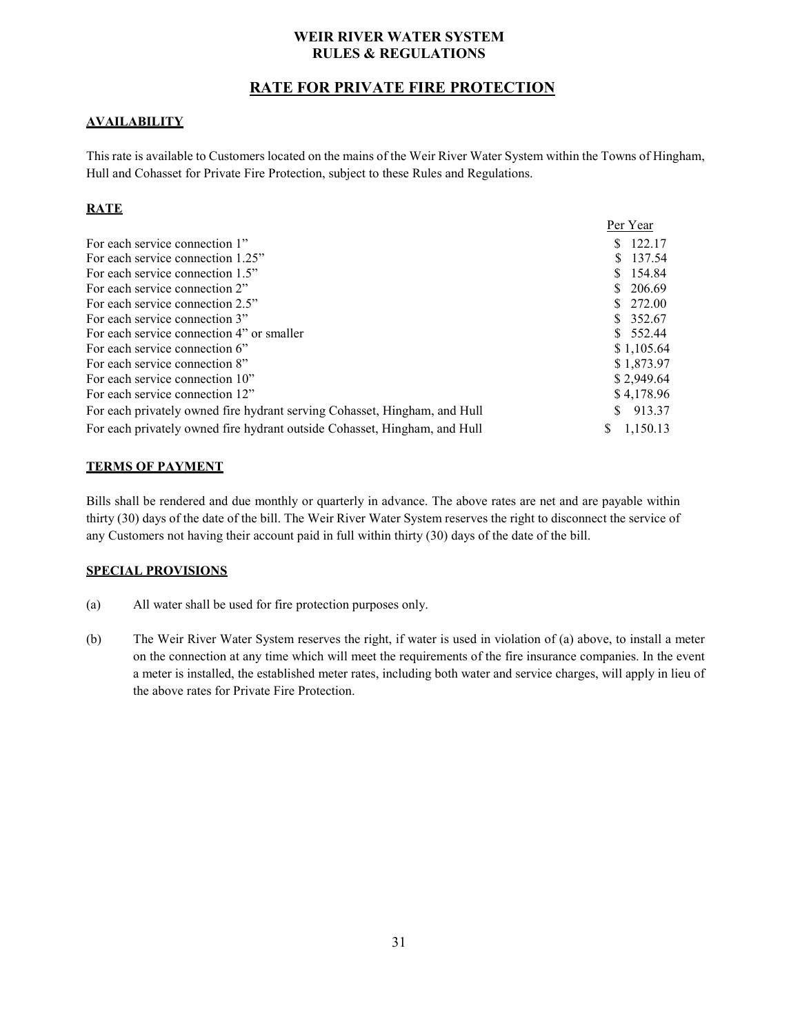# RATE FOR PRIVATE FIRE PROTECTION

## AVAILABILITY

This rate is available to Customers located on the mains of the Weir River Water System within the Towns of Hingham, Hull and Cohasset for Private Fire Protection, subject to these Rules and Regulations.

## RATE

| | Per Year |
|---|---|
| For each service connection 1" | $ 122.17 |
| For each service connection 1.25" | $ 137.54 |
| For each service connection 1.5" | $ 154.84 |
| For each service connection 2" | $ 206.69 |
| For each service connection 2.5" | $ 272.00 |
| For each service connection 3" | $ 352.67 |
| For each service connection 4" or smaller | $ 552.44 |
| For each service connection 6" | $ 1,105.64 |
| For each service connection 8" | $ 1,873.97 |
| For each service connection 10" | $ 2,949.64 |
| For each service connection 12" | $ 4,178.96 |
| For each privately owned fire hydrant serving Cohasset, Hingham, and Hull | $ 913.37 |
| For each privately owned fire hydrant outside Cohasset, Hingham, and Hull | $ 1,150.13 |

## TERMS OF PAYMENT

Bills shall be rendered and due monthly or quarterly in advance. The above rates are net and are payable within thirty (30) days of the date of the bill. The Weir River Water System reserves the right to disconnect the service of any Customers not having their account paid in full within thirty (30) days of the date of the bill.

## SPECIAL PROVISIONS

(a) All water shall be used for fire protection purposes only.

(b) The Weir River Water System reserves the right, if water is used in violation of (a) above, to install a meter on the connection at any time which will meet the requirements of the fire insurance companies. In the event a meter is installed, the established meter rates, including both water and service charges, will apply in lieu of the above rates for Private Fire Protection.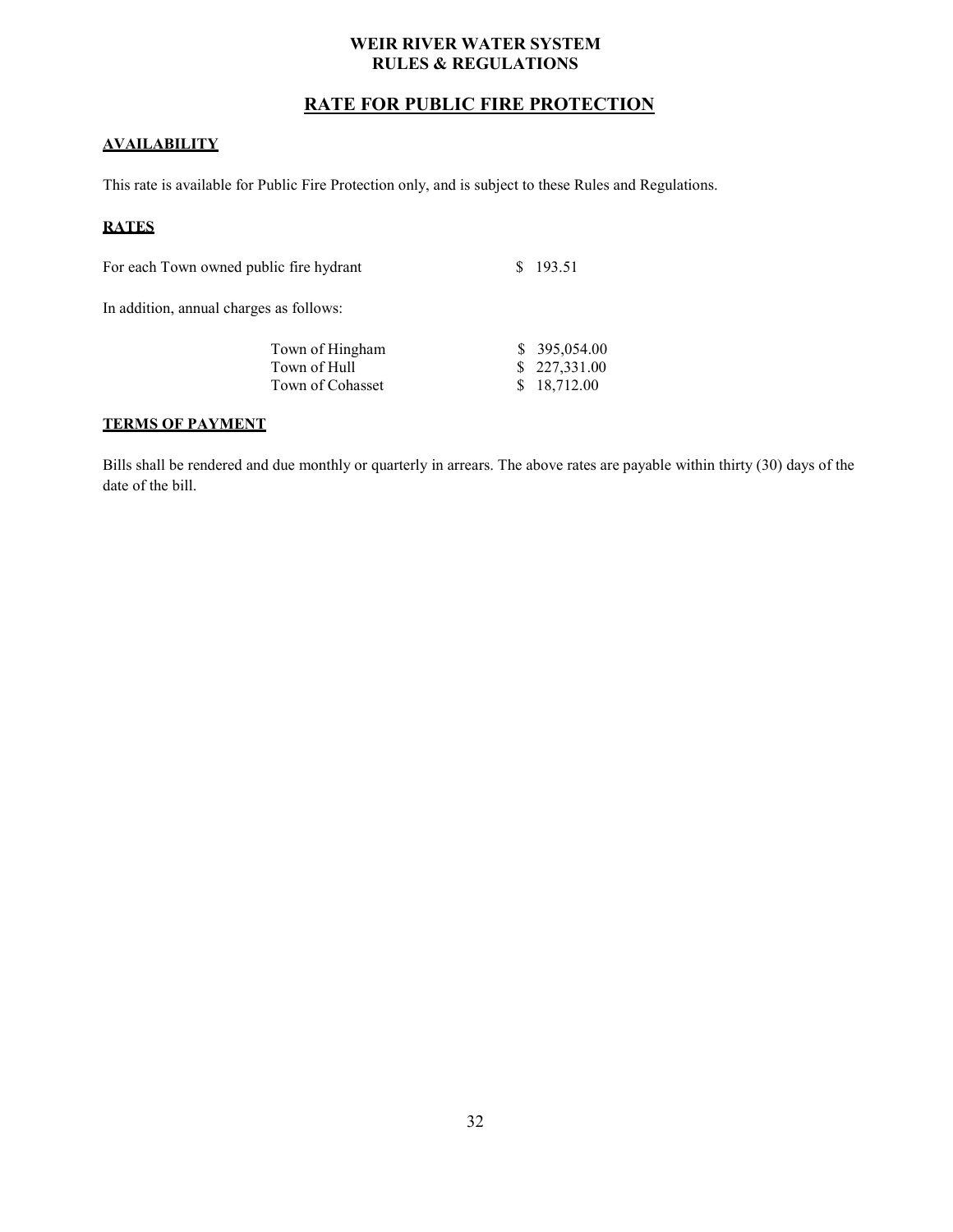## RATE FOR PUBLIC FIRE PROTECTION

**AVAILABILITY**

This rate is available for Public Fire Protection only, and is subject to these Rules and Regulations.

**RATES**

For each Town owned public fire hydrant $ 193.51

In addition, annual charges as follows:

| | |
|---|---|
| Town of Hingham | $ 395,054.00 |
| Town of Hull | $ 227,331.00 |
| Town of Cohasset | $ 18,712.00 |

**TERMS OF PAYMENT**

Bills shall be rendered and due monthly or quarterly in arrears. The above rates are payable within thirty (30) days of the date of the bill.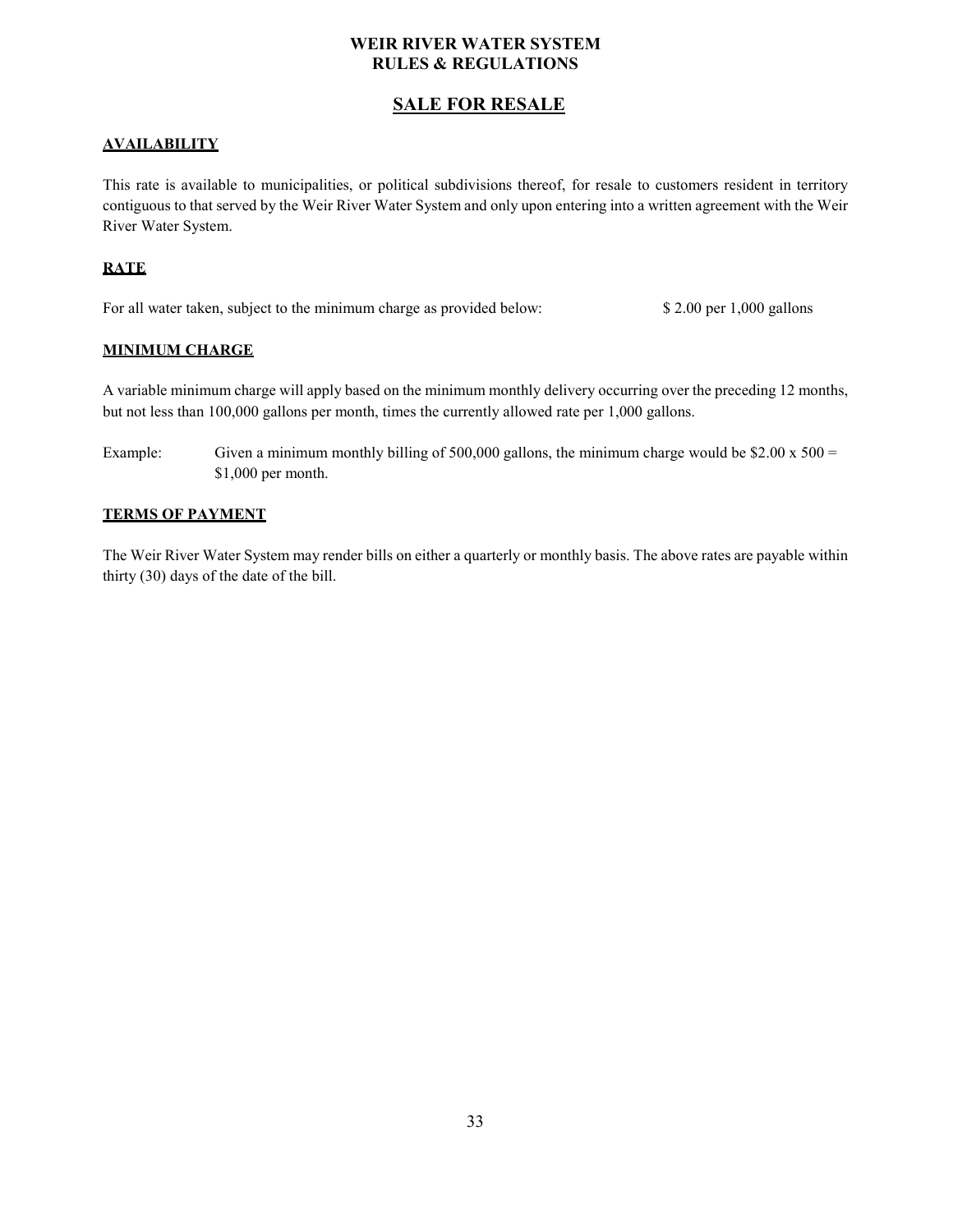# WEIR RIVER WATER SYSTEM
# RULES & REGULATIONS

## SALE FOR RESALE

### AVAILABILITY

This rate is available to municipalities, or political subdivisions thereof, for resale to customers resident in territory contiguous to that served by the Weir River Water System and only upon entering into a written agreement with the Weir River Water System.

### RATE

For all water taken, subject to the minimum charge as provided below: $2.00 per 1,000 gallons

### MINIMUM CHARGE

A variable minimum charge will apply based on the minimum monthly delivery occurring over the preceding 12 months, but not less than 100,000 gallons per month, times the currently allowed rate per 1,000 gallons.

Example: Given a minimum monthly billing of 500,000 gallons, the minimum charge would be $2.00 x 500 = $1,000 per month.

### TERMS OF PAYMENT

The Weir River Water System may render bills on either a quarterly or monthly basis. The above rates are payable within thirty (30) days of the date of the bill.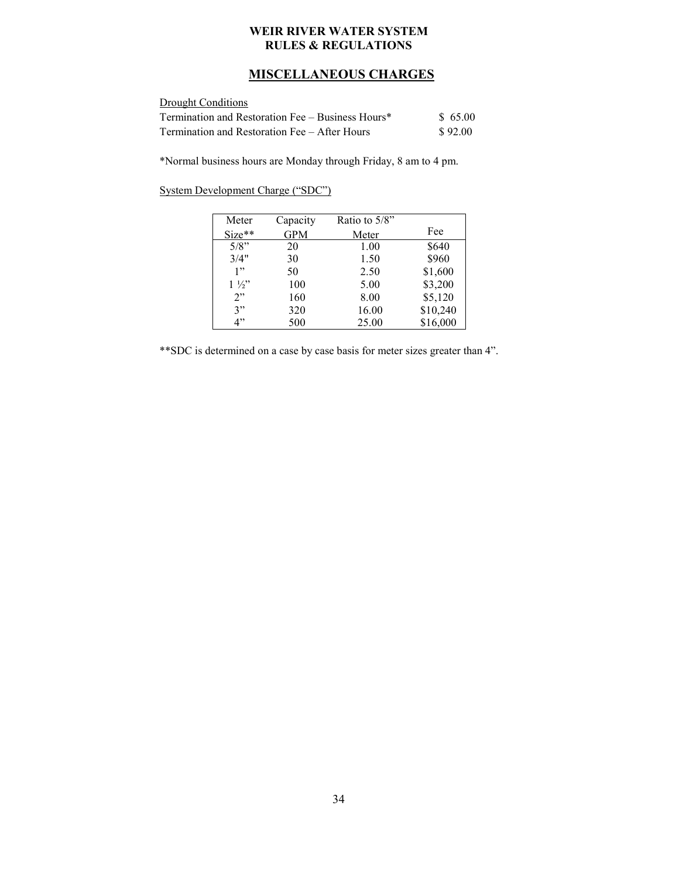# WEIR RIVER WATER SYSTEM
# RULES & REGULATIONS

## MISCELLANEOUS CHARGES

Drought Conditions

Termination and Restoration Fee – Business Hours* $ 65.00

Termination and Restoration Fee – After Hours $ 92.00

*Normal business hours are Monday through Friday, 8 am to 4 pm.

System Development Charge ("SDC")

| Meter Size** | Capacity GPM | Ratio to 5/8" Meter | Fee |
|---|---|---|---|
| 5/8" | 20 | 1.00 | $640 |
| 3/4" | 30 | 1.50 | $960 |
| 1" | 50 | 2.50 | $1,600 |
| 1 ½" | 100 | 5.00 | $3,200 |
| 2" | 160 | 8.00 | $5,120 |
| 3" | 320 | 16.00 | $10,240 |
| 4" | 500 | 25.00 | $16,000 |

**SDC is determined on a case by case basis for meter sizes greater than 4".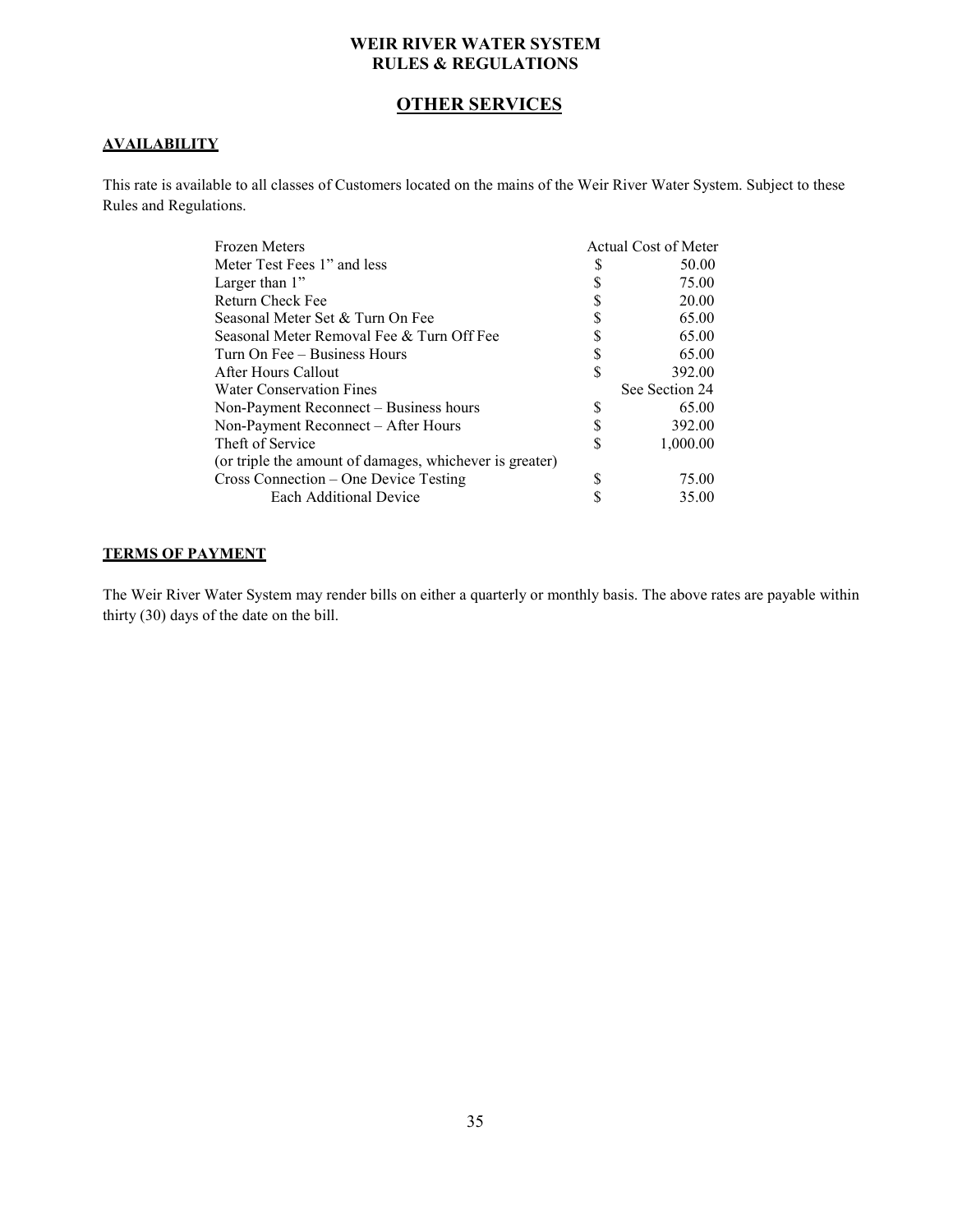# WEIR RIVER WATER SYSTEM
# RULES & REGULATIONS

## OTHER SERVICES

### AVAILABILITY

This rate is available to all classes of Customers located on the mains of the Weir River Water System. Subject to these Rules and Regulations.

| Service | Fee |
| --- | --- |
| Frozen Meters | Actual Cost of Meter |
| Meter Test Fees 1" and less | $ 50.00 |
| Larger than 1" | $ 75.00 |
| Return Check Fee | $ 20.00 |
| Seasonal Meter Set & Turn On Fee | $ 65.00 |
| Seasonal Meter Removal Fee & Turn Off Fee | $ 65.00 |
| Turn On Fee – Business Hours | $ 65.00 |
| After Hours Callout | $ 392.00 |
| Water Conservation Fines | See Section 24 |
| Non-Payment Reconnect – Business hours | $ 65.00 |
| Non-Payment Reconnect – After Hours | $ 392.00 |
| Theft of Service | $ 1,000.00 |
| (or triple the amount of damages, whichever is greater) | |
| Cross Connection – One Device Testing | $ 75.00 |
| Each Additional Device | $ 35.00 |

### TERMS OF PAYMENT

The Weir River Water System may render bills on either a quarterly or monthly basis. The above rates are payable within thirty (30) days of the date on the bill.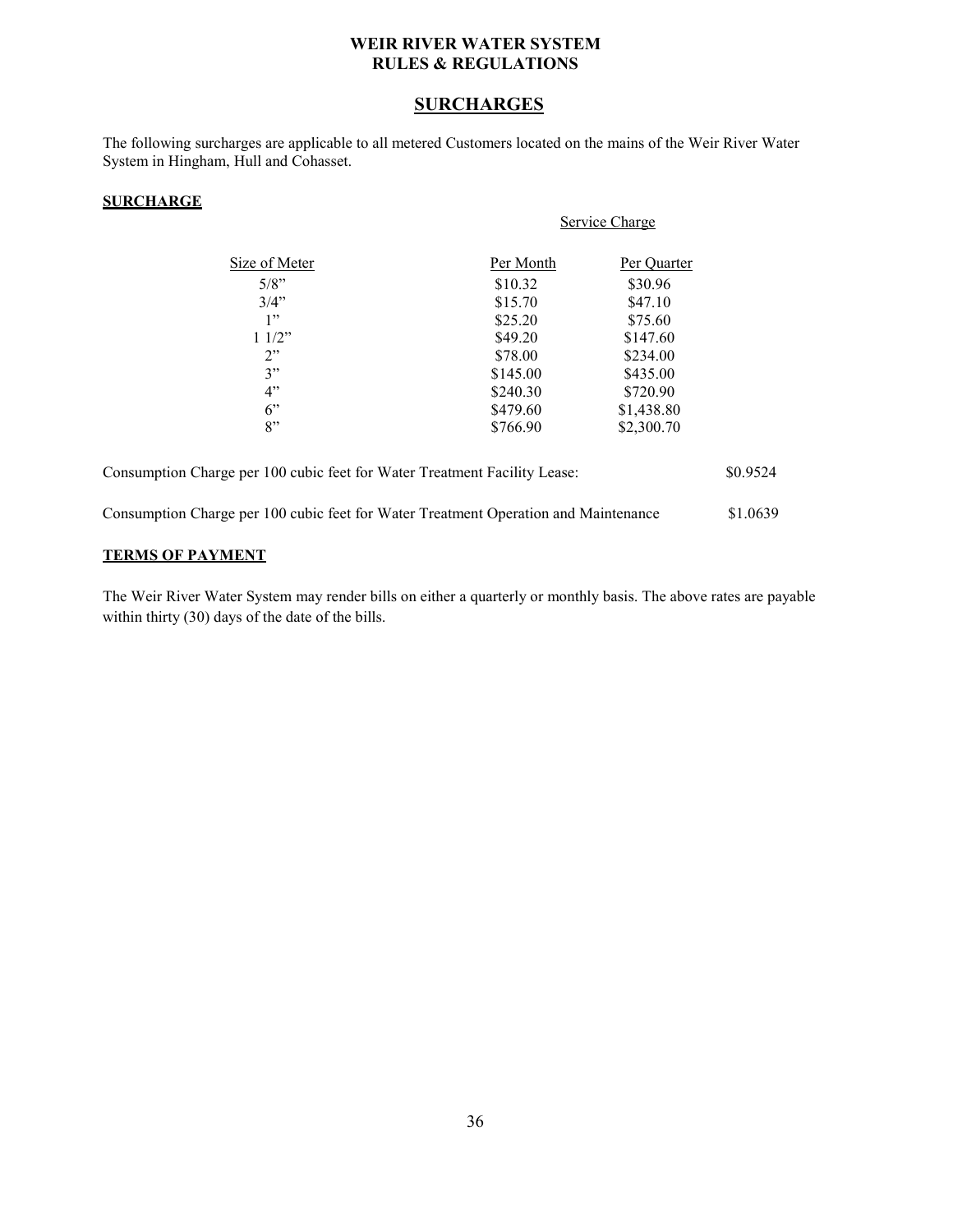**WEIR RIVER WATER SYSTEM**
**RULES & REGULATIONS**

## SURCHARGES

The following surcharges are applicable to all metered Customers located on the mains of the Weir River Water System in Hingham, Hull and Cohasset.

### SURCHARGE

| | Service Charge | |
|---|---|---|
| Size of Meter | Per Month | Per Quarter |
| 5/8" | $10.32 | $30.96 |
| 3/4" | $15.70 | $47.10 |
| 1" | $25.20 | $75.60 |
| 1 1/2" | $49.20 | $147.60 |
| 2" | $78.00 | $234.00 |
| 3" | $145.00 | $435.00 |
| 4" | $240.30 | $720.90 |
| 6" | $479.60 | $1,438.80 |
| 8" | $766.90 | $2,300.70 |

Consumption Charge per 100 cubic feet for Water Treatment Facility Lease: $0.9524

Consumption Charge per 100 cubic feet for Water Treatment Operation and Maintenance $1.0639

### TERMS OF PAYMENT

The Weir River Water System may render bills on either a quarterly or monthly basis. The above rates are payable within thirty (30) days of the date of the bills.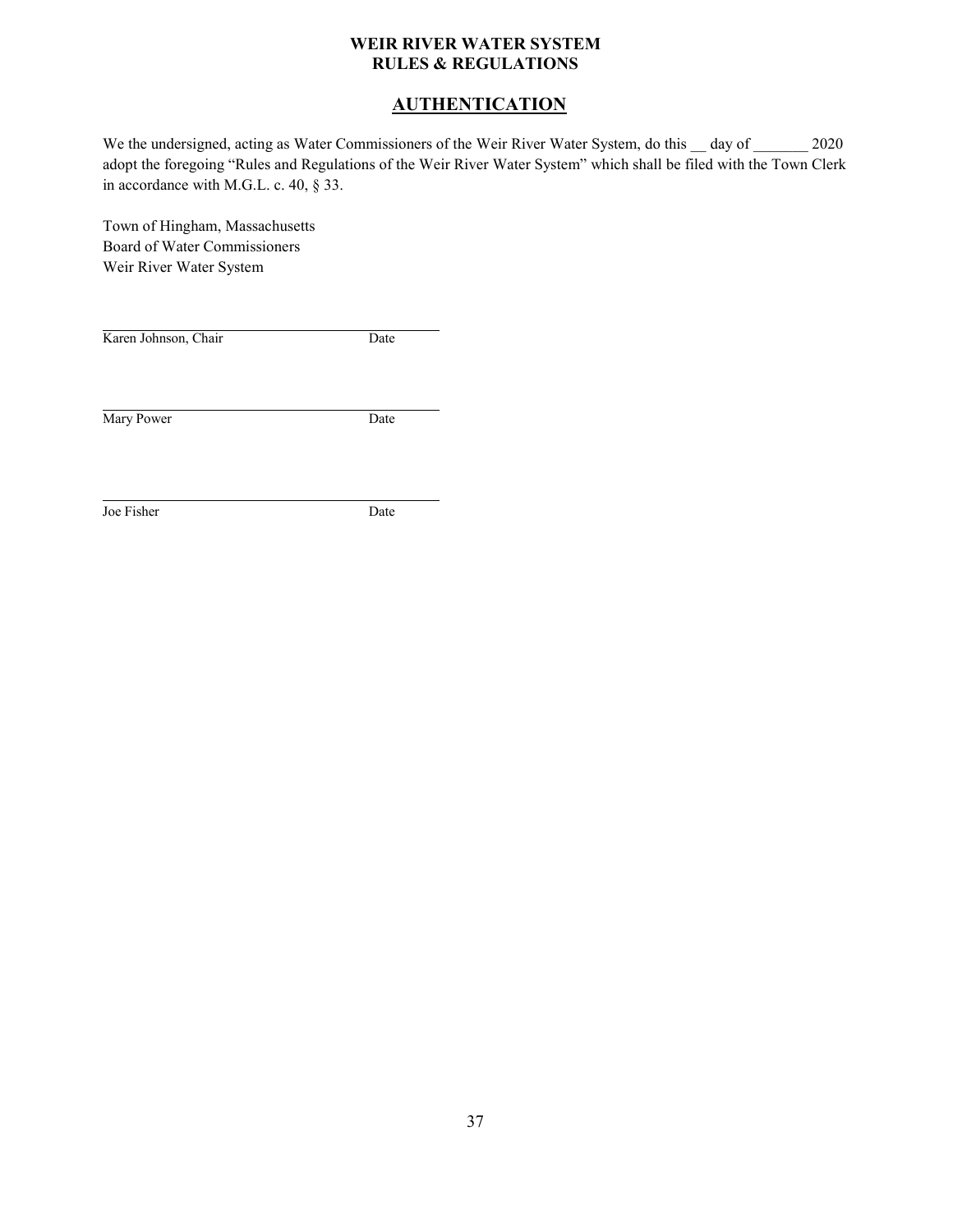# AUTHENTICATION

We the undersigned, acting as Water Commissioners of the Weir River Water System, do this __ day of _______ 2020 adopt the foregoing "Rules and Regulations of the Weir River Water System" which shall be filed with the Town Clerk in accordance with M.G.L. c. 40, § 33.

Town of Hingham, Massachusetts
Board of Water Commissioners
Weir River Water System

_______________________________________
Karen Johnson, Chair                    Date

_______________________________________
Mary Power                              Date

_______________________________________
Joe Fisher                              Date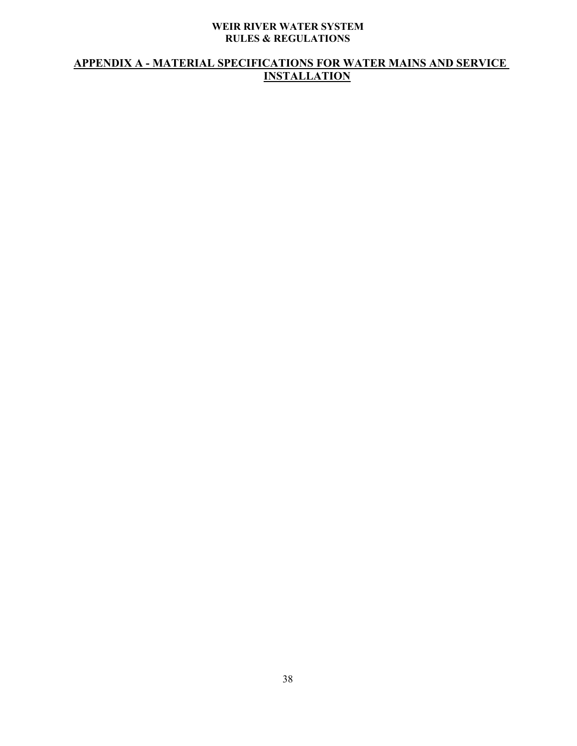## APPENDIX A - MATERIAL SPECIFICATIONS FOR WATER MAINS AND SERVICE INSTALLATION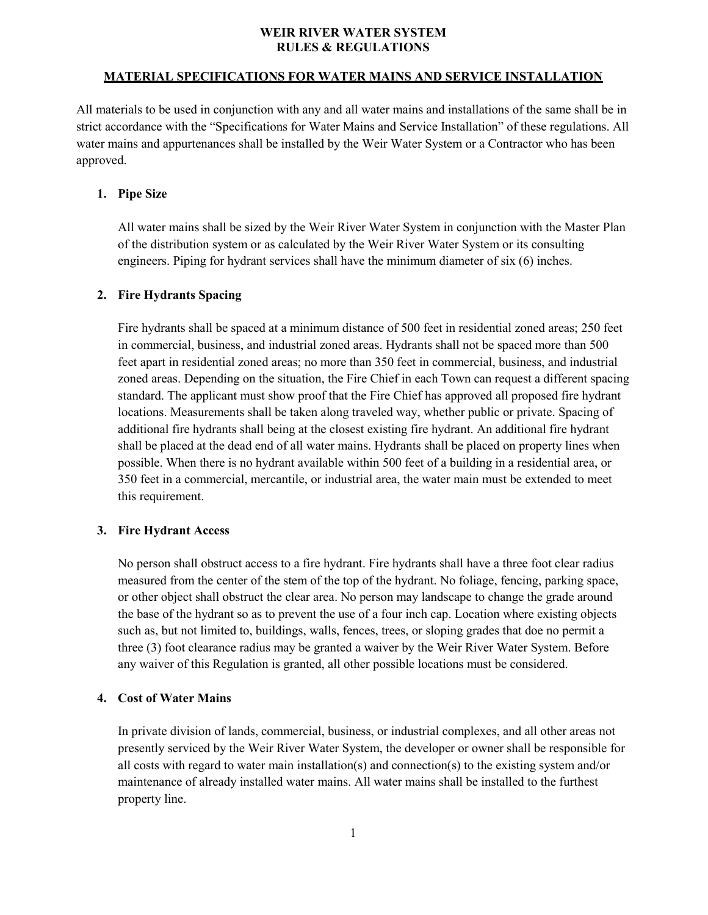**WEIR RIVER WATER SYSTEM**
**RULES & REGULATIONS**

## MATERIAL SPECIFICATIONS FOR WATER MAINS AND SERVICE INSTALLATION

All materials to be used in conjunction with any and all water mains and installations of the same shall be in strict accordance with the "Specifications for Water Mains and Service Installation" of these regulations. All water mains and appurtenances shall be installed by the Weir Water System or a Contractor who has been approved.

### 1. Pipe Size

All water mains shall be sized by the Weir River Water System in conjunction with the Master Plan of the distribution system or as calculated by the Weir River Water System or its consulting engineers. Piping for hydrant services shall have the minimum diameter of six (6) inches.

### 2. Fire Hydrants Spacing

Fire hydrants shall be spaced at a minimum distance of 500 feet in residential zoned areas; 250 feet in commercial, business, and industrial zoned areas. Hydrants shall not be spaced more than 500 feet apart in residential zoned areas; no more than 350 feet in commercial, business, and industrial zoned areas. Depending on the situation, the Fire Chief in each Town can request a different spacing standard. The applicant must show proof that the Fire Chief has approved all proposed fire hydrant locations. Measurements shall be taken along traveled way, whether public or private. Spacing of additional fire hydrants shall being at the closest existing fire hydrant. An additional fire hydrant shall be placed at the dead end of all water mains. Hydrants shall be placed on property lines when possible. When there is no hydrant available within 500 feet of a building in a residential area, or 350 feet in a commercial, mercantile, or industrial area, the water main must be extended to meet this requirement.

### 3. Fire Hydrant Access

No person shall obstruct access to a fire hydrant. Fire hydrants shall have a three foot clear radius measured from the center of the stem of the top of the hydrant. No foliage, fencing, parking space, or other object shall obstruct the clear area. No person may landscape to change the grade around the base of the hydrant so as to prevent the use of a four inch cap. Location where existing objects such as, but not limited to, buildings, walls, fences, trees, or sloping grades that doe no permit a three (3) foot clearance radius may be granted a waiver by the Weir River Water System. Before any waiver of this Regulation is granted, all other possible locations must be considered.

### 4. Cost of Water Mains

In private division of lands, commercial, business, or industrial complexes, and all other areas not presently serviced by the Weir River Water System, the developer or owner shall be responsible for all costs with regard to water main installation(s) and connection(s) to the existing system and/or maintenance of already installed water mains. All water mains shall be installed to the furthest property line.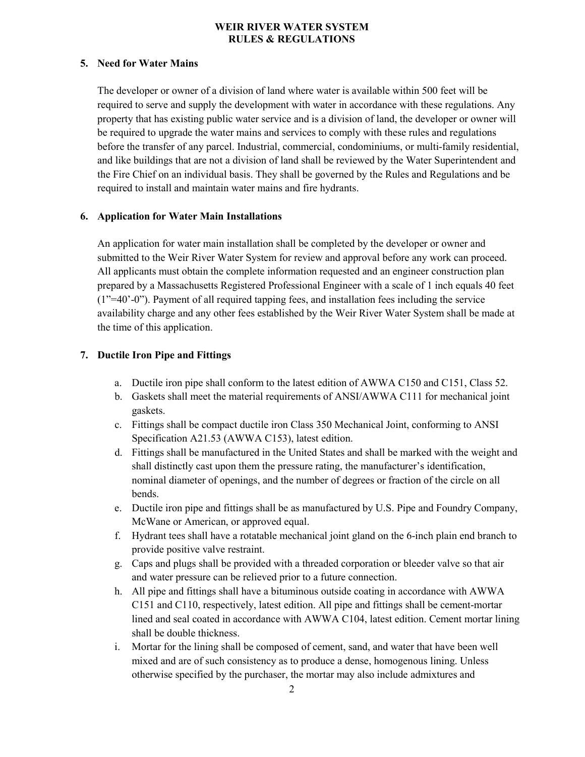## 5. Need for Water Mains

The developer or owner of a division of land where water is available within 500 feet will be required to serve and supply the development with water in accordance with these regulations. Any property that has existing public water service and is a division of land, the developer or owner will be required to upgrade the water mains and services to comply with these rules and regulations before the transfer of any parcel. Industrial, commercial, condominiums, or multi-family residential, and like buildings that are not a division of land shall be reviewed by the Water Superintendent and the Fire Chief on an individual basis. They shall be governed by the Rules and Regulations and be required to install and maintain water mains and fire hydrants.

## 6. Application for Water Main Installations

An application for water main installation shall be completed by the developer or owner and submitted to the Weir River Water System for review and approval before any work can proceed. All applicants must obtain the complete information requested and an engineer construction plan prepared by a Massachusetts Registered Professional Engineer with a scale of 1 inch equals 40 feet (1"=40'-0"). Payment of all required tapping fees, and installation fees including the service availability charge and any other fees established by the Weir River Water System shall be made at the time of this application.

## 7. Ductile Iron Pipe and Fittings

a. Ductile iron pipe shall conform to the latest edition of AWWA C150 and C151, Class 52.
b. Gaskets shall meet the material requirements of ANSI/AWWA C111 for mechanical joint gaskets.
c. Fittings shall be compact ductile iron Class 350 Mechanical Joint, conforming to ANSI Specification A21.53 (AWWA C153), latest edition.
d. Fittings shall be manufactured in the United States and shall be marked with the weight and shall distinctly cast upon them the pressure rating, the manufacturer's identification, nominal diameter of openings, and the number of degrees or fraction of the circle on all bends.
e. Ductile iron pipe and fittings shall be as manufactured by U.S. Pipe and Foundry Company, McWane or American, or approved equal.
f. Hydrant tees shall have a rotatable mechanical joint gland on the 6-inch plain end branch to provide positive valve restraint.
g. Caps and plugs shall be provided with a threaded corporation or bleeder valve so that air and water pressure can be relieved prior to a future connection.
h. All pipe and fittings shall have a bituminous outside coating in accordance with AWWA C151 and C110, respectively, latest edition. All pipe and fittings shall be cement-mortar lined and seal coated in accordance with AWWA C104, latest edition. Cement mortar lining shall be double thickness.
i. Mortar for the lining shall be composed of cement, sand, and water that have been well mixed and are of such consistency as to produce a dense, homogenous lining. Unless otherwise specified by the purchaser, the mortar may also include admixtures and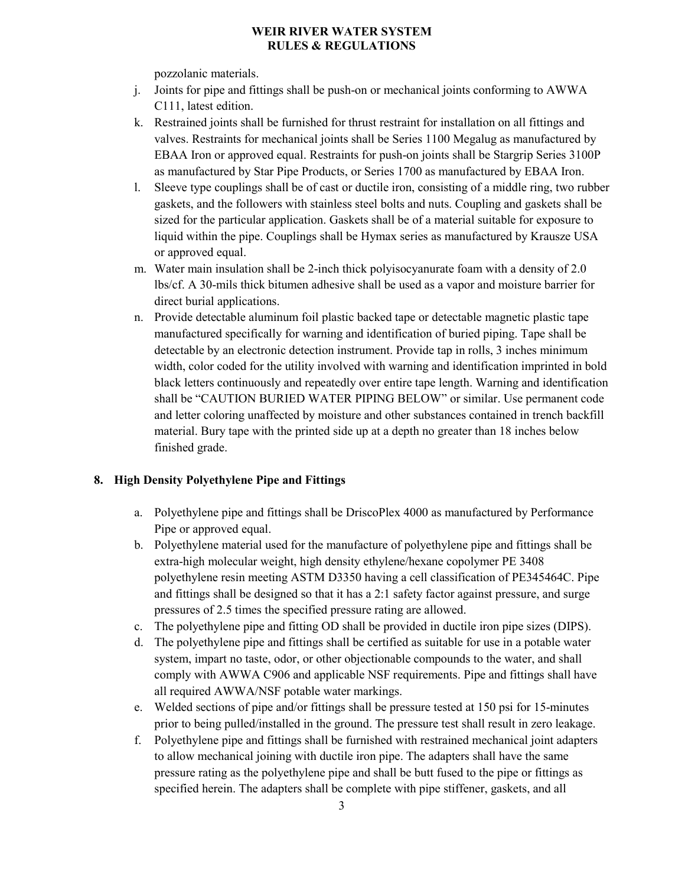pozzolanic materials.

j. Joints for pipe and fittings shall be push-on or mechanical joints conforming to AWWA C111, latest edition.
k. Restrained joints shall be furnished for thrust restraint for installation on all fittings and valves. Restraints for mechanical joints shall be Series 1100 Megalug as manufactured by EBAA Iron or approved equal. Restraints for push-on joints shall be Stargrip Series 3100P as manufactured by Star Pipe Products, or Series 1700 as manufactured by EBAA Iron.
l. Sleeve type couplings shall be of cast or ductile iron, consisting of a middle ring, two rubber gaskets, and the followers with stainless steel bolts and nuts. Coupling and gaskets shall be sized for the particular application. Gaskets shall be of a material suitable for exposure to liquid within the pipe. Couplings shall be Hymax series as manufactured by Krausze USA or approved equal.
m. Water main insulation shall be 2-inch thick polyisocyanurate foam with a density of 2.0 lbs/cf. A 30-mils thick bitumen adhesive shall be used as a vapor and moisture barrier for direct burial applications.
n. Provide detectable aluminum foil plastic backed tape or detectable magnetic plastic tape manufactured specifically for warning and identification of buried piping. Tape shall be detectable by an electronic detection instrument. Provide tap in rolls, 3 inches minimum width, color coded for the utility involved with warning and identification imprinted in bold black letters continuously and repeatedly over entire tape length. Warning and identification shall be "CAUTION BURIED WATER PIPING BELOW" or similar. Use permanent code and letter coloring unaffected by moisture and other substances contained in trench backfill material. Bury tape with the printed side up at a depth no greater than 18 inches below finished grade.

## 8. High Density Polyethylene Pipe and Fittings

a. Polyethylene pipe and fittings shall be DriscoPlex 4000 as manufactured by Performance Pipe or approved equal.
b. Polyethylene material used for the manufacture of polyethylene pipe and fittings shall be extra-high molecular weight, high density ethylene/hexane copolymer PE 3408 polyethylene resin meeting ASTM D3350 having a cell classification of PE345464C. Pipe and fittings shall be designed so that it has a 2:1 safety factor against pressure, and surge pressures of 2.5 times the specified pressure rating are allowed.
c. The polyethylene pipe and fitting OD shall be provided in ductile iron pipe sizes (DIPS).
d. The polyethylene pipe and fittings shall be certified as suitable for use in a potable water system, impart no taste, odor, or other objectionable compounds to the water, and shall comply with AWWA C906 and applicable NSF requirements. Pipe and fittings shall have all required AWWA/NSF potable water markings.
e. Welded sections of pipe and/or fittings shall be pressure tested at 150 psi for 15-minutes prior to being pulled/installed in the ground. The pressure test shall result in zero leakage.
f. Polyethylene pipe and fittings shall be furnished with restrained mechanical joint adapters to allow mechanical joining with ductile iron pipe. The adapters shall have the same pressure rating as the polyethylene pipe and shall be butt fused to the pipe or fittings as specified herein. The adapters shall be complete with pipe stiffener, gaskets, and all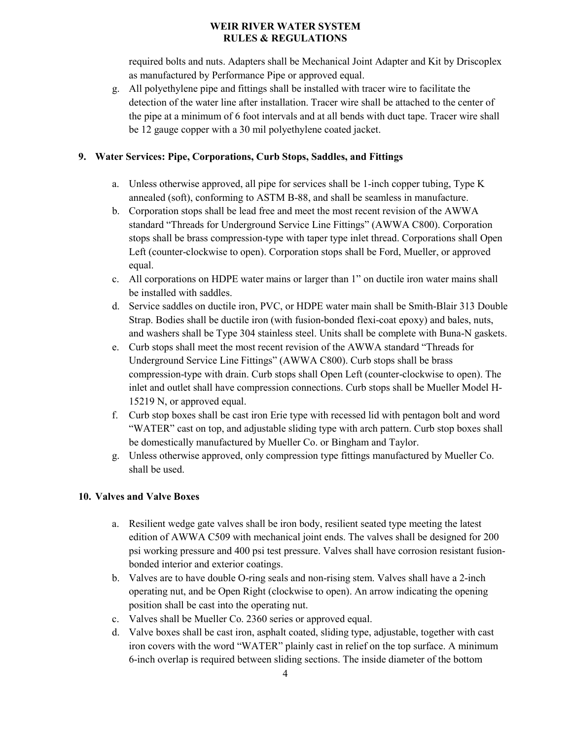required bolts and nuts. Adapters shall be Mechanical Joint Adapter and Kit by Driscoplex as manufactured by Performance Pipe or approved equal.

g. All polyethylene pipe and fittings shall be installed with tracer wire to facilitate the detection of the water line after installation. Tracer wire shall be attached to the center of the pipe at a minimum of 6 foot intervals and at all bends with duct tape. Tracer wire shall be 12 gauge copper with a 30 mil polyethylene coated jacket.

**9. Water Services: Pipe, Corporations, Curb Stops, Saddles, and Fittings**

a. Unless otherwise approved, all pipe for services shall be 1-inch copper tubing, Type K annealed (soft), conforming to ASTM B-88, and shall be seamless in manufacture.

b. Corporation stops shall be lead free and meet the most recent revision of the AWWA standard "Threads for Underground Service Line Fittings" (AWWA C800). Corporation stops shall be brass compression-type with taper type inlet thread. Corporations shall Open Left (counter-clockwise to open). Corporation stops shall be Ford, Mueller, or approved equal.

c. All corporations on HDPE water mains or larger than 1" on ductile iron water mains shall be installed with saddles.

d. Service saddles on ductile iron, PVC, or HDPE water main shall be Smith-Blair 313 Double Strap. Bodies shall be ductile iron (with fusion-bonded flexi-coat epoxy) and bales, nuts, and washers shall be Type 304 stainless steel. Units shall be complete with Buna-N gaskets.

e. Curb stops shall meet the most recent revision of the AWWA standard "Threads for Underground Service Line Fittings" (AWWA C800). Curb stops shall be brass compression-type with drain. Curb stops shall Open Left (counter-clockwise to open). The inlet and outlet shall have compression connections. Curb stops shall be Mueller Model H-15219 N, or approved equal.

f. Curb stop boxes shall be cast iron Erie type with recessed lid with pentagon bolt and word "WATER" cast on top, and adjustable sliding type with arch pattern. Curb stop boxes shall be domestically manufactured by Mueller Co. or Bingham and Taylor.

g. Unless otherwise approved, only compression type fittings manufactured by Mueller Co. shall be used.

**10. Valves and Valve Boxes**

a. Resilient wedge gate valves shall be iron body, resilient seated type meeting the latest edition of AWWA C509 with mechanical joint ends. The valves shall be designed for 200 psi working pressure and 400 psi test pressure. Valves shall have corrosion resistant fusion-bonded interior and exterior coatings.

b. Valves are to have double O-ring seals and non-rising stem. Valves shall have a 2-inch operating nut, and be Open Right (clockwise to open). An arrow indicating the opening position shall be cast into the operating nut.

c. Valves shall be Mueller Co. 2360 series or approved equal.

d. Valve boxes shall be cast iron, asphalt coated, sliding type, adjustable, together with cast iron covers with the word "WATER" plainly cast in relief on the top surface. A minimum 6-inch overlap is required between sliding sections. The inside diameter of the bottom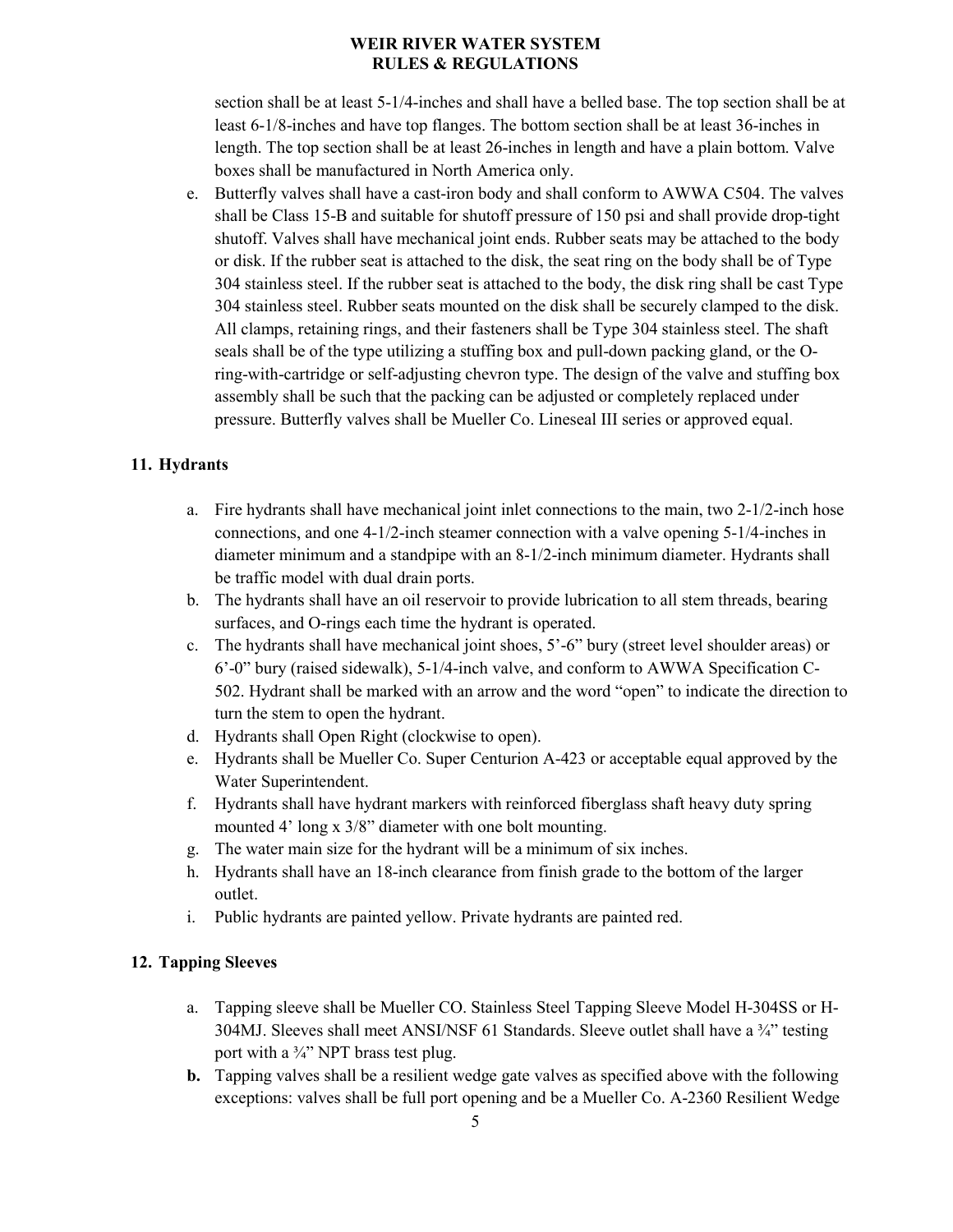section shall be at least 5-1/4-inches and shall have a belled base. The top section shall be at least 6-1/8-inches and have top flanges. The bottom section shall be at least 36-inches in length. The top section shall be at least 26-inches in length and have a plain bottom. Valve boxes shall be manufactured in North America only.

e. Butterfly valves shall have a cast-iron body and shall conform to AWWA C504. The valves shall be Class 15-B and suitable for shutoff pressure of 150 psi and shall provide drop-tight shutoff. Valves shall have mechanical joint ends. Rubber seats may be attached to the body or disk. If the rubber seat is attached to the disk, the seat ring on the body shall be of Type 304 stainless steel. If the rubber seat is attached to the body, the disk ring shall be cast Type 304 stainless steel. Rubber seats mounted on the disk shall be securely clamped to the disk. All clamps, retaining rings, and their fasteners shall be Type 304 stainless steel. The shaft seals shall be of the type utilizing a stuffing box and pull-down packing gland, or the O-ring-with-cartridge or self-adjusting chevron type. The design of the valve and stuffing box assembly shall be such that the packing can be adjusted or completely replaced under pressure. Butterfly valves shall be Mueller Co. Lineseal III series or approved equal.

## 11. Hydrants

a. Fire hydrants shall have mechanical joint inlet connections to the main, two 2-1/2-inch hose connections, and one 4-1/2-inch steamer connection with a valve opening 5-1/4-inches in diameter minimum and a standpipe with an 8-1/2-inch minimum diameter. Hydrants shall be traffic model with dual drain ports.

b. The hydrants shall have an oil reservoir to provide lubrication to all stem threads, bearing surfaces, and O-rings each time the hydrant is operated.

c. The hydrants shall have mechanical joint shoes, 5'-6" bury (street level shoulder areas) or 6'-0" bury (raised sidewalk), 5-1/4-inch valve, and conform to AWWA Specification C-502. Hydrant shall be marked with an arrow and the word "open" to indicate the direction to turn the stem to open the hydrant.

d. Hydrants shall Open Right (clockwise to open).

e. Hydrants shall be Mueller Co. Super Centurion A-423 or acceptable equal approved by the Water Superintendent.

f. Hydrants shall have hydrant markers with reinforced fiberglass shaft heavy duty spring mounted 4' long x 3/8" diameter with one bolt mounting.

g. The water main size for the hydrant will be a minimum of six inches.

h. Hydrants shall have an 18-inch clearance from finish grade to the bottom of the larger outlet.

i. Public hydrants are painted yellow. Private hydrants are painted red.

## 12. Tapping Sleeves

a. Tapping sleeve shall be Mueller CO. Stainless Steel Tapping Sleeve Model H-304SS or H-304MJ. Sleeves shall meet ANSI/NSF 61 Standards. Sleeve outlet shall have a ¾" testing port with a ¾" NPT brass test plug.

**b.** Tapping valves shall be a resilient wedge gate valves as specified above with the following exceptions: valves shall be full port opening and be a Mueller Co. A-2360 Resilient Wedge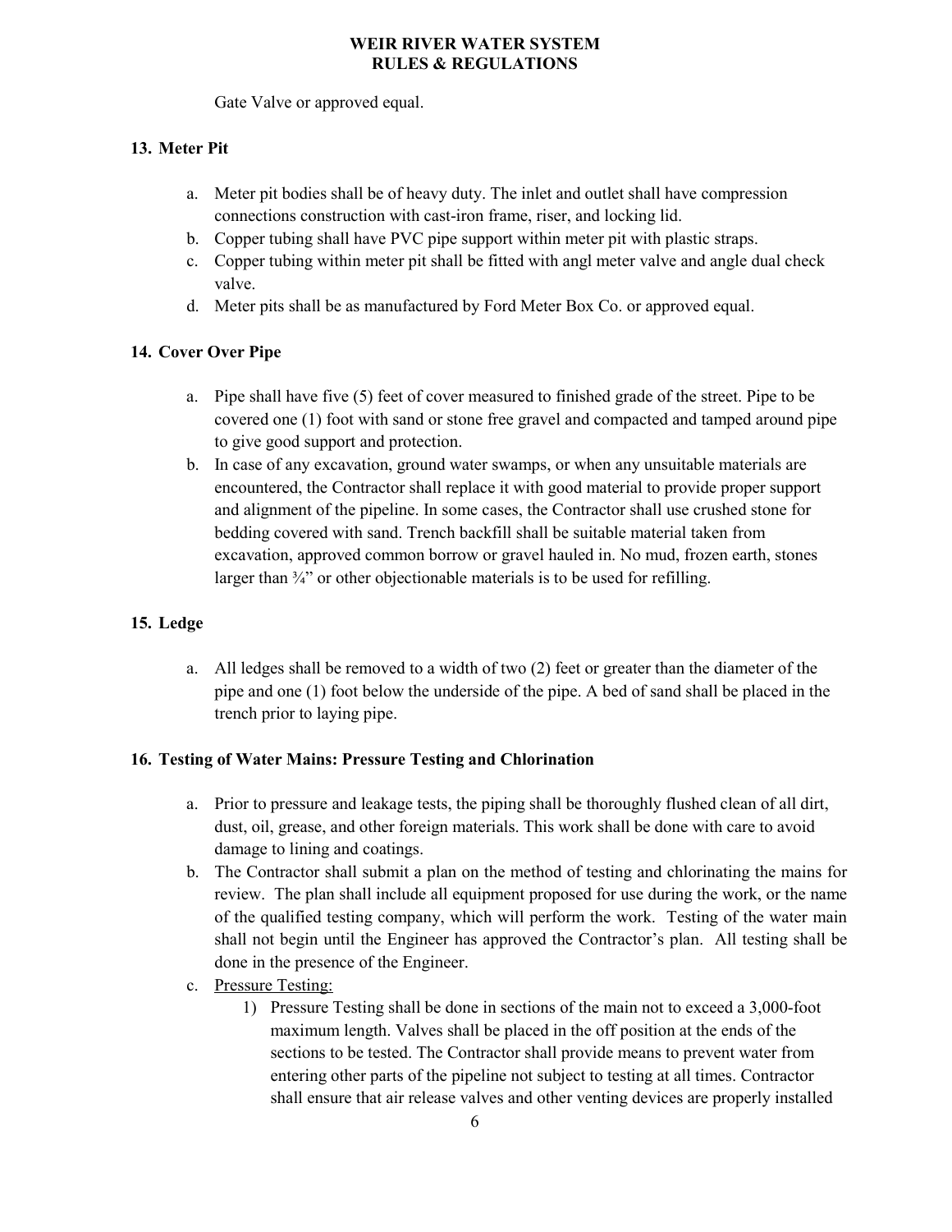Gate Valve or approved equal.

## 13. Meter Pit

a. Meter pit bodies shall be of heavy duty. The inlet and outlet shall have compression connections construction with cast-iron frame, riser, and locking lid.
b. Copper tubing shall have PVC pipe support within meter pit with plastic straps.
c. Copper tubing within meter pit shall be fitted with angl meter valve and angle dual check valve.
d. Meter pits shall be as manufactured by Ford Meter Box Co. or approved equal.

## 14. Cover Over Pipe

a. Pipe shall have five (5) feet of cover measured to finished grade of the street. Pipe to be covered one (1) foot with sand or stone free gravel and compacted and tamped around pipe to give good support and protection.
b. In case of any excavation, ground water swamps, or when any unsuitable materials are encountered, the Contractor shall replace it with good material to provide proper support and alignment of the pipeline. In some cases, the Contractor shall use crushed stone for bedding covered with sand. Trench backfill shall be suitable material taken from excavation, approved common borrow or gravel hauled in. No mud, frozen earth, stones larger than ¾" or other objectionable materials is to be used for refilling.

## 15. Ledge

a. All ledges shall be removed to a width of two (2) feet or greater than the diameter of the pipe and one (1) foot below the underside of the pipe. A bed of sand shall be placed in the trench prior to laying pipe.

## 16. Testing of Water Mains: Pressure Testing and Chlorination

a. Prior to pressure and leakage tests, the piping shall be thoroughly flushed clean of all dirt, dust, oil, grease, and other foreign materials. This work shall be done with care to avoid damage to lining and coatings.
b. The Contractor shall submit a plan on the method of testing and chlorinating the mains for review. The plan shall include all equipment proposed for use during the work, or the name of the qualified testing company, which will perform the work. Testing of the water main shall not begin until the Engineer has approved the Contractor's plan. All testing shall be done in the presence of the Engineer.
c. Pressure Testing:
    1) Pressure Testing shall be done in sections of the main not to exceed a 3,000-foot maximum length. Valves shall be placed in the off position at the ends of the sections to be tested. The Contractor shall provide means to prevent water from entering other parts of the pipeline not subject to testing at all times. Contractor shall ensure that air release valves and other venting devices are properly installed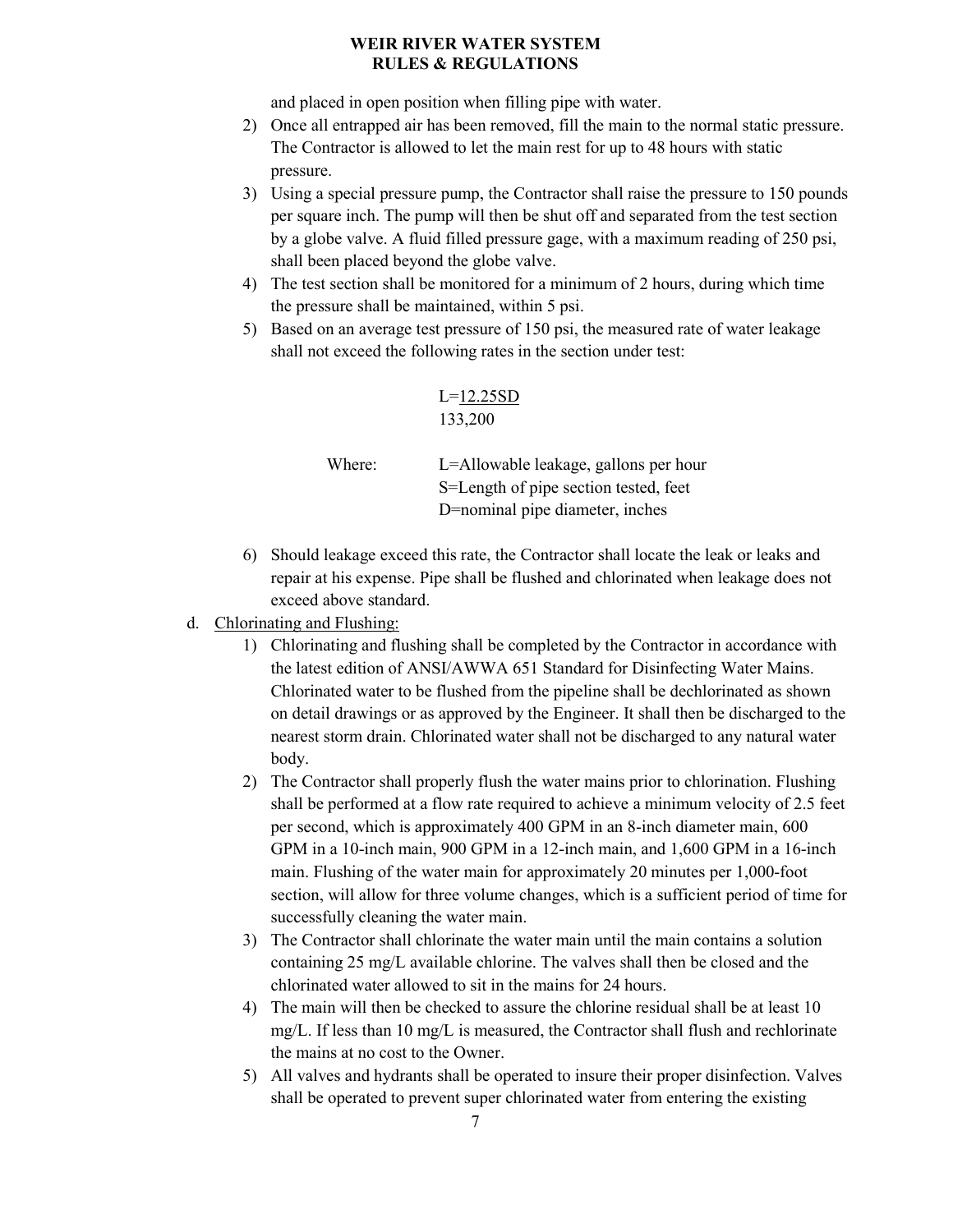and placed in open position when filling pipe with water.

2) Once all entrapped air has been removed, fill the main to the normal static pressure. The Contractor is allowed to let the main rest for up to 48 hours with static pressure.
3) Using a special pressure pump, the Contractor shall raise the pressure to 150 pounds per square inch. The pump will then be shut off and separated from the test section by a globe valve. A fluid filled pressure gage, with a maximum reading of 250 psi, shall been placed beyond the globe valve.
4) The test section shall be monitored for a minimum of 2 hours, during which time the pressure shall be maintained, within 5 psi.
5) Based on an average test pressure of 150 psi, the measured rate of water leakage shall not exceed the following rates in the section under test:

$$L = \frac{12.25SD}{133,200}$$

Where: L=Allowable leakage, gallons per hour
S=Length of pipe section tested, feet
D=nominal pipe diameter, inches

6) Should leakage exceed this rate, the Contractor shall locate the leak or leaks and repair at his expense. Pipe shall be flushed and chlorinated when leakage does not exceed above standard.

d. Chlorinating and Flushing:

1) Chlorinating and flushing shall be completed by the Contractor in accordance with the latest edition of ANSI/AWWA 651 Standard for Disinfecting Water Mains. Chlorinated water to be flushed from the pipeline shall be dechlorinated as shown on detail drawings or as approved by the Engineer. It shall then be discharged to the nearest storm drain. Chlorinated water shall not be discharged to any natural water body.
2) The Contractor shall properly flush the water mains prior to chlorination. Flushing shall be performed at a flow rate required to achieve a minimum velocity of 2.5 feet per second, which is approximately 400 GPM in an 8-inch diameter main, 600 GPM in a 10-inch main, 900 GPM in a 12-inch main, and 1,600 GPM in a 16-inch main. Flushing of the water main for approximately 20 minutes per 1,000-foot section, will allow for three volume changes, which is a sufficient period of time for successfully cleaning the water main.
3) The Contractor shall chlorinate the water main until the main contains a solution containing 25 mg/L available chlorine. The valves shall then be closed and the chlorinated water allowed to sit in the mains for 24 hours.
4) The main will then be checked to assure the chlorine residual shall be at least 10 mg/L. If less than 10 mg/L is measured, the Contractor shall flush and rechlorinate the mains at no cost to the Owner.
5) All valves and hydrants shall be operated to insure their proper disinfection. Valves shall be operated to prevent super chlorinated water from entering the existing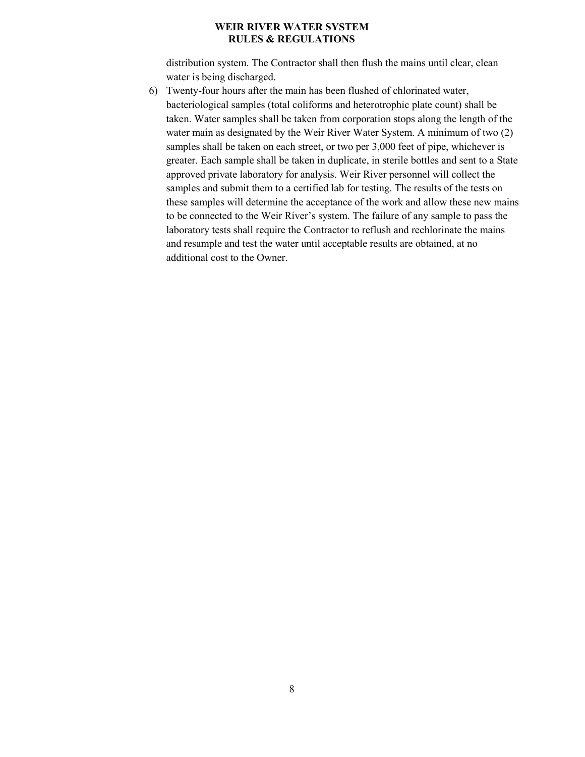distribution system. The Contractor shall then flush the mains until clear, clean water is being discharged.

6) Twenty-four hours after the main has been flushed of chlorinated water, bacteriological samples (total coliforms and heterotrophic plate count) shall be taken. Water samples shall be taken from corporation stops along the length of the water main as designated by the Weir River Water System. A minimum of two (2) samples shall be taken on each street, or two per 3,000 feet of pipe, whichever is greater. Each sample shall be taken in duplicate, in sterile bottles and sent to a State approved private laboratory for analysis. Weir River personnel will collect the samples and submit them to a certified lab for testing. The results of the tests on these samples will determine the acceptance of the work and allow these new mains to be connected to the Weir River's system. The failure of any sample to pass the laboratory tests shall require the Contractor to reflush and rechlorinate the mains and resample and test the water until acceptable results are obtained, at no additional cost to the Owner.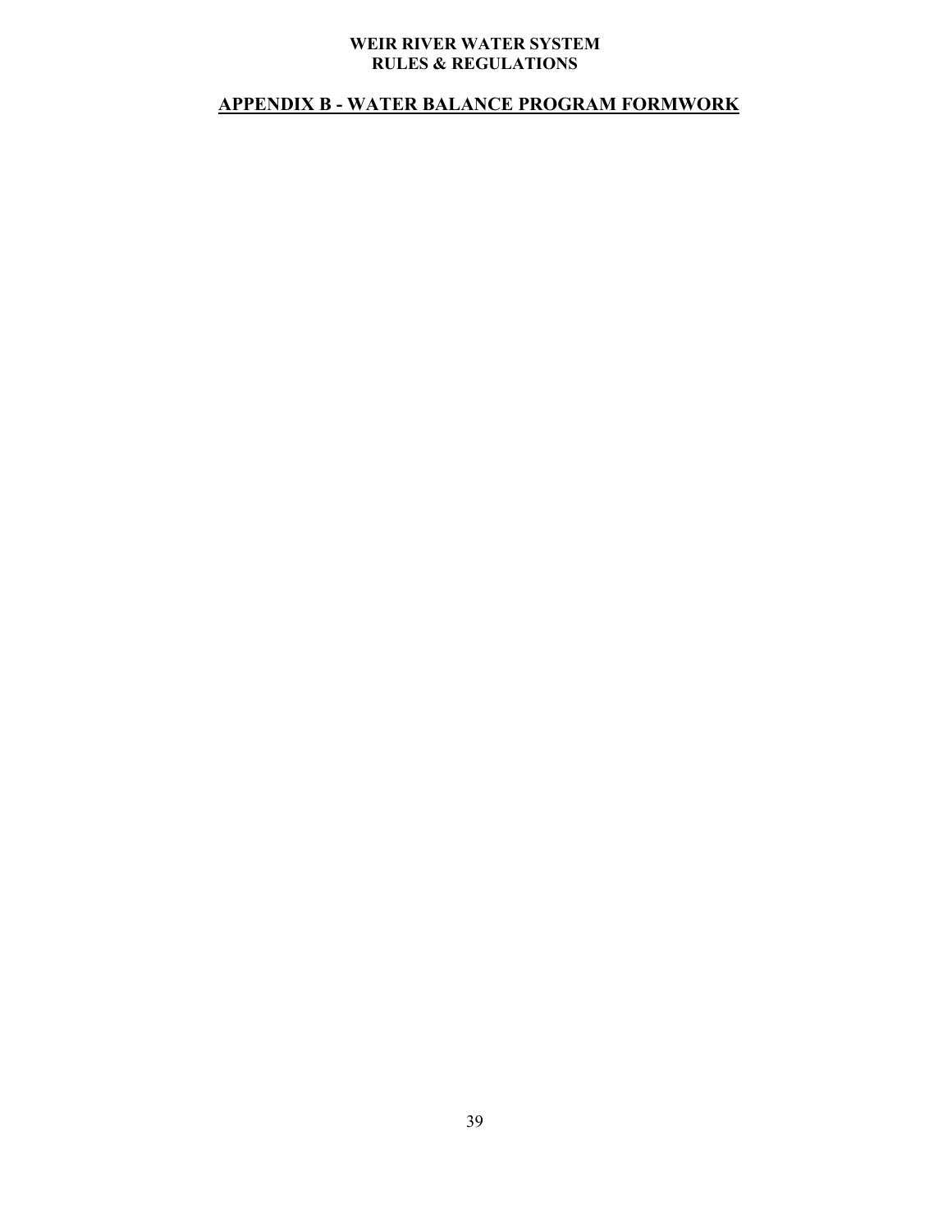## APPENDIX B - WATER BALANCE PROGRAM FORMWORK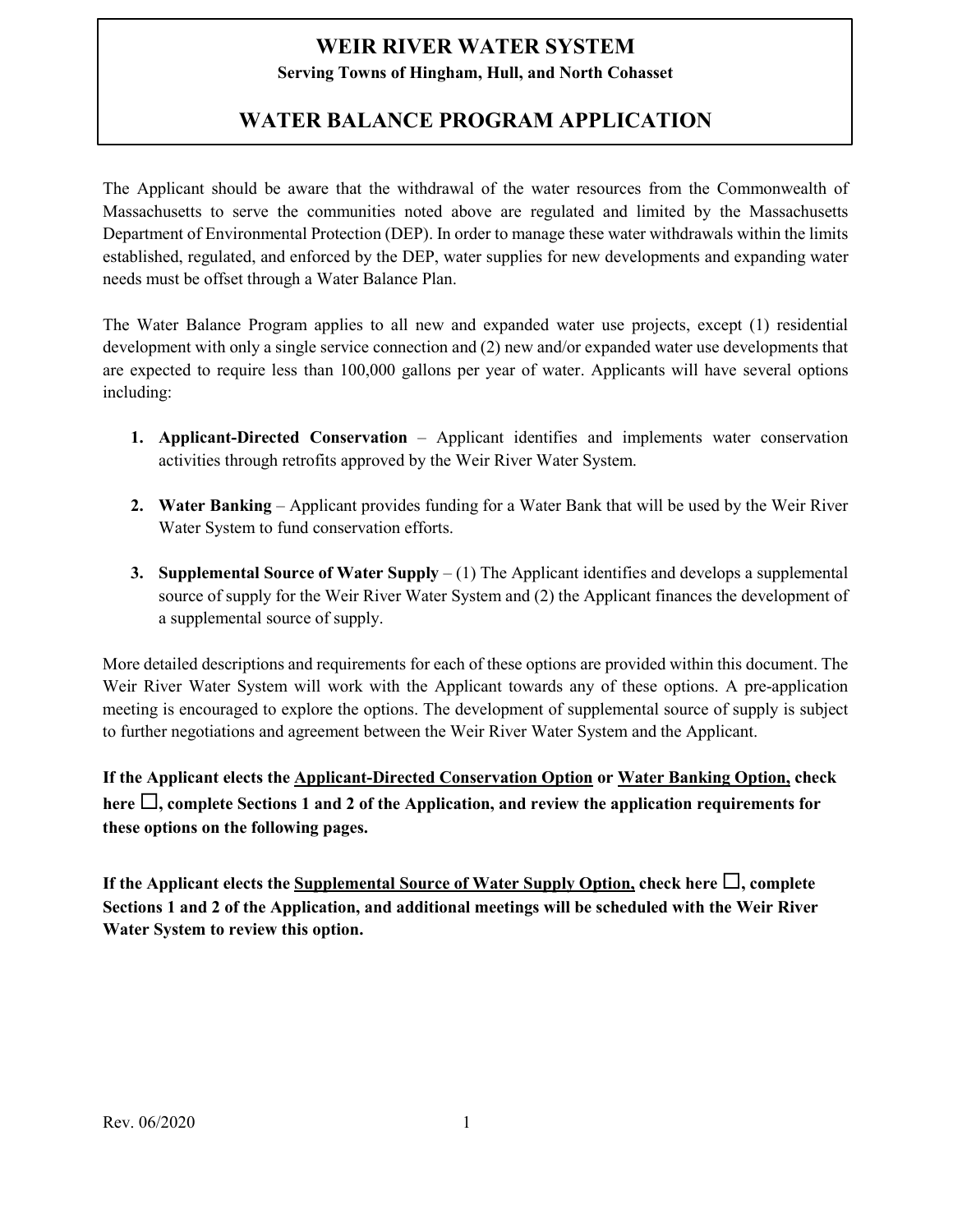# WEIR RIVER WATER SYSTEM

**Serving Towns of Hingham, Hull, and North Cohasset**

## WATER BALANCE PROGRAM APPLICATION

The Applicant should be aware that the withdrawal of the water resources from the Commonwealth of Massachusetts to serve the communities noted above are regulated and limited by the Massachusetts Department of Environmental Protection (DEP). In order to manage these water withdrawals within the limits established, regulated, and enforced by the DEP, water supplies for new developments and expanding water needs must be offset through a Water Balance Plan.

The Water Balance Program applies to all new and expanded water use projects, except (1) residential development with only a single service connection and (2) new and/or expanded water use developments that are expected to require less than 100,000 gallons per year of water. Applicants will have several options including:

1. **Applicant-Directed Conservation** – Applicant identifies and implements water conservation activities through retrofits approved by the Weir River Water System.
2. **Water Banking** – Applicant provides funding for a Water Bank that will be used by the Weir River Water System to fund conservation efforts.
3. **Supplemental Source of Water Supply** – (1) The Applicant identifies and develops a supplemental source of supply for the Weir River Water System and (2) the Applicant finances the development of a supplemental source of supply.

More detailed descriptions and requirements for each of these options are provided within this document. The Weir River Water System will work with the Applicant towards any of these options. A pre-application meeting is encouraged to explore the options. The development of supplemental source of supply is subject to further negotiations and agreement between the Weir River Water System and the Applicant.

**If the Applicant elects the <u>Applicant-Directed Conservation Option</u> or <u>Water Banking Option,</u> check here ☐, complete Sections 1 and 2 of the Application, and review the application requirements for these options on the following pages.**

**If the Applicant elects the <u>Supplemental Source of Water Supply Option,</u> check here ☐, complete Sections 1 and 2 of the Application, and additional meetings will be scheduled with the Weir River Water System to review this option.**

Rev. 06/2020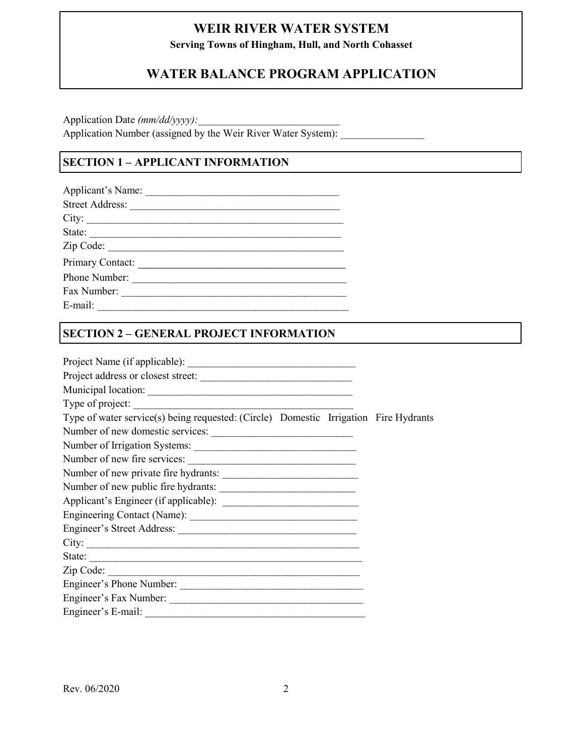# WEIR RIVER WATER SYSTEM

**Serving Towns of Hingham, Hull, and North Cohasset**

## WATER BALANCE PROGRAM APPLICATION

Application Date *(mm/dd/yyyy):*___________________________
Application Number (assigned by the Weir River Water System): ________________

## SECTION 1 – APPLICANT INFORMATION

Applicant's Name: _____________________________________
Street Address: ________________________________________
City: __________________________________________________
State: _________________________________________________
Zip Code: ______________________________________________
Primary Contact: ________________________________________
Phone Number: __________________________________________
Fax Number: ____________________________________________
E-mail: _________________________________________________

## SECTION 2 – GENERAL PROJECT INFORMATION

Project Name (if applicable): ________________________________
Project address or closest street: _____________________________
Municipal location: _______________________________________
Type of project: __________________________________________
Type of water service(s) being requested: (Circle) Domestic Irrigation Fire Hydrants
Number of new domestic services: ___________________________
Number of Irrigation Systems: _______________________________
Number of new fire services: ________________________________
Number of new private fire hydrants: __________________________
Number of new public fire hydrants: __________________________
Applicant's Engineer (if applicable): __________________________
Engineering Contact (Name): ________________________________
Engineer's Street Address: __________________________________
City: ____________________________________________________
State: ___________________________________________________
Zip Code: ________________________________________________
Engineer's Phone Number: ___________________________________
Engineer's Fax Number: _____________________________________
Engineer's E-mail: _________________________________________

Rev. 06/2020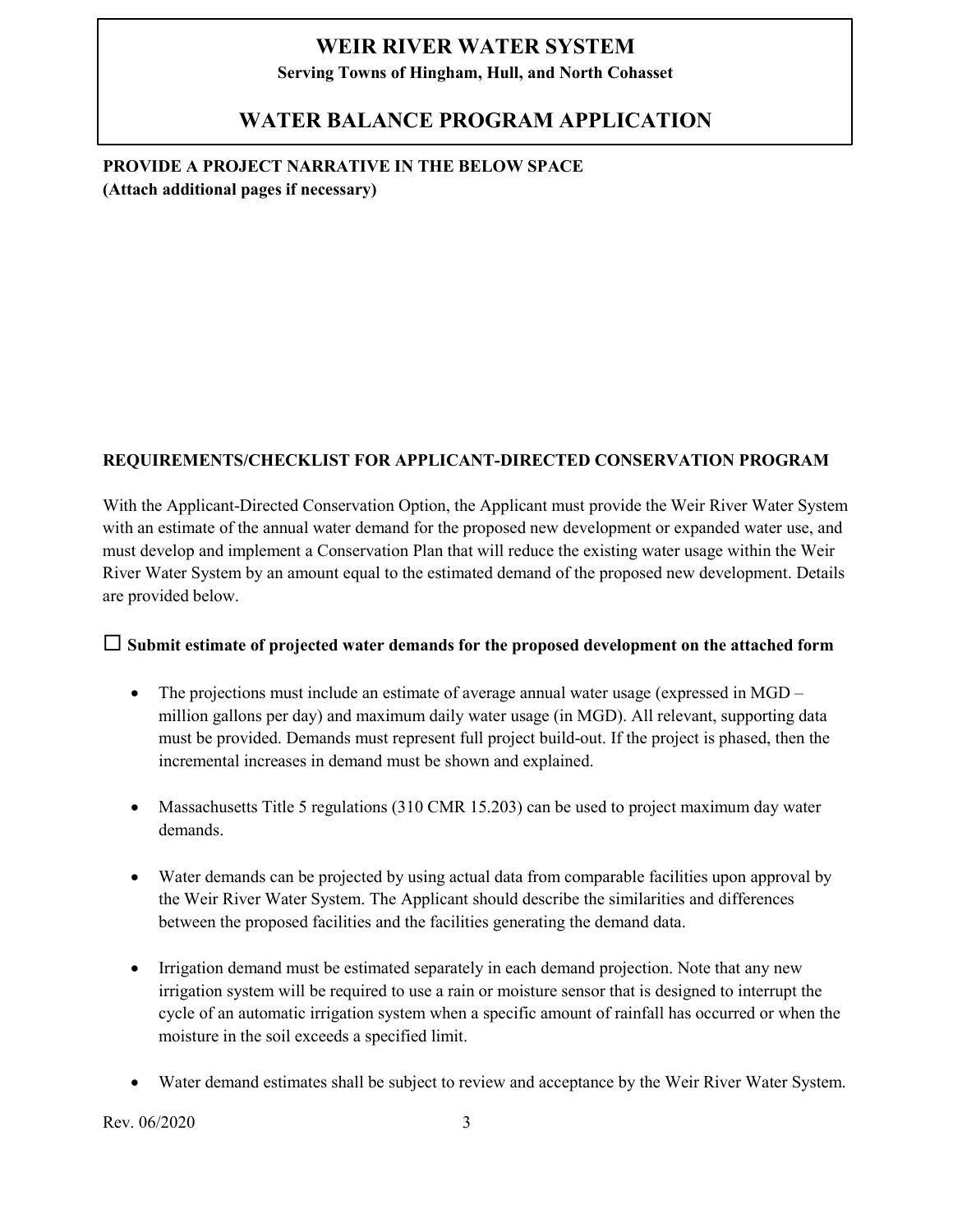# WEIR RIVER WATER SYSTEM

**Serving Towns of Hingham, Hull, and North Cohasset**

## WATER BALANCE PROGRAM APPLICATION

**PROVIDE A PROJECT NARRATIVE IN THE BELOW SPACE**
**(Attach additional pages if necessary)**

**REQUIREMENTS/CHECKLIST FOR APPLICANT-DIRECTED CONSERVATION PROGRAM**

With the Applicant-Directed Conservation Option, the Applicant must provide the Weir River Water System with an estimate of the annual water demand for the proposed new development or expanded water use, and must develop and implement a Conservation Plan that will reduce the existing water usage within the Weir River Water System by an amount equal to the estimated demand of the proposed new development. Details are provided below.

☐ **Submit estimate of projected water demands for the proposed development on the attached form**

- The projections must include an estimate of average annual water usage (expressed in MGD – million gallons per day) and maximum daily water usage (in MGD). All relevant, supporting data must be provided. Demands must represent full project build-out. If the project is phased, then the incremental increases in demand must be shown and explained.
- Massachusetts Title 5 regulations (310 CMR 15.203) can be used to project maximum day water demands.
- Water demands can be projected by using actual data from comparable facilities upon approval by the Weir River Water System. The Applicant should describe the similarities and differences between the proposed facilities and the facilities generating the demand data.
- Irrigation demand must be estimated separately in each demand projection. Note that any new irrigation system will be required to use a rain or moisture sensor that is designed to interrupt the cycle of an automatic irrigation system when a specific amount of rainfall has occurred or when the moisture in the soil exceeds a specified limit.
- Water demand estimates shall be subject to review and acceptance by the Weir River Water System.

Rev. 06/2020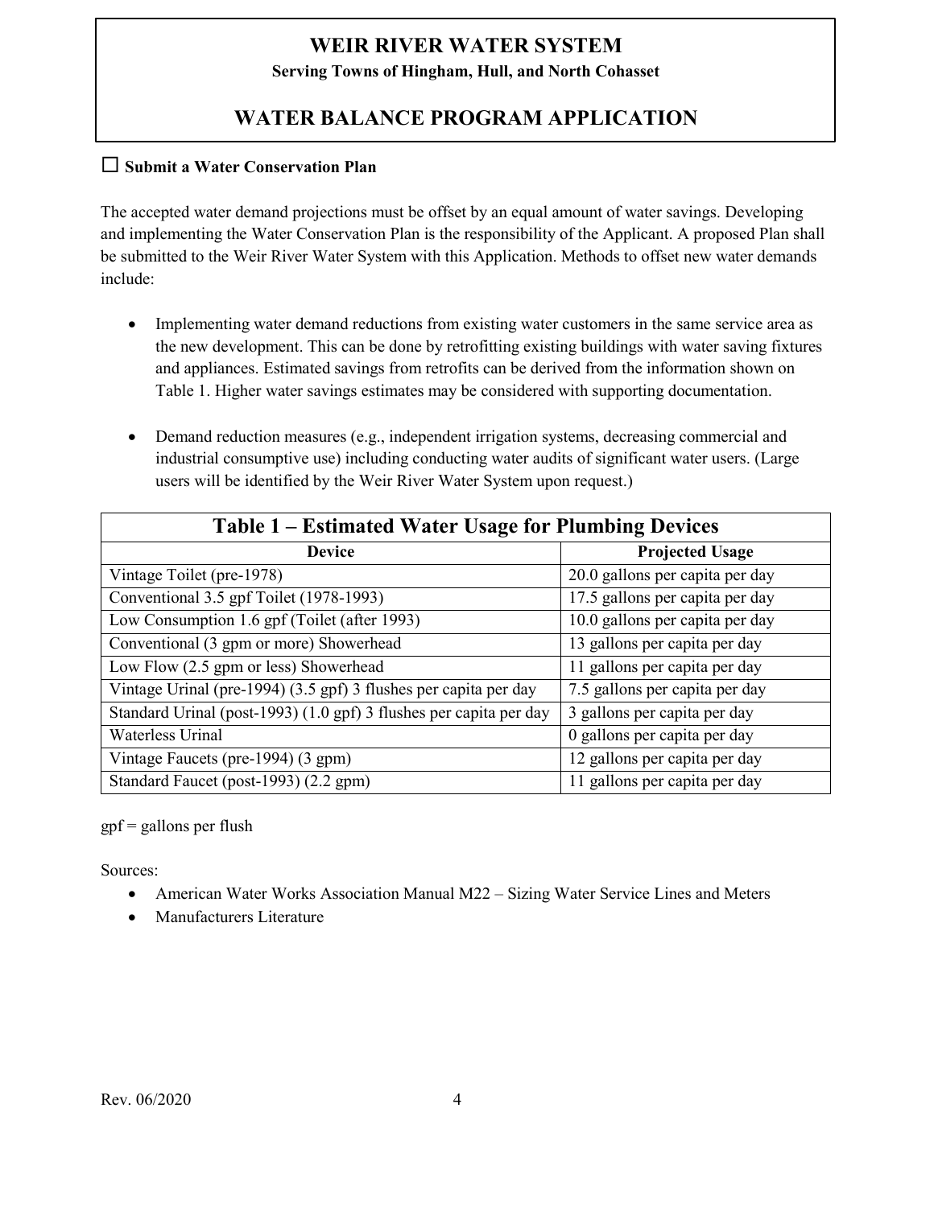# WEIR RIVER WATER SYSTEM

**Serving Towns of Hingham, Hull, and North Cohasset**

## WATER BALANCE PROGRAM APPLICATION

☐ **Submit a Water Conservation Plan**

The accepted water demand projections must be offset by an equal amount of water savings. Developing and implementing the Water Conservation Plan is the responsibility of the Applicant. A proposed Plan shall be submitted to the Weir River Water System with this Application. Methods to offset new water demands include:

- Implementing water demand reductions from existing water customers in the same service area as the new development. This can be done by retrofitting existing buildings with water saving fixtures and appliances. Estimated savings from retrofits can be derived from the information shown on Table 1. Higher water savings estimates may be considered with supporting documentation.

- Demand reduction measures (e.g., independent irrigation systems, decreasing commercial and industrial consumptive use) including conducting water audits of significant water users. (Large users will be identified by the Weir River Water System upon request.)

**Table 1 – Estimated Water Usage for Plumbing Devices**

| Device | Projected Usage |
|---|---|
| Vintage Toilet (pre-1978) | 20.0 gallons per capita per day |
| Conventional 3.5 gpf Toilet (1978-1993) | 17.5 gallons per capita per day |
| Low Consumption 1.6 gpf (Toilet (after 1993) | 10.0 gallons per capita per day |
| Conventional (3 gpm or more) Showerhead | 13 gallons per capita per day |
| Low Flow (2.5 gpm or less) Showerhead | 11 gallons per capita per day |
| Vintage Urinal (pre-1994) (3.5 gpf) 3 flushes per capita per day | 7.5 gallons per capita per day |
| Standard Urinal (post-1993) (1.0 gpf) 3 flushes per capita per day | 3 gallons per capita per day |
| Waterless Urinal | 0 gallons per capita per day |
| Vintage Faucets (pre-1994) (3 gpm) | 12 gallons per capita per day |
| Standard Faucet (post-1993) (2.2 gpm) | 11 gallons per capita per day |

gpf = gallons per flush

Sources:

- American Water Works Association Manual M22 – Sizing Water Service Lines and Meters
- Manufacturers Literature

Rev. 06/2020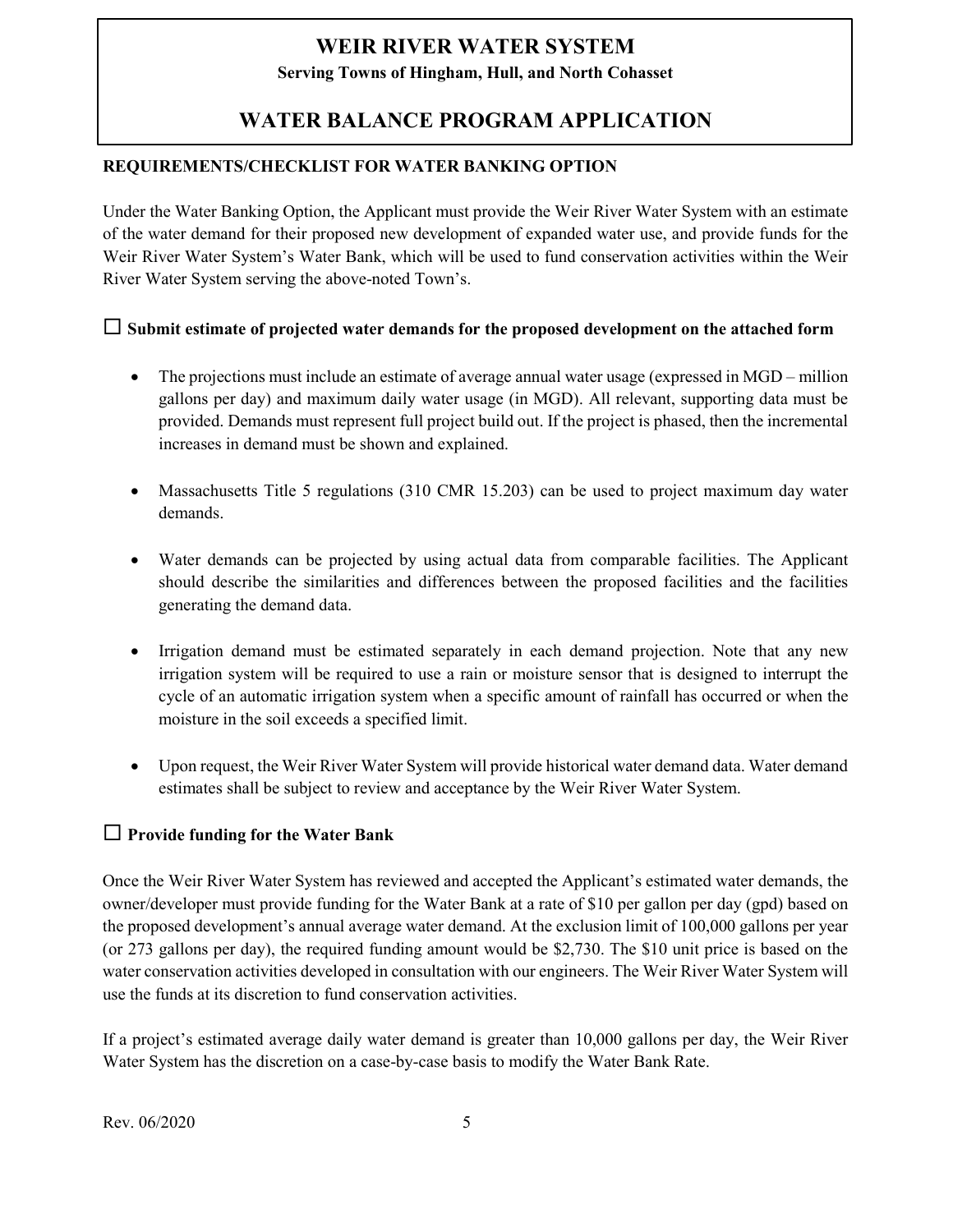# WEIR RIVER WATER SYSTEM

**Serving Towns of Hingham, Hull, and North Cohasset**

## WATER BALANCE PROGRAM APPLICATION

**REQUIREMENTS/CHECKLIST FOR WATER BANKING OPTION**

Under the Water Banking Option, the Applicant must provide the Weir River Water System with an estimate of the water demand for their proposed new development of expanded water use, and provide funds for the Weir River Water System's Water Bank, which will be used to fund conservation activities within the Weir River Water System serving the above-noted Town's.

☐ **Submit estimate of projected water demands for the proposed development on the attached form**

- The projections must include an estimate of average annual water usage (expressed in MGD – million gallons per day) and maximum daily water usage (in MGD). All relevant, supporting data must be provided. Demands must represent full project build out. If the project is phased, then the incremental increases in demand must be shown and explained.
- Massachusetts Title 5 regulations (310 CMR 15.203) can be used to project maximum day water demands.
- Water demands can be projected by using actual data from comparable facilities. The Applicant should describe the similarities and differences between the proposed facilities and the facilities generating the demand data.
- Irrigation demand must be estimated separately in each demand projection. Note that any new irrigation system will be required to use a rain or moisture sensor that is designed to interrupt the cycle of an automatic irrigation system when a specific amount of rainfall has occurred or when the moisture in the soil exceeds a specified limit.
- Upon request, the Weir River Water System will provide historical water demand data. Water demand estimates shall be subject to review and acceptance by the Weir River Water System.

☐ **Provide funding for the Water Bank**

Once the Weir River Water System has reviewed and accepted the Applicant's estimated water demands, the owner/developer must provide funding for the Water Bank at a rate of $10 per gallon per day (gpd) based on the proposed development's annual average water demand. At the exclusion limit of 100,000 gallons per year (or 273 gallons per day), the required funding amount would be $2,730. The $10 unit price is based on the water conservation activities developed in consultation with our engineers. The Weir River Water System will use the funds at its discretion to fund conservation activities.

If a project's estimated average daily water demand is greater than 10,000 gallons per day, the Weir River Water System has the discretion on a case-by-case basis to modify the Water Bank Rate.

Rev. 06/2020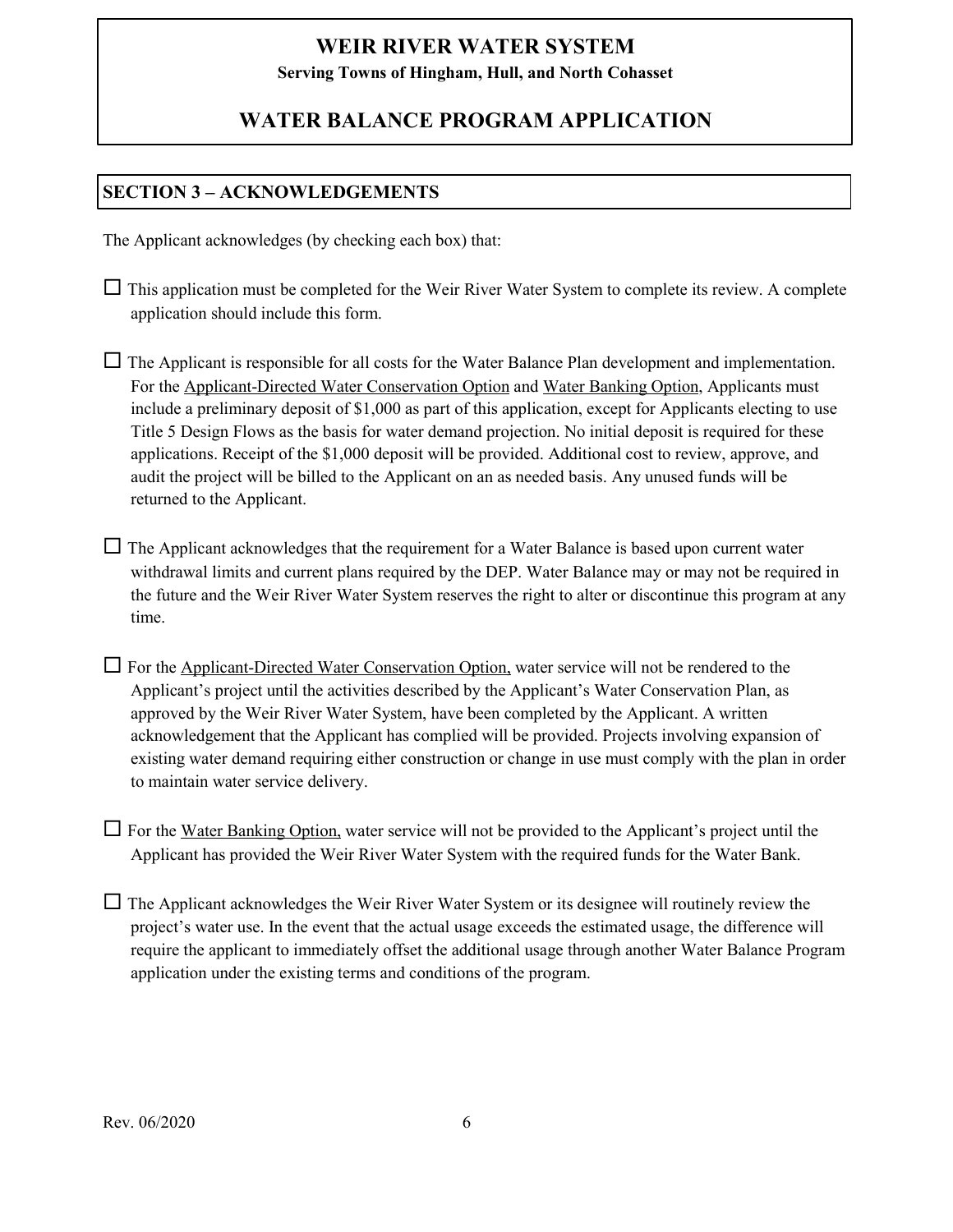# WEIR RIVER WATER SYSTEM

**Serving Towns of Hingham, Hull, and North Cohasset**

## WATER BALANCE PROGRAM APPLICATION

### SECTION 3 – ACKNOWLEDGEMENTS

The Applicant acknowledges (by checking each box) that:

☐ This application must be completed for the Weir River Water System to complete its review. A complete application should include this form.

☐ The Applicant is responsible for all costs for the Water Balance Plan development and implementation. For the <u>Applicant-Directed Water Conservation Option</u> and <u>Water Banking Option</u>, Applicants must include a preliminary deposit of $1,000 as part of this application, except for Applicants electing to use Title 5 Design Flows as the basis for water demand projection. No initial deposit is required for these applications. Receipt of the $1,000 deposit will be provided. Additional cost to review, approve, and audit the project will be billed to the Applicant on an as needed basis. Any unused funds will be returned to the Applicant.

☐ The Applicant acknowledges that the requirement for a Water Balance is based upon current water withdrawal limits and current plans required by the DEP. Water Balance may or may not be required in the future and the Weir River Water System reserves the right to alter or discontinue this program at any time.

☐ For the <u>Applicant-Directed Water Conservation Option,</u> water service will not be rendered to the Applicant's project until the activities described by the Applicant's Water Conservation Plan, as approved by the Weir River Water System, have been completed by the Applicant. A written acknowledgement that the Applicant has complied will be provided. Projects involving expansion of existing water demand requiring either construction or change in use must comply with the plan in order to maintain water service delivery.

☐ For the <u>Water Banking Option,</u> water service will not be provided to the Applicant's project until the Applicant has provided the Weir River Water System with the required funds for the Water Bank.

☐ The Applicant acknowledges the Weir River Water System or its designee will routinely review the project's water use. In the event that the actual usage exceeds the estimated usage, the difference will require the applicant to immediately offset the additional usage through another Water Balance Program application under the existing terms and conditions of the program.

Rev. 06/2020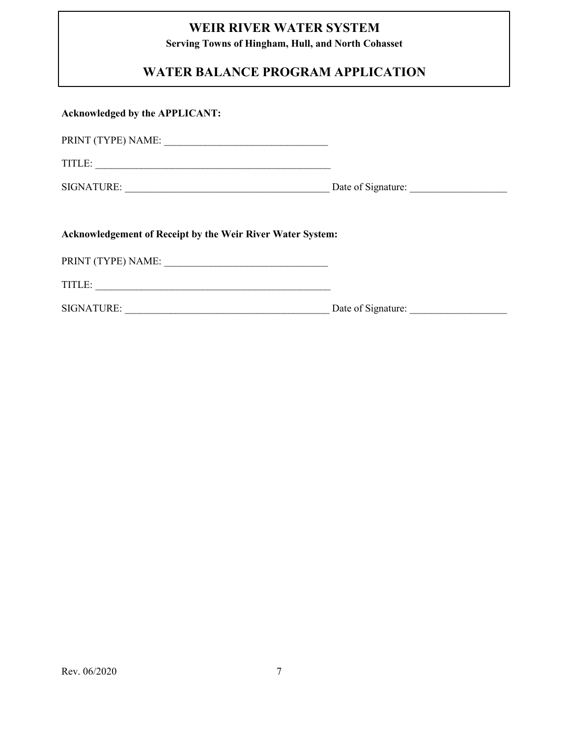# WEIR RIVER WATER SYSTEM

**Serving Towns of Hingham, Hull, and North Cohasset**

## WATER BALANCE PROGRAM APPLICATION

**Acknowledged by the APPLICANT:**

PRINT (TYPE) NAME: ________________________________

TITLE: ______________________________________________

SIGNATURE: ________________________________________ Date of Signature: ___________________

**Acknowledgement of Receipt by the Weir River Water System:**

PRINT (TYPE) NAME: ________________________________

TITLE: ______________________________________________

SIGNATURE: ________________________________________ Date of Signature: ___________________

Rev. 06/2020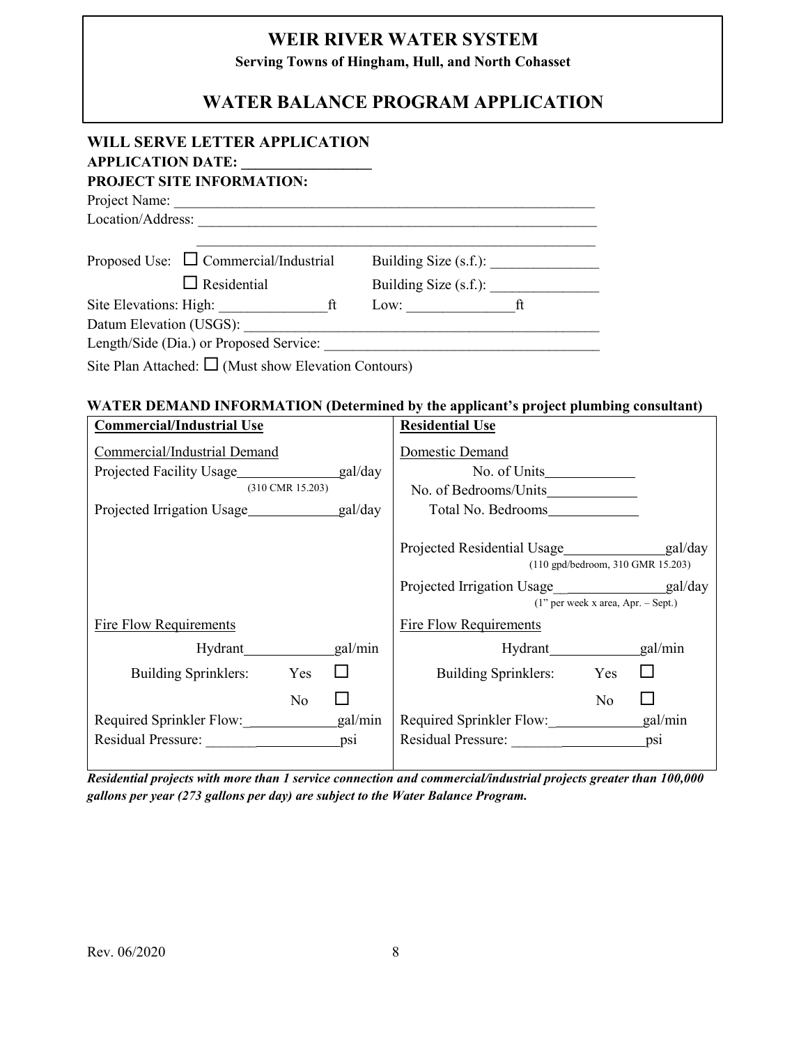# WEIR RIVER WATER SYSTEM

**Serving Towns of Hingham, Hull, and North Cohasset**

## WATER BALANCE PROGRAM APPLICATION

**WILL SERVE LETTER APPLICATION**

**APPLICATION DATE: \_\_\_\_\_\_\_\_\_\_\_\_\_\_\_\_**

**PROJECT SITE INFORMATION:**

Project Name: \_\_\_\_\_\_\_\_\_\_\_\_\_\_\_\_\_\_\_\_\_\_\_\_\_\_\_\_\_\_\_\_\_\_\_\_\_\_\_\_\_\_\_\_\_\_\_\_\_\_\_\_

Location/Address: \_\_\_\_\_\_\_\_\_\_\_\_\_\_\_\_\_\_\_\_\_\_\_\_\_\_\_\_\_\_\_\_\_\_\_\_\_\_\_\_\_\_\_\_\_\_\_\_\_\_\_\_

\_\_\_\_\_\_\_\_\_\_\_\_\_\_\_\_\_\_\_\_\_\_\_\_\_\_\_\_\_\_\_\_\_\_\_\_\_\_\_\_\_\_\_\_\_\_\_\_\_\_\_\_

Proposed Use: ☐ Commercial/Industrial Building Size (s.f.): \_\_\_\_\_\_\_\_\_\_\_\_\_\_

☐ Residential Building Size (s.f.): \_\_\_\_\_\_\_\_\_\_\_\_\_\_

Site Elevations: High: \_\_\_\_\_\_\_\_\_\_\_\_\_\_ft Low: \_\_\_\_\_\_\_\_\_\_\_\_\_\_ft

Datum Elevation (USGS): \_\_\_\_\_\_\_\_\_\_\_\_\_\_\_\_\_\_\_\_\_\_\_\_\_\_\_\_\_\_\_\_\_\_\_\_\_\_\_\_\_\_\_\_\_\_

Length/Side (Dia.) or Proposed Service: \_\_\_\_\_\_\_\_\_\_\_\_\_\_\_\_\_\_\_\_\_\_\_\_\_\_\_\_\_\_\_\_\_\_\_\_

Site Plan Attached: ☐ (Must show Elevation Contours)

**WATER DEMAND INFORMATION (Determined by the applicant's project plumbing consultant)**

| **Commercial/Industrial Use** | **Residential Use** |
|---|---|
| Commercial/Industrial Demand | Domestic Demand |
| Projected Facility Usage\_\_\_\_\_\_\_\_\_\_\_\_gal/day (310 CMR 15.203) | No. of Units\_\_\_\_\_\_\_\_\_\_\_\_ |
| | No. of Bedrooms/Units\_\_\_\_\_\_\_\_\_\_\_\_ |
| Projected Irrigation Usage\_\_\_\_\_\_\_\_\_\_\_\_gal/day | Total No. Bedrooms\_\_\_\_\_\_\_\_\_\_\_\_ |
| | Projected Residential Usage\_\_\_\_\_\_\_\_\_\_\_\_gal/day (110 gpd/bedroom, 310 GMR 15.203) |
| | Projected Irrigation Usage\_\_\_\_\_\_\_\_\_\_\_\_gal/day (1" per week x area, Apr. – Sept.) |
| Fire Flow Requirements | Fire Flow Requirements |
| Hydrant\_\_\_\_\_\_\_\_\_\_\_\_gal/min | Hydrant\_\_\_\_\_\_\_\_\_\_\_\_gal/min |
| Building Sprinklers: Yes ☐ No ☐ | Building Sprinklers: Yes ☐ No ☐ |
| Required Sprinkler Flow:\_\_\_\_\_\_\_\_\_\_\_\_gal/min | Required Sprinkler Flow:\_\_\_\_\_\_\_\_\_\_\_\_gal/min |
| Residual Pressure: \_\_\_\_\_\_\_\_\_\_\_\_psi | Residual Pressure: \_\_\_\_\_\_\_\_\_\_\_\_psi |

***Residential projects with more than 1 service connection and commercial/industrial projects greater than 100,000 gallons per year (273 gallons per day) are subject to the Water Balance Program.***

Rev. 06/2020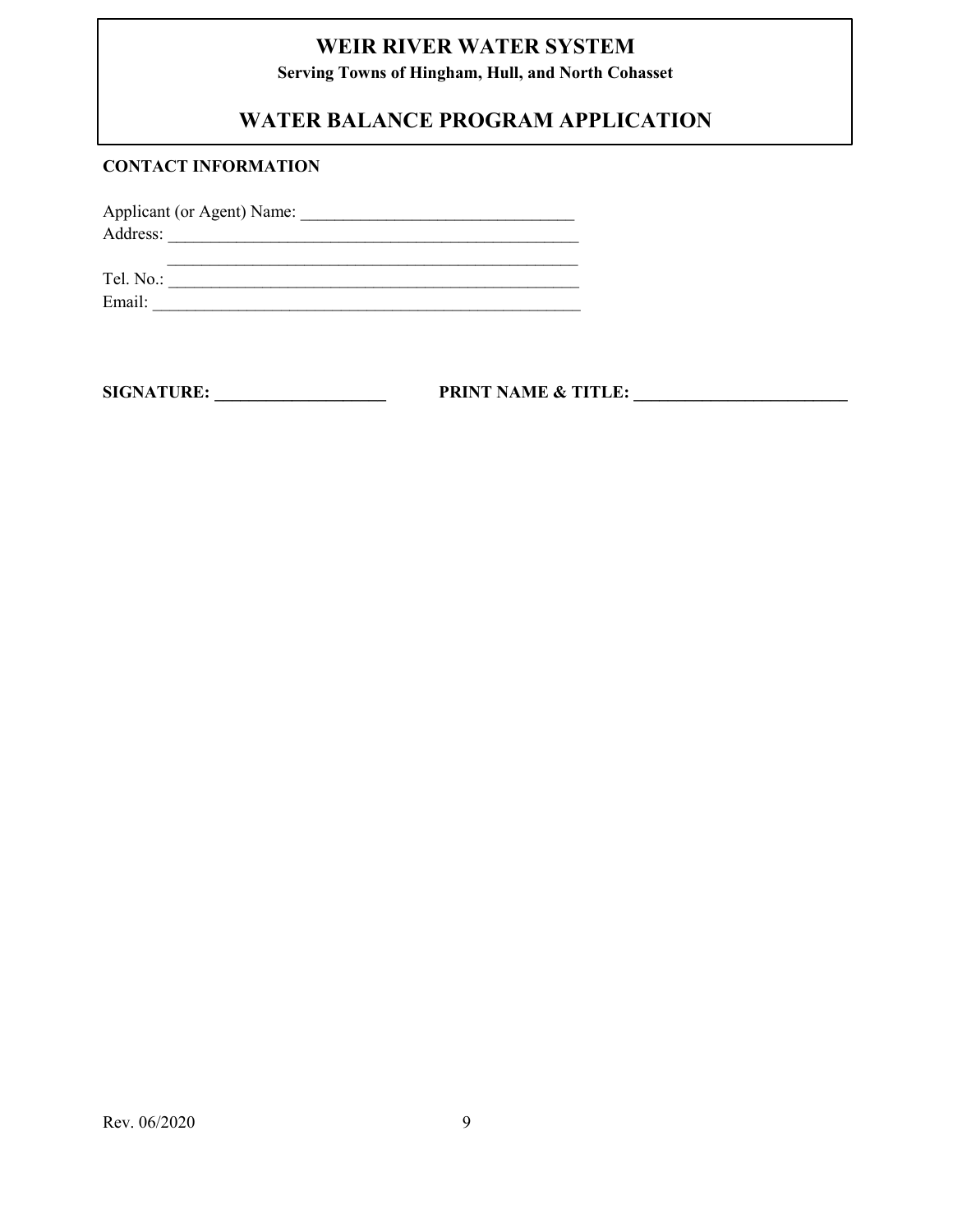# WEIR RIVER WATER SYSTEM

**Serving Towns of Hingham, Hull, and North Cohasset**

## WATER BALANCE PROGRAM APPLICATION

**CONTACT INFORMATION**

Applicant (or Agent) Name: _________________________________

Address: ___________________________________________________

___________________________________________________

Tel. No.: ___________________________________________________

Email: _____________________________________________________

**SIGNATURE: ____________________** **PRINT NAME & TITLE: _________________________**

Rev. 06/2020